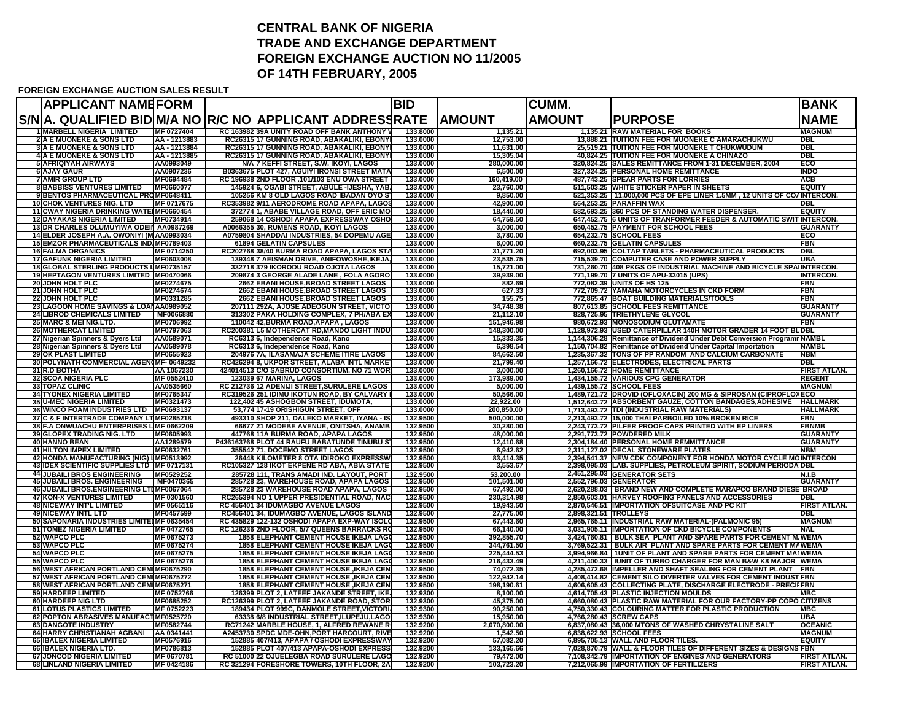# CENTRAL BANK OF NIGERIA
# TRADE AND EXCHANGE DEPARTMENT
# FOREIGN EXCHANGE AUCTION NO 11/2005
# OF 14TH FEBRUARY, 2005

**FOREIGN EXCHANGE AUCTION SALES RESULT**

| S/N | APPLICANT NAME A. QUALIFIED BIDS | FORM M/A NO | R/C NO | APPLICANT ADDRESS | BID RATE | AMOUNT | CUMM. AMOUNT | PURPOSE | BANK NAME |
|---|---|---|---|---|---|---|---|---|---|
| 1 | MARBELL NIGERIA LIMITED | MF 0727404 | RC 163982 | 39A UNITY ROAD OFF BANK ANTHONY W | 133.8000 | 1,135.21 | 1,135.21 | RAW MATERIAL FOR BOOKS | MAGNUM |
| 2 | A E MUONEKE & SONS LTD | AA - 1213883 | RC26315 | 17 GUNNING ROAD, ABAKALIKI, EBONYI | 133.0000 | 12,753.00 | 13,888.21 | TUITION FEE FOR MUONEKE C AMARACHUKWU | DBL |
| 3 | A E MUONEKE & SONS LTD | AA - 1213884 | RC26315 | 17 GUNNING ROAD, ABAKALIKI, EBONYI | 133.0000 | 11,631.00 | 25,519.21 | TUITION FEE FOR MUONEKE T CHUKWUDUM | DBL |
| 4 | A E MUONEKE & SONS LTD | AA - 1213885 | RC26315 | 17 GUNNING ROAD, ABAKALIKI, EBONYI | 133.0000 | 15,305.04 | 40,824.25 | TUITION FEE FOR MUONEKE A CHINAZO | DBL |
| 5 | AFRIQIYAH AIRWAYS | AA0993049 | N/A | 7 KEFFI STREET, S.W. IKOYI, LAGOS | 133.0000 | 280,000.00 | 320,824.25 | SALES REMITTANCE FROM 1-31 DECEMBER, 2004 | ECO |
| 6 | AJAY GAUR | AA0907236 | B0363675 | PLOT 427, AGUIYI IRONSI STREET MATA | 133.0000 | 6,500.00 | 327,324.25 | PERSONAL HOME REMITTANCE | INDO |
| 7 | AMIR GROUP LTD | MF0694484 | RC 196938 | 2ND FLOOR .101/103 ENU OWA STREET | 133.0000 | 160,419.00 | 487,743.25 | SPEAR PARTS FOR LORRIES | ACB |
| 8 | BABBISS VENTURES LIMITED | MF0660077 | 145924 | 6, OGABI STREET, ABULE -IJESHA, YABA | 133.0000 | 23,760.00 | 511,503.25 | WHITE STICKER PAPER IN SHEETS | EQUITY |
| 9 | BENTOS PHARMACEUTICAL PRO | MF0648411 | 105256 | KM 8 OLD LAGOS ROAD IBADAN OYO ST | 133.0000 | 9,850.00 | 521,353.25 | 11,000,000 PCS OF EPE LINER 1.5MM , 12 UNITS OF CO | INTERCON. |
| 10 | CHOK VENTURES NIG. LTD | MF 0717675 | RC353982 | 9/11 AERODROME ROAD APAPA, LAGOS | 133.0000 | 42,900.00 | 564,253.25 | PARAFFIN WAX | DBL |
| 11 | CWAY NIGERIA DRINKING WATE | MF0660454 | 372774 | 1, ABABE VILLAGE ROAD, OFF ERIC MO | 133.0000 | 18,440.00 | 582,693.25 | 360 PCS OF STANDING WATER DISPENSER. | EQUITY |
| 12 | DAYAKAS NIGERIA LIMITED | MF0734914 | 259068 | 14 OSHODI APAPA EXPRESSWAY OSHO | 133.0000 | 64,759.50 | 647,452.75 | 6 UNITS OF TRANFORMER FEEDER & AUTOMATIC SWIT | INTERCON. |
| 13 | DR CHARLES OLUMUYIWA ODEIN | AA0987269 | A0066355 | 30, RUMENS ROAD, IKOYI LAGOS | 133.0000 | 3,000.00 | 650,452.75 | PAYMENT FOR SCHOOL FEES | GUARANTY |
| 14 | ELDER JOSEPH A.A. OWONIYI (M | AA0993034 | A0759804 | SHADDAI INDUSTRIES, 54 DOPEMU AGE | 133.0000 | 3,780.00 | 654,232.75 | SCHOOL FEES | ECO |
| 15 | EMZOR PHARMACEUTICALS IND. | MF0789403 | 61894 | GELATIN CAPSULES | 133.0000 | 6,000.00 | 660,232.75 | GELATIN CAPSULES | FBN |
| 16 | FALMA ORGANICS | MF 0714250 | RC202768 | 38/40 BURMA ROAD APAPA, LAGOS STA | 133.0000 | 31,771.20 | 692,003.95 | COLTAP TABLETS - PHARMACEUTICAL PRODUCTS | DBL |
| 17 | GAFUNK NIGERIA LIMITED | MF0603008 | 139348 | 7 AEISMAN DRIVE, ANIFOWOSHE,IKEJA, | 133.0000 | 23,535.75 | 715,539.70 | COMPUTER CASE AND POWER SUPPLY | UBA |
| 18 | GLOBAL STERLING PRODUCTS L | MF0735157 | 332718 | 379 IKORODU ROAD OJOTA LAGOS | 133.0000 | 15,721.00 | 731,260.70 | 408 PKGS OF INDUSTRIAL MACHINE AND BICYCLE SPA | INTERCON. |
| 19 | HEPTAGON VENTURES LIMITED | MF0470066 | 209874 | 3 GEORGE ALADE LANE , FOLA AGORO | 133.0000 | 39,939.00 | 771,199.70 | 7 UNITS OF APU-33015 (UPS) | INTERCON. |
| 20 | JOHN HOLT PLC | MF0274675 | 2662 | EBANI HOUSE,BROAD STREET LAGOS | 133.0000 | 882.69 | 772,082.39 | UNITS OF HS 125 | FBN |
| 21 | JOHN HOLT PLC | MF0274674 | 2662 | EBANI HOUSE,BROAD STREET LAGOS | 133.0000 | 627.33 | 772,709.72 | YAMAHA MOTORCYCLES IN CKD FORM | FBN |
| 22 | JOHN HOLT PLC | MF0331285 | 2662 | EBANI HOUSE,BROAD STREET LAGOS | 133.0000 | 155.75 | 772,865.47 | BOAT BUILDING MATERIALS/TOOLS | FBN |
| 23 | LAGOON HOME SAVINGS & LOAN | AA0989052 | 207111 | 292A, AJOSE ADEOGUN STREET, VICTO | 133.0000 | 34,748.38 | 807,613.85 | SCHOOL FEES REMITTANCE | GUARANTY |
| 24 | LIBROD CHEMICALS LIMITED | MF0066880 | 313302 | PAKA HOLDING COMPLEX, 7 PH/ABA EX | 133.0000 | 21,112.10 | 828,725.95 | TRIETHYLENE GLYCOL | GUARANTY |
| 25 | MARC & MEI NIG.LTD. | MF0706992 | 110042 | 42,BURMA ROAD,APAPA , LAGOS | 133.0000 | 151,946.98 | 980,672.93 | MONOSODIUM GLUTAMATE | FBN |
| 26 | MOTHERCAT LIMITED | MF0797063 | RC200381 | L5 MOTHERCAT RD,MANDO LIGHT INDU | 133.0000 | 148,300.00 | 1,128,972.93 | USED CATERPILLAR 140H MOTOR GRADER 14 FOOT BL | DBL |
| 27 | Nigerian Spinners & Dyers Ltd | AA0589071 | RC6313 | 6, Independence Road, Kano | 133.0000 | 15,333.35 | 1,144,306.28 | Remittance of Dividend Under Debt Conversion Programm | NAMBL |
| 28 | Nigerian Spinners & Dyers Ltd | AA0589078 | RC6313 | 6, Independence Road, Kano | 133.0000 | 6,398.54 | 1,150,704.82 | Remittance of Dividend Under Capital Importation | NAMBL |
| 29 | OK PLAST LIMITED | MF0655923 | 204976 | 7A, ILASAMAJA SCHEME ITIRE LAGOS | 133.0000 | 84,662.50 | 1,235,367.32 | TONS OF PP RANDOM AND CALCIUM CARBONATE | NBM |
| 30 | POLYNATH COMMERCIAL AGEN | MF- 0649232 | RC426294 | 8, UKPOR STREET, ALABA INTL MARKET | 133.0000 | 21,799.40 | 1,257,166.72 | ELECTRODES, ELECTRICAL PARTS | DBL |
| 31 | R.D BOTHA | AA 1057230 | 424014513 | C/O SABRUD CONSORTIUM. NO 71 WOR | 133.0000 | 3,000.00 | 1,260,166.72 | HOME REMITTANCE | FIRST ATLAN. |
| 32 | SCOA NIGERIA PLC | MF 0552410 | 123039 | 67 MARINA, LAGOS | 133.0000 | 173,989.00 | 1,434,155.72 | VARIOUS CPG GENERATOR | REGENT |
| 33 | TOPAZ CLINIC | AA0535660 | RC 212736 | 12 ADENIJI STREET,SURULERE LAGOS | 133.0000 | 5,000.00 | 1,439,155.72 | SCHOOL FEES | MAGNUM |
| 34 | TYONEX NIGERIA LIMITED | MF0765347 | RC319526 | 251 IDIMU IKOTUN ROAD, BY CALVARY | 133.0000 | 50,566.00 | 1,489,721.72 | DROVID (OFLOXACIN) 200 MG & SIPROSAN (CIPROFLOX | ECO |
| 35 | U-MEC NIGERIA LIMITED | MF0321473 | 122,402 | 45 ASHOGBON STREET, IDUMOTA, | 133.0000 | 22,922.00 | 1,512,643.72 | ABSORBENT GAUZE, COTTON BANDAGES,ADHESIVE | HALLMARK |
| 36 | WINCO FOAM INDUSTRIES LTD | MF0693137 | 53,774 | 17-19 ORISHIGUN STREET, OFF | 133.0000 | 200,850.00 | 1,713,493.72 | TDI (INDUSTRIAL RAW MATERIALS) | HALLMARK |
| 37 | C & F INTERTRADE COMPANY LT | MF0285218 | 493310 | SHOP 211, DALEKO MARKET, IYANA - IS | 132.9500 | 500,000.00 | 2,213,493.72 | 15,000 THAI PARBOILED 10% BROKEN RICE | FBN |
| 38 | F.A ONWUACHU ENTERPRISES L | MF 0662209 | 66677 | 21 MODEBE AVENUE, ONITSHA, ANAMB | 132.9500 | 30,280.00 | 2,243,773.72 | PILFER PROOF CAPS PRINTED WITH EP LINERS | FBNMB |
| 39 | GLOPEX TRADING NIG. LTD | MF0605993 | 447768 | 11A BURMA ROAD, APAPA LAGOS | 132.9500 | 48,000.00 | 2,291,773.72 | POWDERED MILK | GUARANTY |
| 40 | HANNO BEAN | AA1289579 | P436163768 | PLOT 44 RAUFU BABATUNDE TINUBU ST | 132.9500 | 12,410.68 | 2,304,184.40 | PERSONAL HOME REMMITTANCE | GUARANTY |
| 41 | HILTON IMPEX LIMITED | MF0632761 | 355542 | 71, DOCEMO STREET LAGOS | 132.9500 | 6,942.62 | 2,311,127.02 | DECAL STONEWARE PLATES | NBM |
| 42 | HONDA MANUFACTURING (NIG) L | MF0513992 | 26448 | KILOMETER 8 OTA IDIROKO EXPRESSW | 132.9500 | 83,414.35 | 2,394,541.37 | NEW CDK COMPONENT FOR HONDA MOTOR CYCLE MO | INTERCON |
| 43 | IDEX SCIENTIFIC SUPPLIES LTD | MF 0717131 | RC105327 | 12B IKOT EKPENE RD ABA, ABIA STATE | 132.9500 | 3,553.67 | 2,398,095.03 | LAB. SUPPLIES, PETROLEUM SPIRIT, SODIUM PERIODA | DBL |
| 44 | JUBAILI BROS ENGINEERING | MF0529252 | 285728 | 111, TRANS AMADI IND. LAYOUT, PORT | 132.9500 | 53,200.00 | 2,451,295.03 | GENERATOR SETS | N.I.B |
| 45 | JUBAILI BROS. ENGINEERING | MF0470365 | 285728 | 23, WAREHOUSE ROAD, APAPA LAGOS | 132.9500 | 101,501.00 | 2,552,796.03 | GENERATOR | GUARANTY |
| 46 | JUBAILI BROS.ENGINEERING LT | MF0067064 | 285728 | 23 WAREHOUSE ROAD APAPA, LAGOS | 132.9500 | 67,492.00 | 2,620,288.03 | BRAND NEW AND COMPLETE MARAPCO BRAND DIESE | BROAD |
| 47 | KON-X VENTURES LIMITED | MF 0301560 | RC265394 | NO 1 UPPER PRESIDENTIAL ROAD, NAC | 132.9500 | 230,314.98 | 2,850,603.01 | HARVEY ROOFING PANELS AND ACCESSORIES | DBL |
| 48 | NICEWAY INT'L LIMITED | MF 0565116 | RC 456401 | 34 IDUMAGBO AVENUE LAGOS | 132.9500 | 19,943.50 | 2,870,546.51 | IMPORTATION OFSUITCASE AND PC KIT | FIRST ATLAN. |
| 49 | NICEWAY INTL LTD | MF0457599 | RC456401 | 34, IDUMAGBO AVENUE, LAGOS ISLAND | 132.9500 | 27,775.00 | 2,898,321.51 | TROLLEYS | DBL |
| 50 | SAPONARIA INDUSTRIES LIMITE | MF 0635454 | RC 435829 | 122-132 OSHODI APAPA EXP-WAY ISOLO | 132.9500 | 67,443.60 | 2,965,765.11 | INDUSTRIAL RAW MATERIAL-(PALMONIC 95) | MAGNUM |
| 51 | TOMEZ NIGERIA LIMITED | MF 0472765 | RC 126236 | 2ND FLOOR, 5/7 QUEENS BARRACKS RO | 132.9500 | 66,140.00 | 3,031,905.11 | IMPORTATION OF CKD BICYCLE COMPONENTS | NAL |
| 52 | WAPCO PLC | MF 0675273 | 1858 | ELEPHANT CEMENT HOUSE IKEJA LAGO | 132.9500 | 392,855.70 | 3,424,760.81 | BULK SEA PLANT AND SPARE PARTS FOR CEMENT M | WEMA |
| 53 | WAPCO PLC | MF 0675274 | 1858 | ELEPHANT CEMENT HOUSE IKEJA LAGO | 132.9500 | 344,761.50 | 3,769,522.31 | BULK AIR PLANT AND SPARE PARTS FOR CEMENT MA | WEMA |
| 54 | WAPCO PLC | MF 0675275 | 1858 | ELEPHANT CEMENT HOUSE IKEJA LAGO | 132.9500 | 225,444.53 | 3,994,966.84 | 1UNIT OF PLANT AND SPARE PARTS FOR CEMENT MA | WEMA |
| 55 | WAPCO PLC | MF 0675276 | 1858 | ELEPHANT CEMENT HOUSE IKEJA LAGO | 132.9500 | 216,433.49 | 4,211,400.33 | IUNIT OF TURBO CHARGER FOR MAN B&W K8 MAJOR | WEMA |
| 56 | WEST AFRICAN PORTLAND CEM | MF0675290 | 1858 | ELEPHANT CEMENT HOUSE ,IKEJA CEN | 132.9500 | 74,072.35 | 4,285,472.68 | IMPELLER AND SHAFT SEALING FOR CEMENT PLANT | FBN |
| 57 | WEST AFRICAN PORTLAND CEM | MF0675272 | 1858 | ELEPHANT CEMENT HOUSE ,IKEJA CEN | 132.9500 | 122,942.14 | 4,408,414.82 | CEMENT SILO DIVERTER VALVES FOR CEMENT INDUST | FBN |
| 58 | WEST AFRICAN PORTLAND CEM | MF0675271 | 1858 | ELEPHANT CEMENT HOUSE ,IKEJA CEN | 132.9500 | 198,190.61 | 4,606,605.43 | COLLECTING PLATE, DISCHARGE ELECTRODE - PRECI | FBN |
| 59 | HARDEEP LIMITED | MF 0752766 | 126399 | PLOT 2, LATEEF JAKANDE STREET, IKE | 132.9300 | 8,100.00 | 4,614,705.43 | PLASTIC INJECTION MOULDS | MBC |
| 60 | HARDEEP NIG LTD | MF0685252 | RC126399 | PLOT 2, LATEEF JAKANDE ROAD, STOR | 132.9300 | 45,375.00 | 4,660,080.43 | PLASTIC RAW MATERIAL FOR OUR FACTORY-PP COPO | CITIZENS |
| 61 | LOTUS PLASTICS LIMITED | MF 0752223 | 189434 | PLOT 999C, DANMOLE STREET,VICTORI | 132.9300 | 90,250.00 | 4,750,330.43 | COLOURING MATTER FOR PLASTIC PRODUCTION | MBC |
| 62 | POPTON ABRASIVES MANUFACT | MF0525720 | 63338 | 6/8 INDUSTRIAL STREET,ILUPEJU,LAGO | 132.9300 | 15,950.00 | 4,766,280.43 | SCREW CAPS | UBA |
| 63 | DANGOTE INDUSTRY | MF0582744 | RC71242 | MARBLE HOUSE, 1, ALFRED REWANE R | 132.9200 | 2,070,800.00 | 6,837,080.43 | 36,000 MTONS OF WASHED CHRYSTALINE SALT | OCEANIC |
| 64 | HARRY CHRISTIANAH AGBANI | AA 0341441 | A2453730 | SPDC MDE-OHN,PORT HARCOURT, RIVE | 132.9200 | 1,542.50 | 6,838,622.93 | SCHOOL FEES | MAGNUM |
| 65 | IBALEX NIGERIA LIMITED | MF0576916 | 152885 | 407/413, APAPA / OSHODI EXPRESSWAY | 132.9200 | 57,082.20 | 6,895,705.13 | WALL AND FLOOR TILES. | EQUITY |
| 66 | IBALEX NIGERIA LTD. | MF0786813 | 152885 | PLOT 407/413 APAPA-OSHODI EXPRESS | 132.9200 | 133,165.66 | 7,028,870.79 | WALL & FLOOR TILES OF DIFFERENT SIZES & DESIGNS | FBN |
| 67 | JONCOD NIGERIA LIMITED | MF 0670781 | RC 51000 | 22 OJUELEGBA ROAD SURULERE LAGO | 132.9200 | 79,472.00 | 7,108,342.79 | IMPORTATION OF ENGINES AND GENERATORS | FIRST ATLAN. |
| 68 | LINLAND NIGERIA LIMITED | MF 0424186 | RC 321294 | FORESHORE TOWERS, 10TH FLOOR, 2A | 132.9200 | 103,723.20 | 7,212,065.99 | IMPORTATION OF FERTILIZERS | FIRST ATLAN. |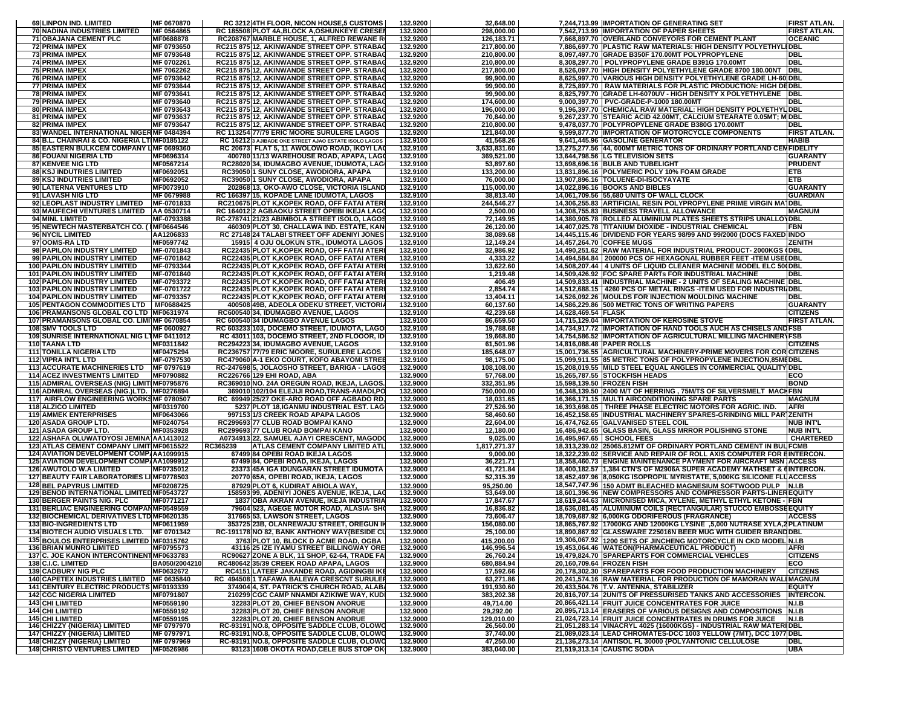| | | | | | | | | |
|---|---|---|---|---|---|---|---|---|
| 69 | LINPON IND. LIMITED | MF 0670870 | RC 3212 | 4TH FLOOR, NICON HOUSE,5 CUSTOMS | 132.9200 | 32,648.00 | 7,244,713.99 | IMPORTATION OF GENERATING SET | FIRST ATLAN. |
| 70 | NADINA INDUSTRIES LIMITED | MF 0564865 | RC 185508 | PLOT 4A,BLOCK A,OSHUNKEYE CRESEN | 132.9200 | 298,000.00 | 7,542,713.99 | IMPORTATION OF PAPER SHEETS | FIRST ATLAN. |
| 71 | OBAJANA CEMENT PLC | MF0688878 | RC208767 | MARBLE HOUSE, 1, ALFRED REWANE R | 132.9200 | 126,183.71 | 7,668,897.70 | OVERLAND CONVEYORS FOR CEMENT PLANT | OCEANIC |
| 72 | PRIMA IMPEX | MF 0793650 | RC215 875 | 12, AKINWANDE STREET OPP. STRABAG | 132.9200 | 217,800.00 | 7,886,697.70 | PLASTIC RAW MATERIALS: HIGH DENSITY POLYETHYLE | DBL |
| 73 | PRIMA IMPEX | MF 0793648 | RC215 875 | 12, AKINWANDE STREET OPP. STRABAG | 132.9200 | 210,800.00 | 8,097,497.70 | GRADE B350F 170.00MT POLYPROPYLENE | DBL |
| 74 | PRIMA IMPEX | MF 0702261 | RC215 875 | 12, AKINWANDE STREET OPP. STRABAG | 132.9200 | 210,800.00 | 8,308,297.70 | POLYPROPYLENE GRADE B391G 170.00MT | DBL |
| 75 | PRIMA IMPEX | MF 7062262 | RC215 875 | 12, AKINWANDE STREET OPP. STRABAG | 132.9200 | 217,800.00 | 8,526,097.70 | HIGH DENSITY POLYETHYLENE GRADE 8700 180.00NT | DBL |
| 76 | PRIMA IMPEX | MF 0793642 | RC215 875 | 12, AKINWANDE STREET OPP. STRABAG | 132.9200 | 99,900.00 | 8,625,997.70 | VARIOUS HIGH DENSITY POLYETHYLENE GRADE LH-60 | DBL |
| 77 | PRIMA IMPEX | MF 0793644 | RC215 875 | 12, AKINWANDE STREET OPP. STRABAG | 132.9200 | 99,900.00 | 8,725,897.70 | RAW MATERIALS FOR PLASTIC PRODUCTION: HIGH DE | DBL |
| 78 | PRIMA IMPEX | MF 0793641 | RC215 875 | 12, AKINWANDE STREET OPP. STRABAG | 132.9200 | 99,900.00 | 8,825,797.70 | GRADE LH-6070UV - HIGH DENSITY X POLYETHYLENE | DBL |
| 79 | PRIMA IMPEX | MF 0793640 | RC215 875 | 12, AKINWANDE STREET OPP. STRABAG | 132.9200 | 174,600.00 | 9,000,397.70 | PVC-GRADE-P-1000 180.00MT | DBL |
| 80 | PRIMA IMPEX | MF 0793643 | RC215 875 | 12, AKINWANDE STREET OPP. STRABAG | 132.9200 | 196,000.00 | 9,196,397.70 | CHEMICAL RAW MATERIAL: HIGH DENSITY POLYETHYL | DBL |
| 81 | PRIMA IMPEX | MF 0793637 | RC215 875 | 12, AKINWANDE STREET OPP. STRABAG | 132.9200 | 70,840.00 | 9,267,237.70 | STEARIC ACID 42.00MT, CALCIUM STEARATE 0.05MT; M | DBL |
| 82 | PRIMA IMPEX | MF 0793647 | RC215 875 | 12, AKINWANDE STREET OPP. STRABAG | 132.9200 | 210,800.00 | 9,478,037.70 | POLYPROPYLENE GRADE B380G 170.00MT | DBL |
| 83 | WANDEL INTERNATIONAL NIGER | MF 0484394 | RC 113254 | 77/79 ERIC MOORE SURULERE LAGOS | 132.9200 | 121,840.00 | 9,599,877.70 | IMPORTATION OF MOTORCYCLE COMPONENTS | FIRST ATLAN. |
| 84 | B.L. CHAINRAI & CO. NIGERIA LT | MF0185122 | RC 16212 | 3 AJIBADE OKE STREET AJAO ESTATE ISOLO LAGOS | 132.9100 | 41,568.26 | 9,641,445.96 | GASOLINE GENERATOR | HABIB |
| 85 | EASTERN BULKCEM COMPANY L | MF 0699360 | RC 20673 | FLAT 5, 11 AWOLOWO ROAD, IKOYI LAG | 132.9100 | 3,633,831.60 | 13,275,277.56 | 44, 000MT METRIC TONS OF ORDINARY PORTLAND CEM | FIDELITY |
| 86 | FOUANI NIGERIA LTD | MF0696314 | 400780 | 11/13 WAREHOUSE ROAD, APAPA, LAGO | 132.9100 | 369,521.00 | 13,644,798.56 | LG TELEVISION SETS | GUARANTY |
| 87 | KENVEE NIG LTD | MF0567214 | RC28020 | 34, IDUMAGBO AVENUE, IDUMOTA, LAG | 132.9100 | 53,897.60 | 13,698,696.16 | BULB AND TUBELIGHT | PRUDENT |
| 88 | KSJ INDUTRIES LIMITED | MF0692051 | RC39050 | 1 SUNY CLOSE, AWODIORA, APAPA | 132.9100 | 133,200.00 | 13,831,896.16 | POLYMERIC POLY 10% FOAM GRADE | ETB |
| 89 | KSJ INDUTRIES LIMITED | MF0692052 | RC39050 | 1 SUNY CLOSE, AWODIORA, APAPA | 132.9100 | 76,000.00 | 13,907,896.16 | TOLUENE-DI-ISOCYAYATE | ETB |
| 90 | LATERNA VENTURES LTD | MF0073910 | 202868 | 13, OKO-AWO CLOSE, VICTORIA ISLAND | 132.9100 | 115,000.00 | 14,022,896.16 | BOOKS AND BIBLES | GUARANTY |
| 91 | LAVASH NIG LTD | MF 0679988 | RC 166397 | 15, KOPADE LANE IDUMOTA, LAGOS | 132.9100 | 38,813.40 | 14,061,709.56 | 55,680 UNITS OF WALL CLOCK | GUARDIAN |
| 92 | LEOPLAST INDUSTRY LIMITED | MF-0701833 | RC210675 | PLOT K,KOPEK ROAD, OFF FATAI ATERI | 132.9100 | 244,546.27 | 14,306,255.83 | ARTIFICIAL RESIN POLYPROPYLENE PRIME VIRGIN MA | DBL |
| 93 | MAUFECHI VENTURES LIMITED | AA 0530714 | RC 164012 | 2 AGBAOKU STREET OPEBI IKEJA LAG | 132.9100 | 2,500.00 | 14,308,755.83 | BUSINESS TRAVELL ALLOWANCE | MAGNUM |
| 94 | MINL LIMITED | MF-0793388 | RC-278741 | 21/23 ABIMBOLA STREET ISOLO, LAGOS | 132.9100 | 72,149.95 | 14,380,905.78 | ROLLED ALUMINIUM PLATES SHEETS STRIPS UNALLOY | DBL |
| 95 | NEWTECH MASTERBATCH CO. ( | MF0664546 | 460309 | PLOT 30, CHALLAWA IND. ESTATE, KAN | 132.9100 | 26,120.00 | 14,407,025.78 | TITANIUM DIOXIDE - INDUSTRIAL CHEMICAL | FBN |
| 96 | NYCIL LIMITED | AA1206833 | RC 27148 | 24 TALABI STREET OFF ADENIYI JONES | 132.9100 | 38,089.68 | 14,445,115.46 | DIVIDEND FOR YEARS 98/99 AND 99/2000 (DOCS FAXED | INDO |
| 97 | OOMS-RA LTD | MF0597742 | 15915 | 4 OJU OLOKUN STR., IDUMOTA LAGOS | 132.9100 | 12,149.24 | 14,457,264.70 | COFFEE MUGS | ZENITH |
| 98 | PAPILON INDUSTRY LIMITED | MF-0701843 | RC22435 | PLOT K,KOPEK ROAD, OFF FATAI ATERI | 132.9100 | 32,986.92 | 14,490,251.62 | RAW MATERIAL FOR INDUSTRIAL PRODUCT- 2000KGS ( | DBL |
| 99 | PAPILON INDUSTRY LIMITED | MF-0701842 | RC22435 | PLOT K,KOPEK ROAD, OFF FATAI ATERI | 132.9100 | 4,333.22 | 14,494,584.84 | 200000 PCS OF HEXAGONAL RUBBER FEET -ITEM USE | DBL |
| 100 | PAPILON INDUSTRY LIMITED | MF-0793344 | RC22435 | PLOT K,KOPEK ROAD, OFF FATAI ATERI | 132.9100 | 13,622.60 | 14,508,207.44 | 4 UNITS OF LIQUID CLEANER MACHINE MODEL ELC 50 | DBL |
| 101 | PAPILON INDUSTRY LIMITED | MF-0701840 | RC22435 | PLOT K,KOPEK ROAD, OFF FATAI ATERI | 132.9100 | 1,219.48 | 14,509,426.92 | FOC SPARE PARTs FOR INDUSTRIAL MACHINE | DBL |
| 102 | PAPILON INDUSTRY LIMITED | MF-0793372 | RC22435 | PLOT K,KOPEK ROAD, OFF FATAI ATERI | 132.9100 | 406.49 | 14,509,833.41 | INDUSTRIAL MACHINE - 2 UNITS OF SEALING MACHINE | DBL |
| 103 | PAPILON INDUSTRY LIMITED | MF-0701722 | RC22435 | PLOT K,KOPEK ROAD, OFF FATAI ATERI | 132.9100 | 2,854.74 | 14,512,688.15 | 4260 PCS OF METAL RINGS -ITEM USED FOR INDUSTRI | DBL |
| 104 | PAPILON INDUSTRY LIMITED | MF-0793357 | RC22435 | PLOT K,KOPEK ROAD, OFF FATAI ATERI | 132.9100 | 13,404.11 | 14,526,092.26 | MOULDS FOR INJECTION MOULDING MACHINE | DBL |
| 105 | PENTAGON COMMODITIES LTD | MF0688425 | 400508 | 49B, ADEOLA ODEKU STREET, VICTORIA | 132.9100 | 60,137.60 | 14,586,229.86 | 500 METRIC TONS OF WRITING PAPERS | GUARANTY |
| 106 | PRAMANSONS GLOBAL CO LTD | MF0631974 | RC600540 | 34, IDUMAGBO AVENUE, LAGOS | 132.9100 | 42,239.68 | 14,628,469.54 | FLASK | CITIZENS |
| 107 | PRAMANSONS GLOBAL CO. LIMI | MF 0670854 | RC 600540 | 34 IDUMAGBO AVENUE LAGOS | 132.9100 | 86,659.50 | 14,715,129.04 | IMPORTATION OF KEROSINE STOVE | FIRST ATLAN. |
| 108 | SMV TOOLS LTD | MF 0600927 | RC 603233 | 103, DOCEMO STREET, IDUMOTA, LAGO | 132.9100 | 19,788.68 | 14,734,917.72 | IMPORTATION OF HAND TOOLS AUCH AS CHISELS AND | FSB |
| 109 | SUNRISE INTERNATIONAL NIG LT | MF 0411012 | RC 43011 | 103, DOCEMO STREET, 2ND FLOOOR, ID | 132.9100 | 19,668.80 | 14,754,586.52 | IMPORTATION OF AGRICULTURAL MILLING MACHINERY | FSB |
| 110 | TAANA LTD | MF0311842 | RC294223 | 34, IDUMAGBO AVENUE, LAGOS | 132.9100 | 61,501.96 | 14,816,088.48 | PAPER ROLLS | CITIZENS |
| 111 | TONILLA NIGERIA LTD | MF0475294 | RC236757 | 77/79 ERIC MOORE, SURULERE LAGOS | 132.9100 | 185,648.07 | 15,001,736.55 | AGRICULTURAL MACHINERY-PRIME MOVERS FOR COR | CITIZENS |
| 112 | VIPRA INT'L LTD | MF-0797530 | RC479060 | A-1 EKO COURT, KOFO ABAYOMI STREE | 132.9100 | 98,175.00 | 15,099,911.55 | 85 METRIC TONS OF POLYPROPYLENE INJECTION,85M | DBL |
| 113 | ACCURATE MACHINERIES LTD | MF 0797619 | RC-247698 | 5, JOLAOSHO STREET, BARIGA - LAGOS | 132.9000 | 108,108.00 | 15,208,019.55 | MILD STEEL EQUAL ANGLES IN COMMERCIAL QUALITY | DBL |
| 114 | ACEZ INVESTMENTS LIMITED | MF0790882 | RC226766 | 129 EHI ROAD, ABA | 132.9000 | 57,768.00 | 15,265,787.55 | STOCKFISH HEADS | ECO |
| 115 | ADMIRAL OVERSEAS (NIG) LIMIT | MF0795876 | RC369010 | NO. 24A OREGUN ROAD, IKEJA, LAGOS. | 132.9000 | 332,351.95 | 15,598,139.50 | FROZEN FISH | BOND |
| 116 | ADMIRAL OVERSEAS (NIG.)LTD. | MF0276894 | 369010 | 102/104 ELEJIJI ROAD,TRANS-AMADI,PO | 132.9000 | 750,000.00 | 16,348,139.50 | 2400 M/T OF HERRING , 75M/TS OF SILVERSMELT MACK | FBN |
| 117 | AIRFLOW ENGINEERING WORKS | MF 0780507 | RC 69949 | 25/27 OKE-ARO ROAD OFF AGBADO RD, | 132.9000 | 18,031.65 | 16,366,171.15 | MULTI AIRCONDITIONING SPARE PARTS | MAGNUM |
| 118 | ALZICO LIMITED | MF0319700 | 5237 | PLOT 18,IGANMU INDUSTRIAL EST. LAG | 132.9000 | 27,526.90 | 16,393,698.05 | THREE PHASE ELECTRIC MOTORS FOR AGRIC. IND. | AFRI |
| 119 | AMMEK ENTERPRISES | MF0643066 | 997153 | 1/3 CREEK ROAD APAPA LAGOS | 132.9000 | 58,460.60 | 16,452,158.65 | INDUSTRIAL MACHINERY SPARES-GRINDING MILL PAR | ZENITH |
| 120 | ASADA GROUP LTD. | MF0240754 | RC299693 | 77 CLUB ROAD BOMPAI KANO | 132.9000 | 22,604.00 | 16,474,762.65 | GALVANISED STEEL COIL | NUB INT'L |
| 121 | ASADA GROUP LTD. | MF0353928 | RC299693 | 77 CLUB ROAD BOMPAI KANO | 132.9000 | 12,180.00 | 16,486,942.65 | GLASS BASIN, GLASS MRROR POLISHING STONE | NUB INT'L |
| 122 | ASHAFA OLUWATOYOSI JEMINA | AA1413012 | A0734913 | 22, SAMUEL AJAYI CRESCENT, MAGODO | 132.9000 | 9,025.00 | 16,495,967.65 | SCHOOL FEES | CHARTERED |
| 123 | ATLAS CEMENT COMPANY LIMIT | MF0615522 | RC365239 | ATLAS CEMENT COMPANY LIMITED ATL | 132.9000 | 1,817,271.37 | 18,313,239.02 | 25065.812MT OF ORDINARY PORTLAND CEMENT IN BUL | FCMB |
| 124 | AVIATION DEVELOPMENT COMP | AA1099915 | 67499 | 84 OPEBI ROAD IKEJA LAGOS | 132.9000 | 9,000.00 | 18,322,239.02 | SERVICE AND REPAIR OF ROLL AXIS COMPUTER FOR E | INTERCON. |
| 125 | AVIATION DEVELOPMENT COMP | AA1099912 | 67499 | 84, OPEBI ROAD, IKEJA, LAGOS | 132.9000 | 36,221.71 | 18,358,460.73 | ENGINE MAINTENANCE PAYMENT FOR AIRCRAFT MSN | ACCESS |
| 126 | AWUTOLO W.A LIMITED | MF0735012 | 23373 | 45A IGA IDUNGARAN STREET IDUMOTA | 132.9000 | 41,721.84 | 18,400,182.57 | 1,384 CTN'S OF M2906A SUPER ACADEMY MATHSET & 6 | INTERCON. |
| 127 | BEAUTY FAIR LABORATORIES LI | MF0778503 | 20770 | 65A, OPEBI ROAD, IKEJA, LAGOS | 132.9000 | 52,315.39 | 18,452,497.96 | 8,050KG ISOPROPIL MYRISTATE, 5,000KG SILICONE FLU | ACCESS |
| 128 | BEL PAPYRUS LIMITED | MF0208725 | 87929 | PLOT 6, KUDIRAT ABIOLA WAY, | 132.9000 | 95,250.00 | 18,547,747.96 | 150 ADMT BLEACHED MAGNESIUM SOFTWOOD PULP | N.I.B |
| 129 | BENOD INTERNATIONAL LIMITED | MF0543727 | 158593 | 99, ADENIYI JONES AVENUE, IKEJA, LAG | 132.9000 | 53,649.00 | 18,601,396.96 | NEW COMPRESSORS AND COMPRESSOR PARTS-LINER | EQUITY |
| 130 | BERGER PAINTS NIG. PLC | MF0771217 | 1837 | OBA AKRAN AVENUE, IKEJA INDUSTRIA | 132.9000 | 17,847.67 | 18,619,244.63 | MICRONISED MICA, XYLENE, METHYL ETHYL KETONE - | FBN |
| 131 | BERLIAC ENGINEERING COMPAN | MF0549559 | 79604 | 523, AGEGE MOTOR ROAD, ALASIA- SHO | 132.9000 | 16,836.82 | 18,636,081.45 | ALUMINIUM COILS (RECTANGULAR) STUCCO EMBOSSE | EQUITY |
| 132 | BIOCHEMICAL DERIVATIVES LTD | MF0620135 | 317665 | 53, LAWSON STREET, LAGOS | 132.9000 | 73,606.47 | 18,709,687.92 | 6,000KG ODORIFEROUS (FRAGRANCE) | ACCESS |
| 133 | BIO-INGREDIENTS LTD | MF0611959 | 353725 | 23B, OLANREWAJU STREET, OREGUN IK | 132.9000 | 156,080.00 | 18,865,767.92 | 17000KG AND 12000KG LYSINE ,5,000 NUTRASE XYLA,2 | PLATINUM |
| 134 | BIOTECH AUDIO VISUALS LTD. | MF 0701342 | RC-131178 | NO 82, BANK ANTHONY WAY(BESIDE C | 132.9000 | 25,100.00 | 18,890,867.92 | GLASSWARE 225016N BEER MUG WITH GUIDER BRAND | DBL |
| 135 | BOULOS ENTERPRISES LIMITED | MF0315762 | 3763 | PLOT 10, BLOCK D ACME ROAD, OGBA | 132.9000 | 415,200.00 | 19,306,067.92 | 1200 SETS OF JINCHENG MOTORCYCLE IN CKD MODEL | N.I.B |
| 136 | BRIAN MUNRO LIMITED | MF0795573 | 43116 | 25 IZE IYAMU STREET BILLINGWAY ORE | 132.9000 | 146,996.54 | 19,453,064.46 | WATEON(PHARMACEUTICAL PRODUCT) | AFRI |
| 137 | C. JOE KANON INTERCONTINENT | MF0633783 | RC90627 | ZONE A BLK, 11 SHOP, 62-64, TRADE FA | 132.9000 | 26,760.24 | 19,479,824.70 | SPAREPARTS FOR COMMERCIAL VEHICLES | CITIZENS |
| 138 | C.I.C. LIMITED | BA050/2004210 | RC480642 | 35/39 CREEK ROAD APAPA, LAGOS | 132.9000 | 680,884.94 | 20,160,709.64 | FROZEN FISH | ECO |
| 139 | CADBURY NIG PLC | MF0632672 | RC4151 | LATEEF JAKANDE ROAD, AGIDINGBI IKE | 132.9000 | 17,592.66 | 20,178,302.30 | SPAREPARTS FOR FOOD PRODUCTION MACHINERY | CITIZENS |
| 140 | CAPETEX INDUSTRIES LIMITED | MF 0635840 | RC 494508 | 1 TAFAWA BALEWA CRESCNT SURULER | 132.9000 | 63,271.86 | 20,241,574.16 | RAW MATERIAL FOR PRODUCTION OF MAMORAN WAL | MAGNUM |
| 141 | CENTURY ELECTRIC PRODUCTS | MF0193339 | 374904 | 4, ST. PATRICK'S CHURCH ROAD, ALAB | 132.9000 | 191,930.60 | 20,433,504.76 | T.V. ANTENNA, STABILIZER | EQUITY |
| 142 | CGC NIGERIA LIMITED | MF0791807 | 210299 | CGC CAMP NNAMDI AZIKIWE WAY, KUD | 132.9000 | 383,202.38 | 20,816,707.14 | 2UNITS OF PRESSURISED TANKS AND ACCESSORIES | INTERCON. |
| 143 | CHI LIMITED | MF0559190 | 32283 | PLOT 20, CHIEF BENSON ANORUE | 132.9000 | 49,714.00 | 20,866,421.14 | FRUIT JUICE CONCENTRATES FOR JUICE | N.I.B |
| 144 | CHI LIMITED | MF0559192 | 32283 | PLOT 20, CHIEF BENSON ANORUE | 132.9000 | 29,292.00 | 20,895,713.14 | ERASERS OF VARIOUS DESIGNS AND COMPOSITIONS | N.I.B |
| 145 | CHI LIMITED | MF0559195 | 32283 | PLOT 20, CHIEF BENSON ANORUE | 132.9000 | 129,010.00 | 21,024,723.14 | FRUIT JUICE CONCENTRATES IN DRUMS FOR JUICE | N.I.B |
| 146 | CHIZZY {NIGERIA} LIMITED | MF 0797970 | RC-93191 | NO.8, OPPOSITE SADDLE CLUB, OLOWO | 132.9000 | 26,560.00 | 21,051,283.14 | VINACRYL 4025 {16000KGS} - INDUSTRIAL RAW MATERI | DBL |
| 147 | CHIZZY {NIGERIA} LIMITED | MF 0797971 | RC-93191 | NO.8, OPPOSITE SADDLE CLUB, OLOWO | 132.9000 | 37,740.00 | 21,089,023.14 | LEAD CHROMATES-DCC 1003 YELLOW {7MT}, DCC 1077 | DBL |
| 148 | CHIZZY {NIGERIA} LIMITED | MF 0797969 | RC-93191 | NO.8, OPPOSITE SADDLE CLUB, OLOWO | 132.9000 | 47,250.00 | 21,136,273.14 | ANTISOL FL 30000 {POLYANTONIC CELLULOSE | DBL |
| 149 | CHRISTO VENTURES LIMITED | MF0526986 | 93123 | 160B OKOTA ROAD,CELE BUS STOP OK | 132.9000 | 383,040.00 | 21,519,313.14 | CAUSTIC SODA | UBA |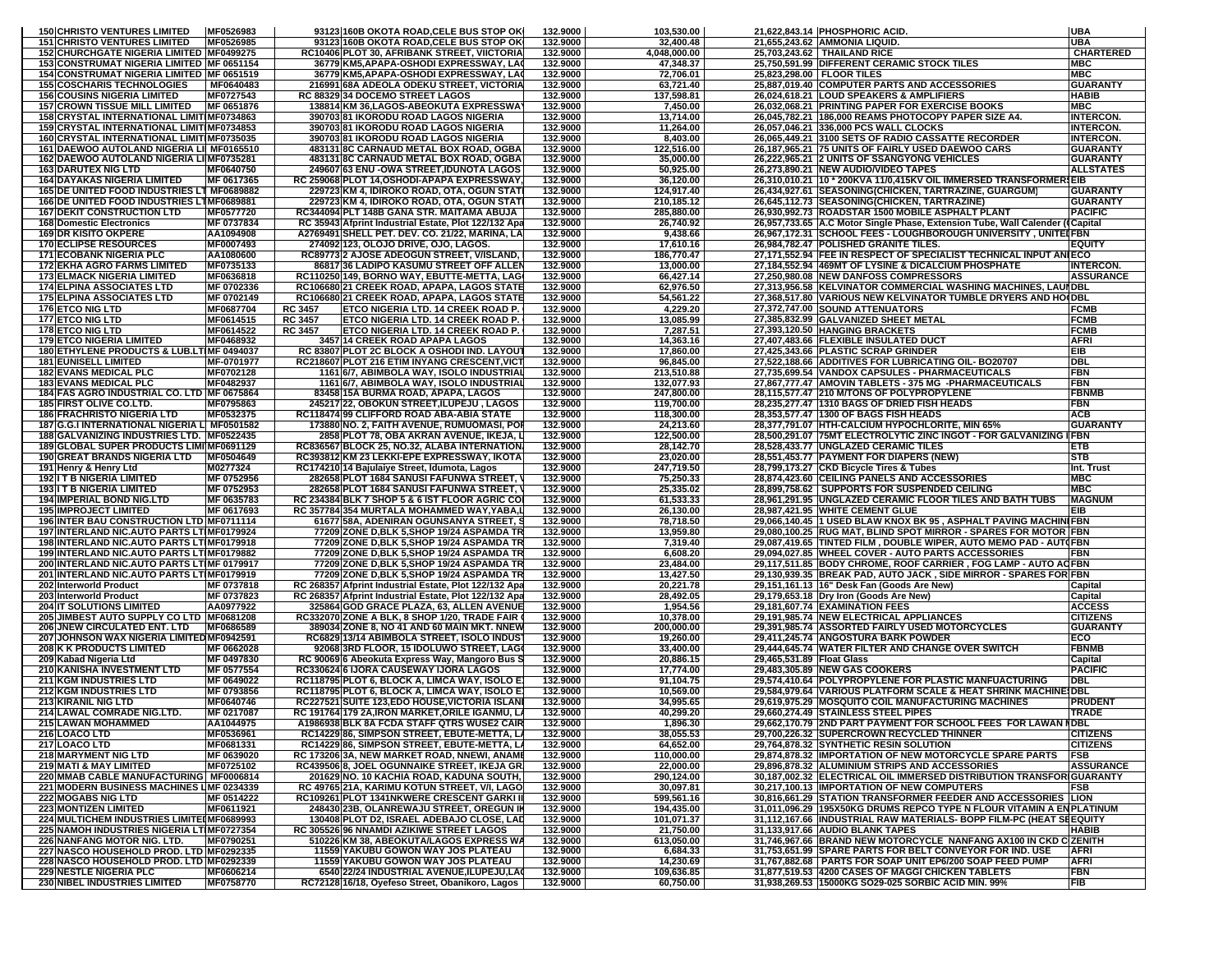| | | | | | | | | |
|---|---|---|---|---|---|---|---|---|
| 150 | CHRISTO VENTURES LIMITED | MF0526983 | 93123 160B OKOTA ROAD,CELE BUS STOP OK | 132.9000 | 103,530.00 | 21,622,843.14 | PHOSPHORIC ACID. | UBA |
| 151 | CHRISTO VENTURES LIMITED | MF0526985 | 93123 160B OKOTA ROAD,CELE BUS STOP OK | 132.9000 | 32,400.48 | 21,655,243.62 | AMMONIA LIQUID. | UBA |
| 152 | CHURCHGATE NIGERIA LIMITED | MF0499275 | RC10406 PLOT 30, AFRIBANK STREET, VIICTORIA | 132.9000 | 4,048,000.00 | 25,703,243.62 | THAILAND RICE | CHARTERED |
| 153 | CONSTRUMAT NIGERIA LIMITED | MF 0651154 | 36779 KM5,APAPA-OSHODI EXPRESSWAY, LA | 132.9000 | 47,348.37 | 25,750,591.99 | DIFFERENT CERAMIC STOCK TILES | MBC |
| 154 | CONSTRUMAT NIGERIA LIMITED | MF 0651519 | 36779 KM5,APAPA-OSHODI EXPRESSWAY, LA | 132.9000 | 72,706.01 | 25,823,298.00 | FLOOR TILES | MBC |
| 155 | COSCHARIS TECHNOLOGIES | MF0640483 | 216991 68A ADEOLA ODEKU STREET, VICTORIA | 132.9000 | 63,721.40 | 25,887,019.40 | COMPUTER PARTS AND ACCESSORIES | GUARANTY |
| 156 | COUSINS NIGERIA LIMITED | MF0727543 | RC 88329 34 DOCEMO STREET LAGOS | 132.9000 | 137,598.81 | 26,024,618.21 | LOUD SPEAKERS & AMPLIFIERS | HABIB |
| 157 | CROWN TISSUE MILL LIMITED | MF 0651876 | 138814 KM 36,LAGOS-ABEOKUTA EXPRESSWA | 132.9000 | 7,450.00 | 26,032,068.21 | PRINTING PAPER FOR EXERCISE BOOKS | MBC |
| 158 | CRYSTAL INTERNATIONAL LIMIT | MF0734863 | 390703 81 IKORODU ROAD LAGOS NIGERIA | 132.9000 | 13,714.00 | 26,045,782.21 | 186,000 REAMS PHOTOCOPY PAPER SIZE A4. | INTERCON. |
| 159 | CRYSTAL INTERNATIONAL LIMIT | MF0734853 | 390703 81 IKORODU ROAD LAGOS NIGERIA | 132.9000 | 11,264.00 | 26,057,046.21 | 336,000 PCS WALL CLOCKS | INTERCON. |
| 160 | CRYSTAL INTERNATIONAL LIMIT | MF0735035 | 390703 81 IKORODU ROAD LAGOS NIGERIA | 132.9000 | 8,403.00 | 26,065,449.21 | 3100 SETS OF RADIO CASSATTE RECORDER | INTERCON. |
| 161 | DAEWOO AUTOLAND NIGERIA LI | MF0165510 | 483131 8C CARNAUD METAL BOX ROAD, OGBA | 132.9000 | 122,516.00 | 26,187,965.21 | 75 UNITS OF FAIRLY USED DAEWOO CARS | GUARANTY |
| 162 | DAEWOO AUTOLAND NIGERIA LI | MF0735281 | 483131 8C CARNAUD METAL BOX ROAD, OGBA | 132.9000 | 35,000.00 | 26,222,965.21 | 2 UNITS OF SSANGYONG VEHICLES | GUARANTY |
| 163 | DARUTEX NIG LTD | MF0640750 | 249607 63 ENU -OWA STREET,IDUNOTA LAGOS | 132.9000 | 50,925.00 | 26,273,890.21 | NEW AUDIO/VIDEO TAPES | ALLSTATES |
| 164 | DAYAKAS NIGERIA LIMITED | MF 0617365 | RC 259068 PLOT 14,OSHODI-APAPA EXPRESSWAY | 132.9000 | 36,120.00 | 26,310,010.21 | 10 * 200KVA 11/0,415KV OIL IMMERSED TRANSFORMERS | EIB |
| 165 | DE UNITED FOOD INDUSTRIES L | MF0689882 | 229723 KM 4, IDIROKO ROAD, OTA, OGUN STAT | 132.9000 | 124,917.40 | 26,434,927.61 | SEASONING(CHICKEN, TARTRAZINE, GUARGUM) | GUARANTY |
| 166 | DE UNITED FOOD INDUSTRIES L | MF0689881 | 229723 KM 4, IDIROKO ROAD, OTA, OGUN STAT | 132.9000 | 210,185.12 | 26,645,112.73 | SEASONING(CHICKEN, TARTRAZINE) | GUARANTY |
| 167 | DEKIT CONSTRUCTION LTD | MF0577720 | RC344094 PLT 148B GANA STR. MAITAMA ABUJA | 132.9000 | 285,880.00 | 26,930,992.73 | ROADSTAR 1500 MOBILE ASPHALT PLANT | PACIFIC |
| 168 | Domestic Electronics | MF 0737834 | RC 35943 Afprint Industrial Estate, Plot 122/132 Apa | 132.9000 | 26,740.92 | 26,957,733.65 | A.C Motor Single Phase, Extension Tube, Wall Calender ( | Capital |
| 169 | DR KISITO OKPERE | AA1094908 | A2769491 SHELL PET. DEV. CO. 21/22, MARINA, LA | 132.9000 | 9,438.66 | 26,967,172.31 | SCHOOL FEES - LOUGHBOROUGH UNIVERSITY , UNITE | FBN |
| 170 | ECLIPSE RESOURCES | MF0007493 | 274092 123, OLOJO DRIVE, OJO, LAGOS. | 132.9000 | 17,610.16 | 26,984,782.47 | POLISHED GRANITE TILES. | EQUITY |
| 171 | ECOBANK NIGERIA PLC | AA1080600 | RC89773 2 AJOSE ADEOGUN STREET, V/ISLAND, | 132.9000 | 186,770.47 | 27,171,552.94 | FEE IN RESPECT OF SPECIALIST TECHNICAL INPUT AN | ECO |
| 172 | EKHA AGRO FARMS LIMITED | MF0735133 | 86817 36 LADIPO KASUMU STREET OFF ALLEN | 132.9000 | 13,000.00 | 27,184,552.94 | 469MT OF LYSINE & DICALCIUM PHOSPHATE | INTERCON. |
| 173 | ELMACK NIGERIA LIMITED | MF0636818 | RC110250 149, BORNO WAY, EBUTTE-METTA, LAG | 132.9000 | 66,427.14 | 27,250,980.08 | NEW DANFOSS COMPRESSORS | ASSURANCE |
| 174 | ELPINA ASSOCIATES LTD | MF 0702336 | RC106680 21 CREEK ROAD, APAPA, LAGOS STATE | 132.9000 | 62,976.50 | 27,313,956.58 | KELVINATOR COMMERCIAL WASHING MACHINES, LAUN | DBL |
| 175 | ELPINA ASSOCIATES LTD | MF 0702149 | RC106680 21 CREEK ROAD, APAPA, LAGOS STATE | 132.9000 | 54,561.22 | 27,368,517.80 | VARIOUS NEW KELVINATOR TUMBLE DRYERS AND HO | DBL |
| 176 | ETCO NIG LTD | MF0687704 | RC 3457 ETCO NIGERIA LTD. 14 CREEK ROAD P. | 132.9000 | 4,229.20 | 27,372,747.00 | SOUND ATTENUATORS | FCMB |
| 177 | ETCO NIG LTD | MF0614515 | RC 3457 ETCO NIGERIA LTD. 14 CREEK ROAD P. | 132.9000 | 13,085.99 | 27,385,832.99 | GALVANIZED SHEET METAL | FCMB |
| 178 | ETCO NIG LTD | MF0614522 | RC 3457 ETCO NIGERIA LTD. 14 CREEK ROAD P. | 132.9000 | 7,287.51 | 27,393,120.50 | HANGING BRACKETS | FCMB |
| 179 | ETCO NIGERIA LIMITED | MF0468932 | 3457 14 CREEK ROAD APAPA LAGOS | 132.9000 | 14,363.16 | 27,407,483.66 | FLEXIBLE INSULATED DUCT | AFRI |
| 180 | ETHYLENE PRODUCTS & LUB.LT | MF 0494037 | RC 83807 PLOT 2C BLOCK A OSHODI IND. LAYOU | 132.9000 | 17,860.00 | 27,425,343.66 | PLASTIC SCRAP GRINDER | EIB |
| 181 | EUNISELL LIMITED | MF-0701977 | RC218607 PLOT 216 ETIM INYANG CRESCENT,VIC | 132.9000 | 96,845.00 | 27,522,188.66 | ADDITIVES FOR LUBRICATING OIL- BO20707 | DBL |
| 182 | EVANS MEDICAL PLC | MF0702128 | 1161 6/7, ABIMBOLA WAY, ISOLO INDUSTRIAL | 132.9000 | 213,510.88 | 27,735,699.54 | VANDOX CAPSULES - PHARMACEUTICALS | FBN |
| 183 | EVANS MEDICAL PLC | MF0482937 | 1161 6/7, ABIMBOLA WAY, ISOLO INDUSTRIAL | 132.9000 | 132,077.93 | 27,867,777.47 | AMOVIN TABLETS - 375 MG -PHARMACEUTICALS | FBN |
| 184 | FAS AGRO INDUSTRIAL CO. LTD | MF 0675864 | 83458 15A BURMA ROAD, APAPA, LAGOS | 132.9000 | 247,800.00 | 28,115,577.47 | 210 M/TONS OF POLYPROPYLENE | FBNMB |
| 185 | FIRST OLIVE CO.LTD. | MF0795863 | 245217 22, OBOKUN STREET,ILUPEJU , LAGOS | 132.9000 | 119,700.00 | 28,235,277.47 | 1310 BAGS OF DRIED FISH HEADS | FBN |
| 186 | FRACHRISTO NIGERIA LTD | MF0532375 | RC118474 99 CLIFFORD ROAD ABA-ABIA STATE | 132.9000 | 118,300.00 | 28,353,577.47 | 1300 OF BAGS FISH HEADS | ACB |
| 187 | G.G.I INTERNATIONAL NIGERIA L | MF0091582 | 173880 NO. 2, FAITH AVENUE, RUMUOMASI, PO | 132.9000 | 24,213.60 | 28,377,791.07 | HTH-CALCIUM HYPOCHLORITE, MIN 65% | GUARANTY |
| 188 | GALVANIZING INDUSTRIES LTD. | MF0522435 | 2858 PLOT 78, OBA AKRAN AVENUE, IKEJA, L | 132.9000 | 122,500.00 | 28,500,291.07 | 75MT ELECTROLYTIC ZINC INGOT - FOR GALVANIZING I | FBN |
| 189 | GLOBAL SUPER PRODUCTS LIMI | MF0691129 | RC836567 BLOCK 25, NO.32, ALABA INTERNATION | 132.9000 | 28,142.70 | 28,528,433.77 | UNGLAZED CERAMIC TILES | ETB |
| 190 | GREAT BRANDS NIGERIA LTD | MF0504649 | RC393812 KM 23 LEKKI-EPE EXPRESSWAY, IKOTA | 132.9000 | 23,020.00 | 28,551,453.77 | PAYMENT FOR DIAPERS (NEW) | STB |
| 191 | Henry & Henry Ltd | M0277324 | RC174210 14 Bajulaiye Street, Idumota, Lagos | 132.9000 | 247,719.50 | 28,799,173.27 | CKD Bicycle Tires & Tubes | Int. Trust |
| 192 | I T B NIGERIA LIMITED | MF 0752956 | 282658 PLOT 1684 SANUSI FAFUNWA STREET, | 132.9000 | 75,250.33 | 28,874,423.60 | CEILING PANELS AND ACCESSORIES | MBC |
| 193 | I T B NIGERIA LIMITED | MF 0752953 | 282658 PLOT 1684 SANUSI FAFUNWA STREET, | 132.9000 | 25,335.02 | 28,899,758.62 | SUPPORTS FOR SUSPENDED CEILING | MBC |
| 194 | IMPERIAL BOND NIG.LTD | MF 0635783 | RC 234384 BLK 7 SHOP 5 & 6 IST FLOOR AGRIC CO | 132.9000 | 61,533.33 | 28,961,291.95 | UNGLAZED CERAMIC FLOOR TILES AND BATH TUBS | MAGNUM |
| 195 | IMPROJECT LIMITED | MF 0617693 | RC 357784 354 MURTALA MOHAMMED WAY,YABA,L | 132.9000 | 26,130.00 | 28,987,421.95 | WHITE CEMENT GLUE | EIB |
| 196 | INTER BAU CONSTRUCTION LTD | MF0711114 | 61677 58A, ADENIRAN OGUNSANYA STREET, S | 132.9000 | 78,718.50 | 29,066,140.45 | 1 USED BLAW KNOX BK 95 , ASPHALT PAVING MACHIN | FBN |
| 197 | INTERLAND NIC.AUTO PARTS LT | MF0179924 | 77209 ZONE D,BLK 5,SHOP 19/24 ASPAMDA TR | 132.9000 | 13,959.80 | 29,080,100.25 | RUG MAT, BLIND SPOT MIRROR - SPARES FOR MOTOR | FBN |
| 198 | INTERLAND NIC.AUTO PARTS LT | MF0179918 | 77209 ZONE D,BLK 5,SHOP 19/24 ASPAMDA TR | 132.9000 | 7,319.40 | 29,087,419.65 | TINTED FILM , DOUBLE WIPER, AUTO MEMO PAD - AUT | OFBN |
| 199 | INTERLAND NIC.AUTO PARTS LT | MF0179882 | 77209 ZONE D,BLK 5,SHOP 19/24 ASPAMDA TR | 132.9000 | 6,608.20 | 29,094,027.85 | WHEEL COVER - AUTO PARTS ACCESSORIES | FBN |
| 200 | INTERLAND NIC.AUTO PARTS LT | MF 0179917 | 77209 ZONE D,BLK 5,SHOP 19/24 ASPAMDA TR | 132.9000 | 23,484.00 | 29,117,511.85 | BODY CHROME, ROOF CARRIER , FOG LAMP - AUTO AC | FBN |
| 201 | INTERLAND NIC.AUTO PARTS LT | MF0179919 | 77209 ZONE D,BLK 5,SHOP 19/24 ASPAMDA TR | 132.9000 | 13,427.50 | 29,130,939.35 | BREAK PAD, AUTO JACK , SIDE MIRROR - SPARES FOR | FBN |
| 202 | Interworld Product | MF 0737818 | RC 268357 Afprint Industrial Estate, Plot 122/132 Apa | 132.9000 | 20,221.78 | 29,151,161.13 | 16" Desk Fan (Goods Are New) | Capital |
| 203 | Interworld Product | MF 0737823 | RC 268357 Afprint Industrial Estate, Plot 122/132 Apa | 132.9000 | 28,492.05 | 29,179,653.18 | Dry Iron (Goods Are New) | Capital |
| 204 | IT SOLUTIONS LIMITED | AA0977922 | 325864 GOD GRACE PLAZA, 63, ALLEN AVENUE | 132.9000 | 1,954.56 | 29,181,607.74 | EXAMINATION FEES | ACCESS |
| 205 | JIMBEST AUTO SUPPLY CO LTD | MF0681208 | RC332070 ZONE A BLK, 8 SHOP 1/20, TRADE FAIR | 132.9000 | 10,378.00 | 29,191,985.74 | NEW ELECTRICAL APPLIANCES | CITIZENS |
| 206 | JNEW CIRCULATED ENT. LTD | MF0686589 | 389034 ZONE 8, NO 41 AND 60 MAIN MKT. NNEW | 132.9000 | 200,000.00 | 29,391,985.74 | ASSORTED FAIRLY USED MOTORCYCLES | GUARANTY |
| 207 | JOHNSON WAX NIGERIA LIMITED | MF0942591 | RC6829 13/14 ABIMBOLA STREET, ISOLO INDUS | 132.9000 | 19,260.00 | 29,411,245.74 | ANGOSTURA BARK POWDER | ECO |
| 208 | K K PRODUCTS LIMITED | MF 0662028 | 92068 3RD FLOOR, 15 IDOLUWO STREET, LAG | 132.9000 | 33,400.00 | 29,444,645.74 | WATER FILTER AND CHANGE OVER SWITCH | FBNMB |
| 209 | Kabad Nigeria Ltd | MF 0497830 | RC 90069 6 Abeokuta Express Way, Mangoro Bus S | 132.9000 | 20,886.15 | 29,465,531.89 | Float Glass | Capital |
| 210 | KANISHA INVESTMENT LTD | MF 0577554 | RC330624 6 IJORA CAUSEWAY IJORA LAGOS | 132.9000 | 17,774.00 | 29,483,305.89 | NEW GAS COOKERS | PACIFIC |
| 211 | KGM INDUSTRIES LTD | MF 0649022 | RC118795 PLOT 6, BLOCK A, LIMCA WAY, ISOLO E | 132.9000 | 91,104.75 | 29,574,410.64 | POLYPROPYLENE FOR PLASTIC MANFUACTURING | DBL |
| 212 | KGM INDUSTRIES LTD | MF 0793856 | RC118795 PLOT 6, BLOCK A, LIMCA WAY, ISOLO E | 132.9000 | 10,569.00 | 29,584,979.64 | VARIOUS PLATFORM SCALE & HEAT SHRINK MACHINE | DBL |
| 213 | KIRANIL NIG LTD | MF0640746 | RC227521 SUITE 123,EDO HOUSE,VICTORIA ISLAN | 132.9000 | 34,995.65 | 29,619,975.29 | MOSQUITO COIL MANUFACTURING MACHINES | PRUDENT |
| 214 | LAWAL COMRADE NIG.LTD. | MF 0217087 | RC 191764 179 2A,IRON MARKET,ORILE IGANMU, L | 132.9000 | 40,299.20 | 29,660,274.49 | STAINLESS STEEL PIPES | TRADE |
| 215 | LAWAN MOHAMMED | AA1044975 | A1986938 BLK 8A FCDA STAFF QTRS WUSE2 CAIR | 132.9000 | 1,896.30 | 29,662,170.79 | 2ND PART PAYMENT FOR SCHOOL FEES FOR LAWAN M | DBL |
| 216 | LOACO LTD | MF0536961 | RC14229 86, SIMPSON STREET, EBUTE-METTA, L | 132.9000 | 38,055.53 | 29,700,226.32 | SUPERCROWN RECYCLED THINNER | CITIZENS |
| 217 | LOACO LTD | MF0681331 | RC14229 86, SIMPSON STREET, EBUTE-METTA, L | 132.9000 | 64,652.00 | 29,764,878.32 | SYNTHETIC RESIN SOLUTION | CITIZENS |
| 218 | MARYMENT NIG LTD | MF 0639020 | RC 173206 3A, NEW MARKET ROAD, NNEWI, ANAM | 132.9000 | 110,000.00 | 29,874,878.32 | IMPORTATION OF NEW MOTORCYCLE SPARE PARTS | FSB |
| 219 | MATI & MAY LIMITED | MF0725102 | RC439506 8, JOEL OGUNNAIKE STREET, IKEJA GR | 132.9000 | 22,000.00 | 29,896,878.32 | ALUMINIUM STRIPS AND ACCESSORIES | ASSURANCE |
| 220 | MMAB CABLE MANUFACTURING | MF0006814 | 201629 NO. 10 KACHIA ROAD, KADUNA SOUTH, | 132.9000 | 290,124.00 | 30,187,002.32 | ELECTRICAL OIL IMMERSED DISTRIBUTION TRANSFOR | GUARANTY |
| 221 | MODERN BUSINESS MACHINES L | MF 0234339 | RC 49765 21A, KARIMU KOTUN STREET, V/I, LAGO | 132.9000 | 30,097.81 | 30,217,100.13 | IMPORTATION OF NEW COMPUTERS | FSB |
| 222 | MOGABS NIG LTD | MF 0514222 | RC109261 PLOT 1341NKWERE CRESCENT GARKI I | 132.9000 | 599,561.16 | 30,816,661.29 | STATION TRANSFORMER FEEDER AND ACCESSORIES | LION |
| 223 | MONTIZEN LIMITED | MF0611921 | 248430 23B, OLANREWAJU STREET, OREGUN IK | 132.9000 | 194,435.00 | 31,011,096.29 | 195X50KG DRUMS REPCO TYPE N FLOUR VITAMIN A EN | PLATINUM |
| 224 | MULTICHEM INDUSTRIES LIMITE | MF0689993 | 130408 PLOT D2, ISRAEL ADEBAJO CLOSE, LAD | 132.9000 | 101,071.37 | 31,112,167.66 | INDUSTRIAL RAW MATERIALS- BOPP FILM-PC (HEAT SE | EQUITY |
| 225 | NAMOH INDUSTRIES NIGERIA LT | MF0727354 | RC 305526 96 NNAMDI AZIKIWE STREET LAGOS | 132.9000 | 21,750.00 | 31,133,917.66 | AUDIO BLANK TAPES | HABIB |
| 226 | NANFANG MOTOR NIG. LTD. | MF0790251 | 510226 KM 38, ABEOKUTA/LAGOS EXPRESS WA | 132.9000 | 613,050.00 | 31,746,967.66 | BRAND NEW MOTORCYCLE NANFANG AX100 IN CKD C | ZENITH |
| 227 | NASCO HOUSEHOLD PROD. LTD | MF0292335 | 11559 YAKUBU GOWON WAY JOS PLATEAU | 132.9000 | 6,684.33 | 31,753,651.99 | SPARE PARTS FOR BELT CONVEYOR FOR IND. USE | AFRI |
| 228 | NASCO HOUSEHOLD PROD. LTD | MF0292339 | 11559 YAKUBU GOWON WAY JOS PLATEAU | 132.9000 | 14,230.69 | 31,767,882.68 | PARTS FOR SOAP UNIT EP6/200 SOAP FEED PUMP | AFRI |
| 229 | NESTLE NIGERIA PLC | MF0606214 | 6540 22/24 INDUSTRIAL AVENUE,ILUPEJU,LA | 132.9000 | 109,636.85 | 31,877,519.53 | 4200 CASES OF MAGGI CHICKEN TABLETS | FBN |
| 230 | NIBEL INDUSTRIES LIMITED | MF0758770 | RC72128 16/18, Oyefeso Street, Obanikoro, Lagos | 132.9000 | 60,750.00 | 31,938,269.53 | 15000KG SO29-025 SORBIC ACID MIN. 99% | FIB |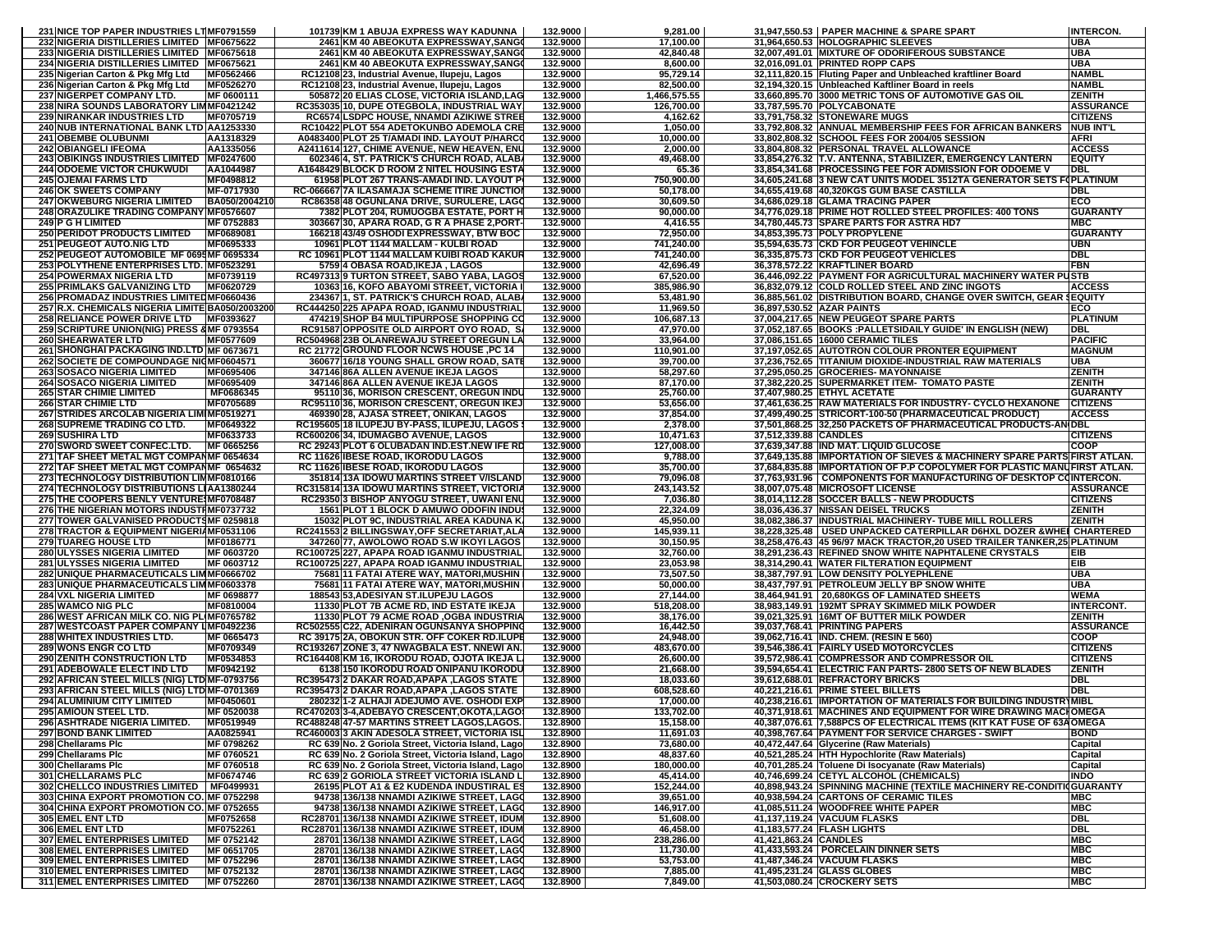| | | | | | | | | |
|---|---|---|---|---|---|---|---|---|
| 231 | NICE TOP PAPER INDUSTRIES LT | MF0791559 | 101739 | KM 1 ABUJA EXPRESS WAY KADUNNA | 132.9000 | 9,281.00 | 31,947,550.53 | PAPER MACHINE & SPARE SPART | INTERCON. |
| 232 | NIGERIA DISTILLERIES LIMITED | MF0675622 | 2461 | KM 40 ABEOKUTA EXPRESSWAY,SANGO | 132.9000 | 17,100.00 | 31,964,650.53 | HOLOGRAPHIC SLEEVES | UBA |
| 233 | NIGERIA DISTILLERIES LIMITED | MF0675618 | 2461 | KM 40 ABEOKUTA EXPRESSWAY,SANGO | 132.9000 | 42,840.48 | 32,007,491.01 | MIXTURE OF ODORIFEROUS SUBSTANCE | UBA |
| 234 | NIGERIA DISTILLERIES LIMITED | MF0675621 | 2461 | KM 40 ABEOKUTA EXPRESSWAY,SANGO | 132.9000 | 8,600.00 | 32,016,091.01 | PRINTED ROPP CAPS | UBA |
| 235 | Nigerian Carton & Pkg Mfg Ltd | MF0562466 | RC12108 | 23, Industrial Avenue, Ilupeju, Lagos | 132.9000 | 95,729.14 | 32,111,820.15 | Fluting Paper and Unbleached kraftliner Board | NAMBL |
| 236 | Nigerian Carton & Pkg Mfg Ltd | MF0526270 | RC12108 | 23, Industrial Avenue, Ilupeju, Lagos | 132.9000 | 82,500.00 | 32,194,320.15 | Unbleached Kaftliner Board in reels | NAMBL |
| 237 | NIGERPET COMPANY LTD. | MF 0600111 | 505872 | 20 ELIAS CLOSE, VICTORIA ISLAND,LAG | 132.9000 | 1,466,575.55 | 33,660,895.70 | 3000 METRIC TONS OF AUTOMOTIVE GAS OIL | ZENITH |
| 238 | NIRA SOUNDS LABORATORY LIM | MF0421242 | RC353035 | 10, DUPE OTEGBOLA, INDUSTRIAL WAY | 132.9000 | 126,700.00 | 33,787,595.70 | POLYCABONATE | ASSURANCE |
| 239 | NIRANKAR INDUSTRIES LTD | MF0705719 | RC6574 | LSDPC HOUSE, NNAMDI AZIKIWE STREE | 132.9000 | 4,162.62 | 33,791,758.32 | STONEWARE MUGS | CITIZENS |
| 240 | NUB INTERNATIONAL BANK LTD | AA1253330 | RC10422 | PLOT 554 ADETOKUNBO ADEMOLA CRE | 132.9000 | 1,050.00 | 33,792,808.32 | ANNUAL MEMBERSHIP FEES FOR AFRICAN BANKERS | NUB INT'L |
| 241 | OBEMBE OLUBUNMI | AA1318329 | A0483400 | PLOT 25 T/AMADI IND. LAYOUT P/HARCO | 132.9000 | 10,000.00 | 33,802,808.32 | SCHOOL FEES FOR 2004/05 SESSION | AFRI |
| 242 | OBIANGELI IFEOMA | AA1335056 | A2411614 | 127, CHIME AVENUE, NEW HEAVEN, ENU | 132.9000 | 2,000.00 | 33,804,808.32 | PERSONAL TRAVEL ALLOWANCE | ACCESS |
| 243 | OBIKINGS INDUSTRIES LIMITED | MF0247600 | 602346 | 4, ST. PATRICK'S CHURCH ROAD, ALABA | 132.9000 | 49,468.00 | 33,854,276.32 | T.V. ANTENNA, STABILIZER, EMERGENCY LANTERN | EQUITY |
| 244 | ODOEME VICTOR CHUKWUDI | AA1044987 | A1648429 | BLOCK D ROOM 2 NITEL HOUSING ESTA | 132.9000 | 65.36 | 33,854,341.68 | PROCESSING FEE FOR ADMISSION FOR ODOEME V | DBL |
| 245 | OJEMAI FARMS LTD | MF0498812 | 61958 | PLOT 267 TRANS-AMADI IND. LAYOUT P | 132.9000 | 750,900.00 | 34,605,241.68 | 3 NEW CAT UNITS MODEL 3512TA GENERATOR SETS FO | PLATINUM |
| 246 | OK SWEETS COMPANY | MF-0717930 | RC-066667 | 7A ILASAMAJA SCHEME ITIRE JUNCTION | 132.9000 | 50,178.00 | 34,655,419.68 | 40,320KGS GUM BASE CASTILLA | DBL |
| 247 | OKWEBURG NIGERIA LIMITED | BA050/2004210 | RC86358 | 48 OGUNLANA DRIVE, SURULERE, LAGO | 132.9000 | 30,609.50 | 34,686,029.18 | GLAMA TRACING PAPER | ECO |
| 248 | ORAZULIKE TRADING COMPANY | MF0576607 | 7382 | PLOT 204, RUMUOGBA ESTATE, PORT H | 132.9000 | 90,000.00 | 34,776,029.18 | PRIME HOT ROLLED STEEL PROFILES: 400 TONS | GUARANTY |
| 249 | P G H LIMITED | MF 0752883 | 303667 | 30, APARA ROAD, G R A PHASE 2,PORT- | 132.9000 | 4,416.55 | 34,780,445.73 | SPARE PARTS FOR ASTRA HD7 | MBC |
| 250 | PERIDOT PRODUCTS LIMITED | MF0689081 | 166218 | 43/49 OSHODI EXPRESSWAY, BTW BOC | 132.9000 | 72,950.00 | 34,853,395.73 | POLY PROPYLENE | GUARANTY |
| 251 | PEUGEOT AUTO.NIG LTD | MF0695333 | 10961 | PLOT 1144 MALLAM - KULBI ROAD | 132.9000 | 741,240.00 | 35,594,635.73 | CKD FOR PEUGEOT VEHINCLE | UBN |
| 252 | PEUGEOT AUTOMOBILE MF 0695 | MF 0695334 | RC 10961 | PLOT 1144 MALLAM KUIBI ROAD KAKUR | 132.9000 | 741,240.00 | 36,335,875.73 | CKD FOR PEUGEOT VEHICLES | DBL |
| 253 | POLYTHENE ENTERPRISES LTD. | MF0523291 | 5759 | 4 OBASA ROAD,IKEJA , LAGOS | 132.9000 | 42,696.49 | 36,378,572.22 | KRAFTLINER BOARD | FBN |
| 254 | POWERMAX NIGERIA LTD | MF0739119 | RC497313 | 9 TURTON STREET, SABO YABA, LAGOS | 132.9000 | 67,520.00 | 36,446,092.22 | PAYMENT FOR AGRICULTURAL MACHINERY WATER PU | STB |
| 255 | PRIMLAKS GALVANIZING LTD | MF0620729 | 10363 | 16, KOFO ABAYOMI STREET, VICTORIA I | 132.9000 | 385,986.90 | 36,832,079.12 | COLD ROLLED STEEL AND ZINC INGOTS | ACCESS |
| 256 | PROMADAZ INDUSTRIES LIMITED | MF0660436 | 234367 | 1, ST. PATRICK'S CHURCH ROAD, ALABA | 132.9000 | 53,481.90 | 36,885,561.02 | DISTRIBUTION BOARD, CHANGE OVER SWITCH, GEAR S | EQUITY |
| 257 | R.X. CHEMICALS NIGERIA LIMITE | BA050/2003200 | RC444250 | 225 APAPA ROAD, IGANMU INDUSTRIAL | 132.9000 | 11,969.50 | 36,897,530.52 | AZAR PAINTS | ECO |
| 258 | RELIANCE POWER DRIVE LTD | MF0393627 | 474219 | SHOP B4 MULTIPURPOSE SHOPPING CO | 132.9000 | 106,687.13 | 37,004,217.65 | NEW PEUGEOT SPARE PARTS | PLATINUM |
| 259 | SCRIPTURE UNION(NIG) PRESS & | MF 0793554 | RC91587 | OPPOSITE OLD AIRPORT OYO ROAD, SA | 132.9000 | 47,970.00 | 37,052,187.65 | BOOKS :PALLETSIDAILY GUIDE' IN ENGLISH (NEW) | DBL |
| 260 | SHEARWATER LTD | MF0577609 | RC504968 | 23B OLANREWAJU STREET OREGUN LA | 132.9000 | 33,964.00 | 37,086,151.65 | 16000 CERAMIC TILES | PACIFIC |
| 261 | SHONGHAI PACKAGING IND.LTD | MF 0673671 | RC 21772 | GROUND FLOOR NCWS HOUSE ,PC 14 | 132.9000 | 110,901.00 | 37,197,052.65 | AUTOTRON COLOUR PRONTER EQUIPMENT | MAGNUM |
| 262 | SOCIETE DE COMPOUNDAGE NIG | MF0604571 | 360677 | 16/18 YOUNG SHALL GROW ROAD, SATE | 132.9000 | 39,700.00 | 37,236,752.65 | TITANIUM DIOXIDE-INDUSTRIAL RAW MATERIALS | UBA |
| 263 | SOSACO NIGERIA LIMITED | MF0695406 | 347146 | 86A ALLEN AVENUE IKEJA LAGOS | 132.9000 | 58,297.60 | 37,295,050.25 | GROCERIES- MAYONNAISE | ZENITH |
| 264 | SOSACO NIGERIA LIMITED | MF0695409 | 347146 | 86A ALLEN AVENUE IKEJA LAGOS | 132.9000 | 87,170.00 | 37,382,220.25 | SUPERMARKET ITEM- TOMATO PASTE | ZENITH |
| 265 | STAR CHIMIE LIMITED | MF0686345 | 95110 | 36, MORISON CRESCENT, OREGUN INDU | 132.9000 | 25,760.00 | 37,407,980.25 | ETHYL ACETATE | GUARANTY |
| 266 | STAR CHIMIE LTD | MF0705689 | RC95110 | 36, MORISON CRESCENT, OREGUN IKEJ | 132.9000 | 53,656.00 | 37,461,636.25 | RAW MATERIALS FOR INDUSTRY- CYCLO HEXANONE | CITIZENS |
| 267 | STRIDES ARCOLAB NIGERIA LIMI | MF0519271 | 469390 | 28, AJASA STREET, ONIKAN, LAGOS | 132.9000 | 37,854.00 | 37,499,490.25 | STRICORT-100-50 (PHARMACEUTICAL PRODUCT) | ACCESS |
| 268 | SUPREME TRADING CO LTD. | MF0649322 | RC19565 | 19 ILUPEJU BY-PASS, ILUPEJU, LAGOS | 132.9000 | 2,378.00 | 37,501,868.25 | 32,250 PACKETS OF PHARMACEUTICAL PRODUCTS-AN | DBL |
| 269 | SUSHIRA LTD | MF0633733 | RC600206 | 34, IDUMAGBO AVENUE, LAGOS | 132.9000 | 10,471.63 | 37,512,339.88 | CANDLES | CITIZENS |
| 270 | SWORD SWEET CONFEC.LTD. | MF 0665256 | RC 29243 | PLOT 6 OLUBADAN IND.EST.NEW IFE RD | 132.9000 | 127,008.00 | 37,639,347.88 | IND MAT. LIQUID GLUCOSE | COOP |
| 271 | TAF SHEET METAL MGT COMPAN | MF 0654634 | RC 11626 | IBESE ROAD, IKORODU LAGOS | 132.9000 | 9,788.00 | 37,649,135.88 | IMPORTATION OF SIEVES & MACHINERY SPARE PARTS | FIRST ATLAN. |
| 272 | TAF SHEET METAL MGT COMPAN | MF 0654632 | RC 11626 | IBESE ROAD, IKORODU LAGOS | 132.9000 | 35,700.00 | 37,684,835.88 | IMPORTATION OF P.P COPOLYMER FOR PLASTIC MANU | FIRST ATLAN. |
| 273 | TECHNOLOGY DISTRIBUTION LIM | MF0810166 | 351814 | 13A IDOWU MARTINS STREET V/ISLAND | 132.9000 | 79,096.08 | 37,763,931.96 | COMPONENTS FOR MANUFACTURING OF DESKTOP CO | INTERCON. |
| 274 | TECHNOLOGY DISTRIBUTIONS LI | AA1380244 | RC315814 | 13A IDOWU MARTINS STREET, VICTORIA | 132.9000 | 243,143.52 | 38,007,075.48 | MICROSOFT LICENSE | ASSURANCE |
| 275 | THE COOPERS BENLY VENTURES | MF0708487 | RC29350 | 3 BISHOP ANYOGU STREET, UWANI ENU | 132.9000 | 7,036.80 | 38,014,112.28 | SOCCER BALLS - NEW PRODUCTS | CITIZENS |
| 276 | THE NIGERIAN MOTORS INDUSTR | MF0737732 | 1561 | PLOT 1 BLOCK D AMUWO ODOFIN INDUS | 132.9000 | 22,324.09 | 38,036,436.37 | NISSAN DEISEL TRUCKS | ZENITH |
| 277 | TOWER GALVANISED PRODUCTS | MF 0259818 | 15032 | PLOT 9C, INDUSTRIAL AREA KADUNA K | 132.9000 | 45,950.00 | 38,082,386.37 | INDUSTRIAL MACHINERY- TUBE MILL ROLLERS | ZENITH |
| 278 | TRACTOR & EQUIPMENT NIGERIA | MF0531106 | RC241553 | 2 BILLINGSWAY,OFF SECRETARIAT,ALA | 132.9000 | 145,939.11 | 38,228,325.48 | USED UNPACKED CATERPILLAR D6HXL DOZER &WHE | CHARTERED |
| 279 | TUAREG HOUSE LTD | MF0186771 | 347260 | 77, AWOLOWO ROAD S.W IKOYI LAGOS | 132.9000 | 30,150.95 | 38,258,476.43 | 45 96/97 MACK TRACTOR,20 USED TRAILER TANKER,25 | PLATINUM |
| 280 | ULYSSES NIGERIA LIMITED | MF 0603720 | RC100725 | 227, APAPA ROAD IGANMU INDUSTRIAL | 132.9000 | 32,760.00 | 38,291,236.43 | REFINED SNOW WHITE NAPHTALENE CRYSTALS | EIB |
| 281 | ULYSSES NIGERIA LIMITED | MF 0603712 | RC100725 | 227, APAPA ROAD IGANMU INDUSTRIAL | 132.9000 | 23,053.98 | 38,314,290.41 | WATER FILTERATION EQUIPMENT | EIB |
| 282 | UNIQUE PHARMACEUTICALS LIM | MF0666702 | 75681 | 11 FATAI ATERE WAY, MATORI,MUSHIN | 132.9000 | 73,507.50 | 38,387,797.91 | LOW DENSITY POLYEPHLENE | UBA |
| 283 | UNIQUE PHARMACEUTICALS LIM | MF0603378 | 75681 | 11 FATAI ATERE WAY, MATORI,MUSHIN | 132.9000 | 50,000.00 | 38,437,797.91 | PETROLEUM JELLY BP SNOW WHITE | UBA |
| 284 | VXL NIGERIA LIMITED | MF 0698877 | 188543 | 53,ADESIYAN ST.ILUPEJU LAGOS | 132.9000 | 27,144.00 | 38,464,941.91 | 20,680KGS OF LAMINATED SHEETS | WEMA |
| 285 | WAMCO NIG PLC | MF0810004 | 11330 | PLOT 7B ACME RD, IND ESTATE IKEJA | 132.9000 | 518,208.00 | 38,983,149.91 | 192MT SPRAY SKIMMED MILK POWDER | INTERCONT. |
| 286 | WEST AFRICAN MILK CO. NIG PL | MF0765782 | 11330 | PLOT 79 ACME ROAD ,OGBA INDUSTRIA | 132.9000 | 38,176.00 | 39,021,325.91 | 16MT OF BUTTER MILK POWDER | ZENITH |
| 287 | WESTCOAST PAPER COMPANY L | MF0492236 | RC502555 | C22, ADENIRAN OGUNSANYA SHOPPING | 132.9000 | 16,442.50 | 39,037,768.41 | PRINTING PAPERS | ASSURANCE |
| 288 | WHITEX INDUSTRIES LTD. | MF 0665473 | RC 39175 | 2A, OBOKUN STR. OFF COKER RD.ILUPE | 132.9000 | 24,948.00 | 39,062,716.41 | IND. CHEM. (RESIN E 560) | COOP |
| 289 | WONS ENGR CO LTD | MF0709349 | RC193267 | ZONE 3, 47 NWAGBALA EST. NNEWI AN. | 132.9000 | 483,670.00 | 39,546,386.41 | FAIRLY USED MOTORCYCLES | CITIZENS |
| 290 | ZENITH CONSTRUCTION LTD | MF0534853 | RC164408 | KM 16, IKORODU ROAD, OJOTA IKEJA L | 132.9000 | 26,600.00 | 39,572,986.41 | COMPRESSOR AND COMPRESSOR OIL | CITIZENS |
| 291 | ADEBOWALE ELECT IND LTD | MF0942192 | 6138 | 150 IKORODU ROAD ONIPANU IKORODU | 132.8900 | 21,668.00 | 39,594,654.41 | ELECTRIC FAN PARTS- 2800 SETS OF NEW BLADES | ZENITH |
| 292 | AFRICAN STEEL MILLS (NIG) LTD | MF-0793756 | RC395473 | 2 DAKAR ROAD,APAPA ,LAGOS STATE | 132.8900 | 18,033.60 | 39,612,688.01 | REFRACTORY BRICKS | DBL |
| 293 | AFRICAN STEEL MILLS (NIG) LTD | MF-0701369 | RC395473 | 2 DAKAR ROAD,APAPA ,LAGOS STATE | 132.8900 | 608,528.60 | 40,221,216.61 | PRIME STEEL BILLETS | DBL |
| 294 | ALUMINIUM CITY LIMITED | MF0450601 | 280232 | 1-2 ALHAJI ADEJUMO AVE. OSHODI EXP | 132.8900 | 17,000.00 | 40,238,216.61 | IMPORTATION OF MATERIALS FOR BUILDING INDUSTRY | MIBL |
| 295 | AMIOUN STEEL LTD. | MF 0520038 | RC470203 | 3-4,ADEBAYO CRESCENT,OKOTA,LAGOS | 132.8900 | 133,702.00 | 40,371,918.61 | MACHINES AND EQUIPMENT FOR WIRE DRAWING MAC | OMEGA |
| 296 | ASHTRADE NIGERIA LIMITED. | MF0519949 | RC488248 | 47-57 MARTINS STREET LAGOS,LAGOS. | 132.8900 | 15,158.00 | 40,387,076.61 | 7,588PCS OF ELECTRICAL ITEMS (KIT KAT FUSE OF 63A | OMEGA |
| 297 | BOND BANK LIMITED | AA0825941 | RC460003 | 3 AKIN ADESOLA STREET, VICTORIA ISL | 132.8900 | 11,691.03 | 40,398,767.64 | PAYMENT FOR SERVICE CHARGES - SWIFT | BOND |
| 298 | Chellarams Plc | MF 0798262 | RC 639 | No. 2 Goriola Street, Victoria Island, Lago | 132.8900 | 73,680.00 | 40,472,447.64 | Glycerine (Raw Materials) | Capital |
| 299 | Chellarams Plc | MF 0760521 | RC 639 | No. 2 Goriola Street, Victoria Island, Lago | 132.8900 | 48,837.60 | 40,521,285.24 | HTH Hypochlorite (Raw Materials) | Capital |
| 300 | Chellarams Plc | MF 0760518 | RC 639 | No. 2 Goriola Street, Victoria Island, Lago | 132.8900 | 180,000.00 | 40,701,285.24 | Toluene Di Isocyanate (Raw Materials) | Capital |
| 301 | CHELLARAMS PLC | MF0674746 | RC 639 | 2 GORIOLA STREET VICTORIA ISLAND L | 132.8900 | 45,414.00 | 40,746,699.24 | CETYL ALCOHOL (CHEMICALS) | INDO |
| 302 | CHELLCO INDUSTRIES LIMITED | MF0499931 | 26195 | PLOT A1 & E2 KUDENDA INDUSTRIAL ES | 132.8900 | 152,244.00 | 40,898,943.24 | SPINNING MACHINE (TEXTILE MACHINERY RE-CONDITI | GUARANTY |
| 303 | CHINA EXPORT PROMOTION CO. | MF 0752298 | 94738 | 136/138 NNAMDI AZIKIWE STREET, LAGO | 132.8900 | 39,651.00 | 40,938,594.24 | CARTONS OF CERAMIC TILES | MBC |
| 304 | CHINA EXPORT PROMOTION CO. | MF 0752655 | 94738 | 136/138 NNAMDI AZIKIWE STREET, LAGO | 132.8900 | 146,917.00 | 41,085,511.24 | WOODFREE WHITE PAPER | MBC |
| 305 | EMEL ENT LTD | MF0752658 | RC28701 | 136/138 NNAMDI AZIKIWE STREET, IDUM | 132.8900 | 51,608.00 | 41,137,119.24 | VACUUM FLASKS | DBL |
| 306 | EMEL ENT LTD | MF0752261 | RC28701 | 136/138 NNAMDI AZIKIWE STREET, IDUM | 132.8900 | 46,458.00 | 41,183,577.24 | FLASH LIGHTS | DBL |
| 307 | EMEL ENTERPRISES LIMITED | MF 0752142 | 28701 | 136/138 NNAMDI AZIKIWE STREET, LAGO | 132.8900 | 238,286.00 | 41,421,863.24 | CANDLES | MBC |
| 308 | EMEL ENTERPRISES LIMITED | MF 0651705 | 28701 | 136/138 NNAMDI AZIKIWE STREET, LAGO | 132.8900 | 11,730.00 | 41,433,593.24 | PORCELAIN DINNER SETS | MBC |
| 309 | EMEL ENTERPRISES LIMITED | MF 0752296 | 28701 | 136/138 NNAMDI AZIKIWE STREET, LAGO | 132.8900 | 53,753.00 | 41,487,346.24 | VACUUM FLASKS | MBC |
| 310 | EMEL ENTERPRISES LIMITED | MF 0752132 | 28701 | 136/138 NNAMDI AZIKIWE STREET, LAGO | 132.8900 | 7,885.00 | 41,495,231.24 | GLASS GLOBES | MBC |
| 311 | EMEL ENTERPRISES LIMITED | MF 0752260 | 28701 | 136/138 NNAMDI AZIKIWE STREET, LAGO | 132.8900 | 7,849.00 | 41,503,080.24 | CROCKERY SETS | MBC |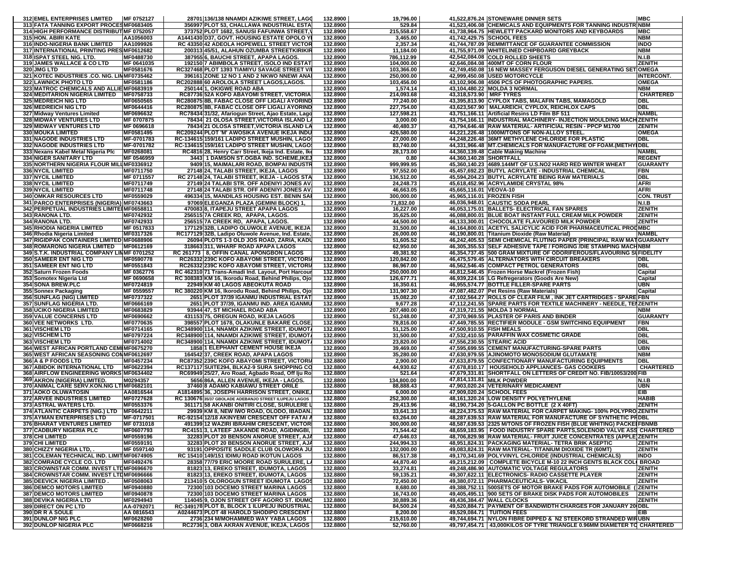| | | | | | | | | |
|---|---|---|---|---|---|---|---|---|
| 312 | EMEL ENTERPRISES LIMITED | MF 0752127 | 28701 136/138 NNAMDI AZIKIWE STREET, LAGO | 132.8900 | 19,796.00 | 41,522,876.26 | STONEWARE DINNER SETS | MBC |
| 313 | FATA TANNING EXPORT PROCES | MF0683405 | 356997 PLOT 53, CHALLAWA INDUSTRIAL ESTA | 132.8900 | 529.84 | 41,523,406.08 | CHEMICALS AND EQUIPMENTS FOR TANNING INDUSTR | NBM |
| 314 | HIGH PERFORMANCE DISTRIBUT | MF 0752057 | 373752 PLOT 1682, SANUSI FAFUNWA STREET,V | 132.8900 | 215,558.67 | 41,738,964.75 | HEWLETT PACKARD MONITORS AND KEYBOARDS | MBC |
| 315 | HON. ABIRI KATE | AA1056003 | A1441430 D37, GOVT. HOUSING ESTATE OPOLO YI | 132.8900 | 3,465.00 | 41,742,429.75 | SCHOOL FEES | NBM |
| 316 | INDO-NIGERIA BANK LIMITED | AA1099926 | RC 43350 42 ADEOLA HOPEWELL STREET VICTOR | 132.8900 | 2,357.34 | 41,744,787.09 | REMMITTANCE OF GUARANTEE COMMISSION | INDO |
| 317 | INTERNATIONAL PRINTING PRES | MF0612682 | 200313 45/51, ALAHUN OZUMBA STREETKIRIKIR | 132.8900 | 11,184.00 | 41,755,971.09 | WHITELINED CHIPBOARD GREYBACK | NBM |
| 318 | ISPAT STEEL NIG. LTD. | MF0488730 | 387955 6, BAUCHI STREET, APAPA LAGOS. | 132.8900 | 786,112.99 | 42,542,084.08 | COLD ROLLED SHEETS | N.I.B |
| 319 | JAMES WALLACE & CO LTD | MF 0641035 | 192150 7 ABIMBOLA STREET, ISOLO IND ESTAT | 132.8900 | 104,000.00 | 42,646,084.08 | 400MT OF CORN FLOUR | ZENITH |
| 320 | JMG LTD | MF0581676 | RC327468 PLOT 1393 TIAMIYU SAVAGE STREET V/I | 132.8900 | 103,366.00 | 42,749,450.08 | 16 NEW MASSEY FERGUSON DIESEL GENERATING SET | OMEGA |
| 321 | KOTEC INDUSTRIES .CO. NIG. LIM | MF0735462 | 396161 ZONE 12 NO 1 AND 2 NKWO NNEWI ANA | 132.8900 | 250,000.00 | 42,999,450.08 | USED MOTORCYCLE | INTERCONT. |
| 322 | LAWNICK PHOTO LTD | MF0581186 | RC202888 60 AROLOLA STREET LAGOS,LAGOS. | 132.8900 | 103,456.00 | 43,102,906.08 | 4506 PCS OF PHOTOGRAPHIC PAPERS. | OMEGA |
| 323 | MATROC CHEMICALS AND ALLIE | MF0683919 | 250144 1, OKIGWE ROAD ABA | 132.8900 | 1,574.14 | 43,104,480.22 | MOLDA 3 NORMAL | NBM |
| 324 | MEDITARION NIGERIA LIMITED | MF0758733 | RC87736 52A KOFO ABAYOMI STREET, VICTORIA | 132.8900 | 214,093.68 | 43,318,573.90 | MRF TYRES | CHARTERED |
| 325 | MEDREICH NIG LTD | MF0650565 | RC280875 8B, FABAC CLOSE OFF LIGALI AYORIND | 132.8900 | 77,240.00 | 43,395,813.90 | CYPLOX TABS, MALAFIN TABS, MAMAGOLD | DBL |
| 326 | MEDREICH NIG LTD | MF0644416 | RC280875 8B, FABAC CLOSE OFF LIGALI AYORIND | 132.8900 | 227,754.00 | 43,623,567.90 | MALAREICH, CYPLOX, REICHLOX CAPS | DBL |
| 327 | Midway Ventures Limited | MF0696632 | RC78434 31/32, Afariogun Street, Ajao Estate, Lago | 132.8900 | 127,598.21 | 43,751,166.11 | Artificial Resins LD Film BF 511 | NAMBL |
| 328 | MIDWAY VENTURES LTD | MF 0707875 | 78434 21 OLOSA STREET,VICTORIA ISLAND LA | 132.8900 | 3,000.00 | 43,754,166.11 | INDUSTRIAL MACHINERY- INJECTION MOULDING MACH | ZENITH |
| 329 | MIDWAY VENTURES LTD | MF 0696618 | 78434 21 OLOSA STREET,VICTORIA ISLAND LA | 132.8900 | 40,480.37 | 43,794,646.48 | RAW MATERIAL- ARTIFICIAL RESIN - PPCP M1700 | ZENITH |
| 330 | MOUKA LIMITED | MF0581495 | RC209244 PLOT 'M' AWOSIKA AVENUE IKEJA INDU | 132.8900 | 426,580.00 | 44,221,226.48 | 1000M/TONS OF NON-ALLOY STEEL. | OMEGA |
| 331 | NAGODE INDUSTRIES LTD | MF-0701783 | RC-134615 159/161 LADIPO STREET MUSHIN, LAGOS | 132.8900 | 27,000.00 | 44,248,226.48 | 36MT METHYLENE CHLORIDE FOR PLASTIC | DBL |
| 332 | NAGODE INDUSTRIES LTD | MF-0701782 | RC-134615 159/161 LADIPO STREET MUSHIN, LAGOS | 132.8900 | 83,740.00 | 44,331,966.48 | MT.CHEMICALS FOR MANUFACTURE OF FOAM.(METHYL | DBL |
| 333 | Nexans Kabel Metal Nigeria Plc | MF0268081 | RC4816 28, Henry Carr Street, Ikeja Ind. Estate, Ike | 132.8900 | 28,173.00 | 44,360,139.48 | Cable Making Machine | NAMBL |
| 334 | NIGER SANITARY LTD | MF 0546959 | 3443 1 DAMSON ST.OGBA IND. SCHEME,IKEJ | 132.8900 | 0.80 | 44,360,140.28 | SHORTFALL | REGENT |
| 335 | NORTHERN NIGERIA FLOUR MILL | MF0336912 | 9409 15, MAIMALARI ROAD, BOMPAI INDUSTR | 132.8900 | 999,999.95 | 45,360,140.23 | 4689.144MT OF U.S.NO2 HARD RED WINTER WHEAT | GUARANTY |
| 336 | NYCIL LIMITED | MF0711750 | 27148 24, TALABI STREET, IKEJA, LAGOS | 132.8900 | 97,552.00 | 45,457,692.23 | BUTYL ACRYLATE - INDUSTRIAL CHEMICAL | FBN |
| 337 | NYCIL LIMITED | MF 0711557 | RC 27148 24, TALABI STREET, IKEJA - LAGOS STA | 132.8900 | 136,512.00 | 45,594,204.23 | BUTYL ACRYLATE BEING RAW MATERIALS | DBL |
| 338 | NYCIL LIMITED | MF0711749 | 27149 24 TALABI STR. OFF ADENIYI JONES AV | 132.8900 | 24,248.73 | 45,618,452.96 | ACRYLAMIDE CRYSTAL 98% | AFRI |
| 339 | NYCIL LIMITED | MF0711748 | 27148 24 TALABI STR. OFF ADENIYI JONES AV | 132.8900 | 46,663.05 | 45,665,116.01 | VEOVA-10 | AFRI |
| 340 | OMKAR RESOURCES LTD | MF0559029 | 496334 15, MANDILAS HOUSING EST. BENIN SAI | 132.8900 | 300,000.00 | 45,965,116.01 | FROZEN FISH | CON. TRUST |
| 341 | PARCO ENTERPRISES (NIGERIA) | MF0743663 | 97069 ELEGANZA PLAZA (GEMINI BLOCK) 1, | 132.8900 | 71,832.00 | 46,036,948.01 | CAUSTIC SODA PEARL | N.I.B |
| 342 | PERPETUAL INDUSTRIES LIMITED | MF0658811 | 470083 8, ITAPEJU STREET APAPA LAGOS | 132.8900 | 16,227.00 | 46,053,175.01 | BALLETS- ELECTRICAL FAN SPARES | ZENITH |
| 343 | RANONA LTD. | MF0742932 | 256515 7A CREEK RD, APAPA, LAGOS. | 132.8900 | 35,625.00 | 46,088,800.01 | BLUE BOAT INSTANT FULL CREAM MILK POWDER | ZENITH |
| 344 | RANONA LTD. | MF0742933 | 256515 7A CREEK RD, APAPA, LAGOS. | 132.8900 | 44,500.00 | 46,133,300.01 | CHOCOLATE FLAVOURED MILK POWDER | ZENITH |
| 345 | RHODIA NIGERIA LIMITED | MF 0517833 | 177129 32B, LADIPO OLUWOLE AVENUE, IKEJA | 132.8900 | 31,500.00 | 46,164,800.01 | ACETYL SALICYLIC ACID FOR PHARMACEUTICAL PROD | MBC |
| 346 | Rhodia Nigeria Limited | MF0317326 | RC177129 32B, Ladipo Oluwole Avenue, Ind. Estate, | 132.8900 | 26,000.00 | 46,190,800.01 | Titanium Dioxide (Raw Material) | NAMBL |
| 347 | RIGIDPAK CONTAINERS LIMITED | MF0688906 | 26094 PLOTS 1-3 OLD JOS ROAD, ZARIA, KADU | 132.8900 | 51,605.52 | 46,242,405.53 | SEMI CHEMICAL FLUTING PAPER (PRINCIPAL RAW MAT | GUARANTY |
| 348 | ROMARONG NIGERIA LIMITED | MF0612169 | 318663 311, WHARF ROAD APAPA LAGOS | 132.8900 | 62,950.00 | 46,305,355.53 | SELF ADHESIVE TAPE / FORGING /DIE STAMPING MACH | NBM |
| 349 | S.T.K. INDUSTRIAL COMPANY LIM | MF 0701252 | RC 261773 8, OFFIN CANAL APONGBON LAGOS | 132.8900 | 49,381.92 | 46,354,737.45 | 500 GRAM MIXTURE OF ODORIFEROUS/FLAVOURING SU | FIDELITY |
| 350 | SAMEER ENT NIG LTD | MF0590778 | RC26332 239C KOFO ABAYOMI STREET, VICTORIA | 132.8900 | 120,842.00 | 46,475,579.45 | ALTERNATORS WITH CIRCUIT BREAKERS | DBL |
| 351 | SAMEER ENT NIG LTD | MF0551843 | RC26332 239C KOFO ABAYOMI STREET, VICTORIA | 132.8900 | 86,967.00 | 46,562,546.45 | COMPACT PETROL GENERATORS | DBL |
| 352 | Saturn Frozen Foods | MF 0362776 | RC 462310 71 Trans-Amadi Ind. Layout, Port Harcour | 132.8900 | 250,000.00 | 46,812,546.45 | Frozen Horse Mackrel (Frozen Fish) | Capital |
| 353 | Somotex Nigeria Ltd | MF 0690658 | RC 308383 KM 16, Ikorodu Road, Behind Philips, Ojo | 132.8900 | 126,677.71 | 46,939,224.16 | LG Refregerators (Goods Are New) | Capital |
| 354 | SONA BREW.PLC | MF0724819 | 22949 KM 40 LAGOS ABEOKUTA ROAD | 132.8900 | 16,350.61 | 46,955,574.77 | BOTTLE FILLER-SPARE PARTS | UBN |
| 355 | Sonnex Packaging | MF 0559557 | RC 380220 KM 16, Ikorodu Road, Behind Philips, Ojo | 132.8900 | 131,907.30 | 47,087,482.07 | Pet Resins (Raw Materials) | Capital |
| 356 | SUNFLAG (NIG) LIMITED | MF0737322 | 2651 PLOT 37/39 IGANMU INDUSTRIAL ESTAT | 132.8900 | 15,082.20 | 47,102,564.27 | ROLLS OF CLEAR FILM , INK JET CARTRIDGES - SPARE | FBN |
| 357 | SUNFLAG NIGERIA LTD. | MF0666169 | 2651 PLOT 37/39, IGANMU IND. AREA IGANMU | 132.8900 | 9,677.28 | 47,112,241.55 | SPARE PARTS FOR TEXTILE MACHINERY - NEEDLE, TEN | ZENITH |
| 358 | UCIKO NIGERIA LIMITED | MF0683829 | 93944 47, ST MICHAEL ROAD ABA | 132.8900 | 207,480.00 | 47,319,721.55 | MOLDA 3 NORMAL | NBM |
| 359 | VALUE CONCERNS LTD | MF0690662 | 431153 75, OREGUN ROAD, IKEJA LAGOS | 132.8900 | 51,248.00 | 47,370,969.55 | PLASTER OF PARIS AND BINDER | GUARANTY |
| 360 | VEE NETWORKS LTD. | MF0770635 | 398557 PLOT 1678, OLAKUNLE BAKARE CLOSE, | 132.8900 | 78,816.00 | 47,449,785.55 | RECTIFIER MODULE - GSM SWITCHING EQUIPMENT | FBN |
| 361 | VISCHEM LTD | MF0714165 | RC348900 114, NNAMDI AZIKIWE STREET, IDUMOTA | 132.8900 | 51,125.00 | 47,500,910.55 | FISH MEALS | DBL |
| 362 | VISCHEM LTD | MF0797224 | RC348900 114, NNAMDI AZIKIWE STREET, IDUMOTA | 132.8900 | 31,500.00 | 47,532,410.55 | PARAFFIN WAX COSMETIC GRADE | DBL |
| 363 | VISCHEM LTD | MF0714002 | RC348900 114, NNAMDI AZIKIWE STREET, IDUMOTA | 132.8900 | 23,820.00 | 47,556,230.55 | STEARIC ACID | DBL |
| 364 | WEST AFRICAN PORTLAND CEME | MF0675270 | 1858 1 ELEPHANT CEMENT HOUSE IKEJA | 132.8900 | 39,469.00 | 47,595,699.55 | CEMENT MANUFACTURING-SPARE PARTS | UBN |
| 365 | WEST AFRICAN SEASONING CON | MF0612697 | 164542 37, CREEK ROAD, APAPA LAGOS | 132.8900 | 35,280.00 | 47,630,979.55 | AJINOMOTO MONOSODIUM GLUTAMATE | NBM |
| 366 | A & P FOODS LTD | MF0457234 | RC87352 239C KOFO ABAYOMI STREET, VICTORIA | 132.8800 | 2,900.00 | 47,633,879.55 | CONFECTIONARY MANUFACTURING EQUIPMENTS | DBL |
| 367 | ABIDOK INTERNATIONAL LTD | MF0622394 | RC137117 SUITE294, BLKA2-9 SURA SHOPPING CO | 132.8800 | 44,930.62 | 47,678,810.17 | HOUSEHOLD APPLIANCES- GAS COOKERS | CHARTERED |
| 368 | AIRFLOW ENGINEERING WORKS | MF0634402 | RC69949 25/27, Aro Road, Agbado Road, Off Iju Ro | 132.8800 | 521.64 | 47,679,331.81 | SHORTFALL ON LETTERS OF CREDIT NO. FIB/10053/200 | FIB |
| 369 | AKRON (NIGERIA) LIMITED. | M0294357 | 5656 86A, ALLEN AVENUE, IKEJA - LAGOS. | 132.8800 | 134,800.00 | 47,814,131.81 | MILK POWDER | N.I.B |
| 370 | ANIMAL CARE SERV.KON.NIG LT | MF0682101 | 37460 8 ADAMO KABIAWU STREET ORILE | 132.8800 | 88,888.43 | 47,903,020.24 | VETERINARY MEDICAMENT | UBN |
| 371 | AOKO OLUWATOSIN | AA0816544 | A1814895 36, JOSEPH HARRISON STREET, ONIKE, | 132.8800 | 6,000.00 | 47,909,020.24 | SCHOOL FEES | EIB |
| 372 | ARVEE INDUSTRIES LIMITED | MF0727628 | RC 130676 35/37 GBOLADE ADEBANJO STREET ILUPEJU LAGOS | 132.8800 | 252,300.00 | 48,161,320.24 | LOW DENSITY POLYETHYLENE | HABIB |
| 373 | ASTRAL WATERS LTD. | MF0553376 | 361171 58 AKANBI ONITIRI CLOSE, SURULERE L | 132.8800 | 29,413.96 | 48,190,734.20 | 5-GALLON PC BOTTLE (2 X 40FT) | ZENITH |
| 374 | ATLANTIC CARPETS (NIG.) LTD | MF0642211 | 29939 KM 8, NEW IWO ROAD, OLODO, IBADAN. | 132.8800 | 33,641.33 | 48,224,375.53 | RAW MATERIAL FOR CARPET MAKING- 100% POLYPRO | ZENITH |
| 375 | AYMAN ENTERPRISES LTD | MF-0717501 | RC-92154 12/18 AKINYEMI CRESCENT OFF FATAI A | 132.8800 | 63,264.00 | 48,287,639.53 | RAW MATERIAL FOR MANUFACTURE OF SYNTHETIC PR | DBL |
| 376 | BHARAT VENTURES LIMITED | MF0731018 | 491399 12 WAZIRI IBRAHIM CRESCENT, VICTOR | 132.8800 | 300,000.00 | 48,587,639.53 | 2325 M/TONS OF FROZEN FISH (BLUE WHITING) PACKE | FBNMB |
| 377 | CADBURY NIGERIA PLC | MF0607793 | RC4151 3, LATEEF JAKANDE ROAD, AGIDINGBI, | 132.8800 | 71,544.42 | 48,659,183.95 | FOOD INDUSTRY SPARE PARTS,SOLENOID VALVE ASS | CHARTERED |
| 378 | CHI LIMITED | MF0559196 | 32283 PLOT 20 BENSON ANORUE STREET, AJA | 132.8800 | 47,646.03 | 48,706,829.98 | RAW MATERIAL- FRUIT JUICE CONCENTRATES (APPLE | ZENITH |
| 379 | CHI LIMITED | MF0559191 | 32283 PLOT 20 BENSON ANORUE STREET, AJA | 132.8800 | 244,994.33 | 48,951,824.31 | PACKAGING MATERIAL- TETRA BRIK ASEPTIC | ZENITH |
| 380 | CHIZZY NIGERIA LTD, . | MF 0597140 | 93191 OPPOSITE SADDLE CLUB OLOWORA JU | 132.8800 | 132,000.00 | 49,083,824.31 | RAW MATERIAL- TITANIUM DIOXIDE TR (60MT) | ZENITH |
| 381 | COLEMAN TECHNICAL IND. LIMIT | MF0674905 | RC 15410 149/151 IDIMU ROAD IKOTUN LAGOS | 132.8800 | 86,517.38 | 49,170,341.69 | POLYVINYL CHLORIDE (INDUSTRIAL CHEMICALS) | INDO |
| 382 | COMRADE CYCLE CO. LTD | MF0492476 | 28358 77/79 ERIC MOORE ROAD SURULERE, LA | 132.8800 | 44,870.40 | 49,215,212.09 | COMPLETE BICYCLE M-10 22 INCH GENTS BLACK COL | BROAD |
| 383 | CROWNSTAR COMM. INVEST LTD | MF0696670 | 81823 13, EREKO STREET, IDUMOTA, LAGOS | 132.8800 | 33,274.81 | 49,248,486.90 | AUTOMATIC VOLTAGE REGULATORS | ZENITH |
| 384 | CROWNSTAR COMM. INVEST LTD | MF0696666 | 81823 13, EREKO STREET, IDUMOTA, LAGOS | 132.8800 | 59,135.21 | 49,307,622.11 | ELECTRONICS- RADIO CASSETTE PLAYER | ZENITH |
| 385 | DEEVICK NIGERIA LIMITED . | MF0508063 | 213410 5 OLOROGUN STREET IDUMOTA LAGOS | 132.8800 | 72,450.00 | 49,380,072.11 | PHARMACEUTICALS- VIKACIL | ZENITH |
| 386 | DEMCO MOTORS LIMITED | MF0940880 | 72300 103 DOCEMO STREET MARINA LAGOS | 132.8800 | 8,680.00 | 49,388,752.11 | 500SETS OF MOTOR BRAKE PADS FOR AUTOMOBILE ( | ZENITH |
| 387 | DEMCO MOTORS LIMITED | MF0940878 | 72300 103 DOCEMO STREET MARINA LAGOS | 132.8800 | 16,743.00 | 49,405,495.11 | 900 SETS OF BRAKE DISK PADS FOR AUTOMOBILES | ZENITH |
| 388 | DEVIKA NIGERIA LTD | MF0294943 | 114045 9, OJON STREET OFF AGORO ST. IDUMO | 132.8800 | 30,889.36 | 49,436,384.47 | WALL CLOCKS | ZENITH |
| 389 | DIRECT ON PC LTD | AA-0792071 | RC-349178 PLOT B, BLOCK 1 ILUPEJU INDUSTRIAL | 132.8800 | 84,500.24 | 49,520,884.71 | PAYMENT OF BANDWIDTH CHARGES FOR JANUARY 20 | DBL |
| 390 | DR R A SOULE | AA 0816543 | A0244673 PLOT 48 HAROLD SHODIPO CRESCENT | 132.8800 | 8,200.00 | 49,529,084.71 | TUITION FEES | EIB |
| 391 | DUNLOP NIG PLC | MF0628260 | 2736 234 M/MOHAMMED WAY YABA LAGOS | 132.8800 | 215,610.00 | 49,744,694.71 | NYLON FIBRE DIPPED & N2 STEEKORD STRANDED WIR | UBN |
| 392 | DUNLOP NIGERIA PLC | MF0668216 | RC2736 3, OBA AKRAN AVENUE, IKEJA, LAGOS | 132.8800 | 52,760.00 | 49,797,454.71 | 43,000KILOS OF TYRE TRIANGLE 0.96MM DIAMETER TO | CHARTERED |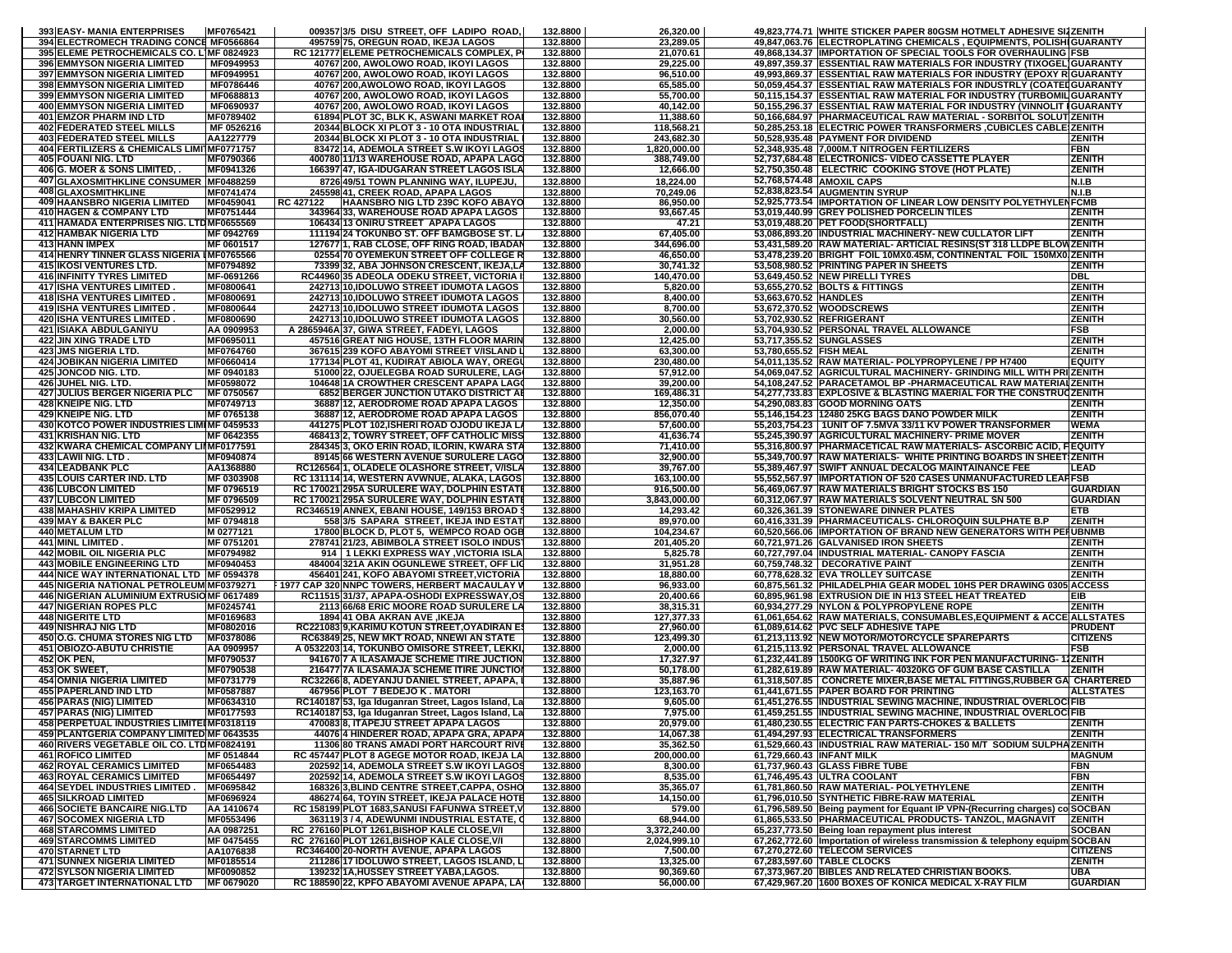| | | | | | | | | |
|---|---|---|---|---|---|---|---|---|
| 393 | EASY- MANIA ENTERPRISES | MF0765421 | 009357 | 3/5 DISU STREET, OFF LADIPO ROAD, | 132.8800 | 26,320.00 | 49,823,774.71 | WHITE STICKER PAPER 80GSM HOTMELT ADHESIVE SI | ZENITH |
| 394 | ELECTROMECH TRADING CONCE | MF0566864 | 495759 | 75, OREGUN ROAD, IKEJA LAGOS | 132.8800 | 23,289.05 | 49,847,063.76 | ELECTROPLATING CHEMICALS , EQUIPMENTS, POLISH | GUARANTY |
| 395 | ELEME PETROCHEMICALS CO. L | MF 0824923 | RC 121777 | ELEME PETROCHEMICALS COMPLEX, P | 132.8800 | 21,070.61 | 49,868,134.37 | IMPORTATION OF SPECIAL TOOLS FOR OVERHAULING | FSB |
| 396 | EMMYSON NIGERIA LIMITED | MF0949953 | 40767 | 200, AWOLOWO ROAD, IKOYI LAGOS | 132.8800 | 29,225.00 | 49,897,359.37 | ESSENTIAL RAW MATERIALS FOR INDUSTRY (TIXOGEL | GUARANTY |
| 397 | EMMYSON NIGERIA LIMITED | MF0949951 | 40767 | 200, AWOLOWO ROAD, IKOYI LAGOS | 132.8800 | 96,510.00 | 49,993,869.37 | ESSENTIAL RAW MATERIALS FOR INDUSTRY (EPOXY R | GUARANTY |
| 398 | EMMYSON NIGERIA LIMITED | MF0786446 | 40767 | 200,AWOLOWO ROAD, IKOYI LAGOS | 132.8800 | 65,585.00 | 50,059,454.37 | ESSENTIAL RAW MATERIALS FOR INDUSTRLY (COATED | GUARANTY |
| 399 | EMMYSON NIGERIA LIMITED | MF0688813 | 40767 | 200, AWOLOWO ROAD, IKOYI LAGOS | 132.8800 | 55,700.00 | 50,115,154.37 | ESSENTIAL RAW MATERIAL FOR INDUSTRY (TURBOMIL | GUARANTY |
| 400 | EMMYSON NIGERIA LIMITED | MF0690937 | 40767 | 200, AWOLOWO ROAD, IKOYI LAGOS | 132.8800 | 40,142.00 | 50,155,296.37 | ESSENTIAL RAW MATERIAL FOR INDUSTRY (VINNOLIT | GUARANTY |
| 401 | EMZOR PHARM IND LTD | MF0789402 | 61894 | PLOT 3C, BLK K, ASWANI MARKET ROA | 132.8800 | 11,388.60 | 50,166,684.97 | PHARMACEUTICAL RAW MATERIAL - SORBITOL SOLUT | ZENITH |
| 402 | FEDERATED STEEL MILLS | MF 0526216 | 20344 | BLOCK XI PLOT 3 - 10 OTA INDUSTRIAL | 132.8800 | 118,568.21 | 50,285,253.18 | ELECTRIC POWER TRANSFORMERS ,CUBICLES CABLE | ZENITH |
| 403 | FEDERATED STEEL MILLS | AA1227779 | 20344 | BLOCK XI PLOT 3 - 10 OTA INDUSTRIAL | 132.8800 | 243,682.30 | 50,528,935.48 | PAYMENT FOR DIVIDEND | ZENITH |
| 404 | FERTILIZERS & CHEMICALS LIMI | MF0771757 | 83472 | 14, ADEMOLA STREET S.W IKOYI LAGOS | 132.8800 | 1,820,000.00 | 52,348,935.48 | 7,000M.T NITROGEN FERTILIZERS | FBN |
| 405 | FOUANI NIG. LTD | MF0790366 | 400780 | 11/13 WAREHOUSE ROAD, APAPA LAGO | 132.8800 | 388,749.00 | 52,737,684.48 | ELECTRONICS- VIDEO CASSETTE PLAYER | ZENITH |
| 406 | G. MOER & SONS LIMITED, . | MF0941326 | 166397 | 47, IGA-IDUGARAN STREET LAGOS ISLA | 132.8800 | 12,666.00 | 52,750,350.48 | ELECTRIC COOKING STOVE (HOT PLATE) | ZENITH |
| 407 | GLAXOSMITHKLINE CONSUMER | MF0488259 | 8726 | 49/51 TOWN PLANNING WAY, ILUPEJU, | 132.8800 | 18,224.00 | 52,768,574.48 | AMOXIL CAPS | N.I.B |
| 408 | GLAXOSMITHKLINE | MF0741474 | 245598 | 41, CREEK ROAD, APAPA LAGOS | 132.8800 | 70,249.06 | 52,838,823.54 | AUGMENTIN SYRUP | N.I.B |
| 409 | HAANSBRO NIGERIA LIMITED | MF0459041 | RC 427122 | HAANSBRO NIG LTD 239C KOFO ABAYO | 132.8800 | 86,950.00 | 52,925,773.54 | IMPORTATION OF LINEAR LOW DENSITY POLYETHYLEN | FCMB |
| 410 | HAGEN & COMPANY LTD | MF0751444 | 343964 | 33, WAREHOUSE ROAD APAPA LAGOS | 132.8800 | 93,667.45 | 53,019,440.99 | GREY POLISHED PORCELIN TILES | ZENITH |
| 411 | HAMADA ENTERPRISES NIG. LTD | MF0655569 | 106434 | 13 ONIRU STREET APAPA LAGOS | 132.8800 | 47.21 | 53,019,488.20 | PET FOOD(SHORTFALL) | ZENITH |
| 412 | HAMBAK NIGERIA LTD | MF 0942769 | 111194 | 24 TOKUNBO ST. OFF BAMGBOSE ST. L | 132.8800 | 67,405.00 | 53,086,893.20 | INDUSTRIAL MACHINERY- NEW CULLATOR LIFT | ZENITH |
| 413 | HANN IMPEX | MF 0601517 | 127677 | 1, RAB CLOSE, OFF RING ROAD, IBADAN | 132.8800 | 344,696.00 | 53,431,589.20 | RAW MATERIAL- ARTICIAL RESINS(ST 318 LLDPE BLOW | ZENITH |
| 414 | HENRY TINNER GLASS NIGERIA | MF0765566 | 02554 | 70 OYEMEKUN STREET OFF COLLEGE R | 132.8800 | 46,650.00 | 53,478,239.20 | BRIGHT FOIL 10MX0.45M, CONTINENTAL FOIL 150MX0 | ZENITH |
| 415 | IKOSI VENTURES LTD. | MF0794892 | 73399 | 32, ABA JOHNSON CRESCENT, IKEJA,LA | 132.8800 | 30,741.32 | 53,508,980.52 | PRINTING PAPER IN SHEETS | ZENITH |
| 416 | INFINITY TYRES LIMITED | MF0691266 | RC44960 | 35 ADEOLA ODEKU STREET, VICTORIA I | 132.8800 | 140,470.00 | 53,649,450.52 | NEW PIRELLI TYRES | DBL |
| 417 | ISHA VENTURES LIMITED . | MF0800641 | 242713 | 10,IDOLUWO STREET IDUMOTA LAGOS | 132.8800 | 5,820.00 | 53,655,270.52 | BOLTS & FITTINGS | ZENITH |
| 418 | ISHA VENTURES LIMITED . | MF0800691 | 242713 | 10,IDOLUWO STREET IDUMOTA LAGOS | 132.8800 | 8,400.00 | 53,663,670.52 | HANDLES | ZENITH |
| 419 | ISHA VENTURES LIMITED . | MF0800644 | 242713 | 10,IDOLUWO STREET IDUMOTA LAGOS | 132.8800 | 8,700.00 | 53,672,370.52 | WOODSCREWS | ZENITH |
| 420 | ISHA VENTURES LIMITED . | MF0800690 | 242713 | 10,IDOLUWO STREET IDUMOTA LAGOS | 132.8800 | 30,560.00 | 53,702,930.52 | REFRIGERANT | ZENITH |
| 421 | ISIAKA ABDULGANIYU | AA 0909953 | A 2865946A | 37, GIWA STREET, FADEYI, LAGOS | 132.8800 | 2,000.00 | 53,704,930.52 | PERSONAL TRAVEL ALLOWANCE | FSB |
| 422 | JIN XING TRADE LTD | MF0695011 | 457516 | GREAT NIG HOUSE, 13TH FLOOR MARIN | 132.8800 | 12,425.00 | 53,717,355.52 | SUNGLASSES | ZENITH |
| 423 | JMS NIGERIA LTD. | MF0764760 | 367615 | 239 KOFO ABAYOMI STREET V/ISLAND L | 132.8800 | 63,300.00 | 53,780,655.52 | FISH MEAL | ZENITH |
| 424 | JOBIKAN NIGERIA LIMITED | MF0660414 | 177134 | PLOT 41, KUDIRAT ABIOLA WAY, OREG | 132.8800 | 230,480.00 | 54,011,135.52 | RAW MATERIAL- POLYPROPYLENE / PP H7400 | EQUITY |
| 425 | JONCOD NIG. LTD. | MF 0940183 | 51000 | 22, OJUELEGBA ROAD SURULERE, LAG | 132.8800 | 57,912.00 | 54,069,047.52 | AGRICULTURAL MACHINERY- GRINDING MILL WITH PRI | ZENITH |
| 426 | JUHEL NIG. LTD. | MF0598072 | 104648 | 1A CROWTHER CRESCENT APAPA LAG | 132.8800 | 39,200.00 | 54,108,247.52 | PARACETAMOL BP -PHARMACEUTICAL RAW MATERIAL | ZENITH |
| 427 | JULIUS BERGER NIGERIA PLC | MF 0750567 | 6852 | BERGER JUNCTION UTAKO DISTRICT AB | 132.8800 | 169,486.31 | 54,277,733.83 | EXPLOSIVE & BLASTING MAERIAL FOR THE CONSTRUC | ZENITH |
| 428 | KNEIPE NIG. LTD | MF0749713 | 36887 | 12, AERODROME ROAD APAPA LAGOS | 132.8800 | 12,350.00 | 54,290,083.83 | GOOD MORNING OATS | ZENITH |
| 429 | KNEIPE NIG. LTD | MF 0765138 | 36887 | 12, AERODROME ROAD APAPA LAGOS | 132.8800 | 856,070.40 | 55,146,154.23 | 12480 25KG BAGS DANO POWDER MILK | ZENITH |
| 430 | KOTCO POWER INDUSTRIES LIMI | MF 0459533 | 441275 | PLOT 102,ISHERI ROAD OJODU IKEJA L | 132.8800 | 57,600.00 | 55,203,754.23 | 1UNIT OF 7.5MVA 33/11 KV POWER TRANSFORMER | WEMA |
| 431 | KRISHAN NIG. LTD | MF 0642355 | 468413 | 2, TOWRY STREET, OFF CATHOLIC MISS | 132.8800 | 41,636.74 | 55,245,390.97 | AGRICULTURAL MACHINERY- PRIME MOVER | ZENITH |
| 432 | KWARA CHEMICAL COMPANY LI | MF0177591 | 284345 | 3, OKO ERIN ROAD, ILORIN, KWARA STA | 132.8800 | 71,410.00 | 55,316,800.97 | PHARMACEUTICAL RAW MATERIALS- ASCORBIC ACID, F | EQUITY |
| 433 | LAWII NIG. LTD . | MF0940874 | 89145 | 66 WESTERN AVENUE SURULERE LAGO | 132.8800 | 32,900.00 | 55,349,700.97 | RAW MATERIALS- WHITE PRINTING BOARDS IN SHEET | ZENITH |
| 434 | LEADBANK PLC | AA1368880 | RC126564 | 1, OLADELE OLASHORE STREET, V/ISLA | 132.8800 | 39,767.00 | 55,389,467.97 | SWIFT ANNUAL DECALOG MAINTAINANCE FEE | LEAD |
| 435 | LOUIS CARTER IND. LTD | MF 0303908 | RC 131114 | 14, WESTERN AVWNUE, ALAKA, LAGOS | 132.8800 | 163,100.00 | 55,552,567.97 | IMPORTATION OF 520 CASES UNMANUFACTURED LEAF | FSB |
| 436 | LUBCON LIMITED | MF 0796519 | RC 170021 | 295A SURULERE WAY, DOLPHIN ESTAT | 132.8800 | 916,500.00 | 56,469,067.97 | RAW MATERIALS BRIGHT STOCKS BS 150 | GUARDIAN |
| 437 | LUBCON LIMITED | MF 0796509 | RC 170021 | 295A SURULERE WAY, DOLPHIN ESTAT | 132.8800 | 3,843,000.00 | 60,312,067.97 | RAW MATERIALS SOLVENT NEUTRAL SN 500 | GUARDIAN |
| 438 | MAHASHIV KRIPA LIMITED | MF0529912 | RC346519 | ANNEX, EBANI HOUSE, 149/153 BROAD S | 132.8800 | 14,293.42 | 60,326,361.39 | STONEWARE DINNER PLATES | ETB |
| 439 | MAY & BAKER PLC | MF 0794818 | 558 | 3/5 SAPARA STREET, IKEJA IND ESTAT | 132.8800 | 89,970.00 | 60,416,331.39 | PHARMACEUTICALS- CHLOROQUIN SULPHATE B.P | ZENITH |
| 440 | METALUM LTD | M 0277121 | 17800 | BLOCK D, PLOT 5, WEMPCO ROAD OGB | 132.8800 | 104,234.67 | 60,520,566.06 | IMPORTATION OF BRAND NEW GENERATORS WITH PER | UBNMB |
| 441 | MINL LIMITED . | MF 0751201 | 278741 | 21/23, ABIMBOLA STREET ISOLO INDUS | 132.8800 | 201,405.20 | 60,721,971.26 | GALVANISED IRON SHEETS | ZENITH |
| 442 | MOBIL OIL NIGERIA PLC | MF0794982 | 914 | 1 LEKKI EXPRESS WAY ,VICTORIA ISLA | 132.8800 | 5,825.78 | 60,727,797.04 | INDUSTRIAL MATERIAL- CANOPY FASCIA | ZENITH |
| 443 | MOBILE ENGINEERING LTD | MF0940453 | 484004 | 321A AKIN OGUNLEWE STREET, OFF LI | 132.8800 | 31,951.28 | 60,759,748.32 | DECORATIVE PAINT | ZENITH |
| 444 | NICE WAY INTERNATIONAL LTD | MF 0594378 | 456401 | 241, KOFO ABAYOMI STREET,VICTORIA | 132.8800 | 18,880.00 | 60,778,628.32 | EVA TROLLEY SUITCASE | ZENITH |
| 445 | NIGERIA NATIONAL PETROLEUM | MF0379271 | 1977 CAP 320 | NNPC TOWERS, HERBERT MACAULAY W | 132.8800 | 96,933.00 | 60,875,561.32 | PHILADELPHIA GEAR MODEL 10HS PER DRAWING 0305 | ACCESS |
| 446 | NIGERIAN ALUMINIUM EXTRUSIO | MF 0617489 | RC11515 | 31/37, APAPA-OSHODI EXPRESSWAY,OS | 132.8800 | 20,400.66 | 60,895,961.98 | EXTRUSION DIE IN H13 STEEL HEAT TREATED | EIB |
| 447 | NIGERIAN ROPES PLC | MF0245741 | 2113 | 66/68 ERIC MOORE ROAD SURULERE LA | 132.8800 | 38,315.31 | 60,934,277.29 | NYLON & POLYPROPYLENE ROPE | ZENITH |
| 448 | NIGERITE LTD | MF0169683 | 1894 | 41 OBA AKRAN AVE ,IKEJA | 132.8800 | 127,377.33 | 61,061,654.62 | RAW MATERIALS, CONSUMABLES,EQUIPMENT & ACCE | ALLSTATES |
| 449 | NISHRAJ NIG LTD | MF0802016 | RC221083 | 9,KARIMU KOTUN STREET,OYADIRAN E | 132.8800 | 27,960.00 | 61,089,614.62 | PVC SELF ADHESIVE TAPE | PRUDENT |
| 450 | O.G. CHUMA STORES NIG LTD | MF0378086 | RC63849 | 25, NEW MKT ROAD, NNEWI AN STATE | 132.8800 | 123,499.30 | 61,213,113.92 | NEW MOTOR/MOTORCYCLE SPAREPARTS | CITIZENS |
| 451 | OBIOZO-ABUTU CHRISTIE | AA 0909957 | A 0532203 | 14, TOKUNBO OMISORE STREET, LEKKI | 132.8800 | 2,000.00 | 61,215,113.92 | PERSONAL TRAVEL ALLOWANCE | FSB |
| 452 | OK PEN, | MF0790537 | 941670 | 7 A ILASAMAJE SCHEME ITIRE JUCTION | 132.8800 | 17,327.97 | 61,232,441.89 | 1500KG OF WRITING INK FOR PEN MANUFACTURING- 1 | ZENITH |
| 453 | OK SWEET, | MF0790538 | 216477 | 7A ILASAMAJA SCHEME ITIRE JUNCTIO | 132.8800 | 50,178.00 | 61,282,619.89 | RAW MATERIAL- 40320KG OF GUM BASE CASTILLA | ZENITH |
| 454 | OMNIA NIGERIA LIMITED | MF0731779 | RC32266 | 8, ADEYANJU DANIEL STREET, APAPA, | 132.8800 | 35,887.96 | 61,318,507.85 | CONCRETE MIXER,BASE METAL FITTINGS,RUBBER GA | CHARTERED |
| 455 | PAPERLAND IND LTD | MF0587887 | 467956 | PLOT 7 BEDEJO K . MATORI | 132.8800 | 123,163.70 | 61,441,671.55 | PAPER BOARD FOR PRINTING | ALLSTATES |
| 456 | PARAS (NIG) LIMITED | MF0634310 | RC140187 | 53, Iga Iduganran Street, Lagos Island, La | 132.8800 | 9,605.00 | 61,451,276.55 | INDUSTRIAL SEWING MACHINE, INDUSTRIAL OVERLOC | FIB |
| 457 | PARAS (NIG) LIMITED | MF0177593 | RC140187 | 53, Iga Iduganran Street, Lagos Island, La | 132.8800 | 7,975.00 | 61,459,251.55 | INDUSTRIAL SEWING MACHINE, INDUSTRIAL OVERLOC | FIB |
| 458 | PERPETUAL INDUSTRIES LIMITE | MF0318119 | 470083 | 8, FAPEJU STREET APAPA LAGOS | 132.8800 | 20,979.00 | 61,480,230.55 | ELECTRIC FAN PARTS-CHOKES & BALLETS | ZENITH |
| 459 | PLANTGERIA COMPANY LIMITED | MF 0643535 | 44076 | 4 HINDERER ROAD, APAPA GRA, APAPA | 132.8800 | 14,067.38 | 61,494,297.93 | ELECTRICAL TRANSFORMERS | ZENITH |
| 460 | RIVERS VEGETABLE OIL CO. LTD | MF0824191 | 11306 | 80 TRANS AMADI PORT HARCOURT RIV | 132.8800 | 35,362.50 | 61,529,660.43 | INDUSTRIAL RAW MATERIAL- 150 M/T SODIUM SULPHA | ZENITH |
| 461 | ROFICO LIMITED | MF 0514844 | RC 457447 | PLOT 8 AGEGE MOTOR ROAD, IKEJA LA | 132.8800 | 200,000.00 | 61,729,660.43 | INFANT MILK | MAGNUM |
| 462 | ROYAL CERAMICS LIMITED | MF0654483 | 202592 | 14, ADEMOLA STREET S.W IKOYI LAGOS | 132.8800 | 8,300.00 | 61,737,960.43 | GLASS FIBRE TUBE | FBN |
| 463 | ROYAL CERAMICS LIMITED | MF0654497 | 202592 | 14, ADEMOLA STREET S.W IKOYI LAGOS | 132.8800 | 8,535.00 | 61,746,495.43 | ULTRA COOLANT | FBN |
| 464 | SEYDEL INDUSTRIES LIMITED . | MF0695842 | 168326 | 3,BLIND CENTRE STREET,CAPPA, OSHO | 132.8800 | 35,365.07 | 61,781,860.50 | RAW MATERIAL- POLYETHYLENE | ZENITH |
| 465 | SILKROAD LIMITED | MF0696924 | 486274 | 64, TOYIN STREET, IKEJA PALACE HOTE | 132.8800 | 14,150.00 | 61,796,010.50 | SYNTHETIC FIBRE-RAW MATERIAL | ZENITH |
| 466 | SOCIETE BANCAIRE NIG.LTD | AA 1410674 | RC 158199 | PLOT 1683,SANUSI FAFUNWA STREET,V | 132.8800 | 579.00 | 61,796,589.50 | Being payment for Equant IP VPN-(Recurring charges) co | SOCBAN |
| 467 | SOCOMEX NIGERIA LTD | MF0553496 | 363119 | 3 / 4, ADEWUNMI INDUSTRIAL ESTATE, C | 132.8800 | 68,944.00 | 61,865,533.50 | PHARMACEUTICAL PRODUCTS- TANZOL, MAGNAVIT | ZENITH |
| 468 | STARCOMMS LIMITED | AA 0987251 | RC 276160 | PLOT 1261,BISHOP KALE CLOSE,V/I | 132.8800 | 3,372,240.00 | 65,237,773.50 | Being loan repayment plus interest | SOCBAN |
| 469 | STARCOMMS LIMITED | MF 0475455 | RC 276160 | PLOT 1261,BISHOP KALE CLOSE,V/I | 132.8800 | 2,024,999.10 | 67,262,772.60 | Importation of wireless transmission & telephony equipm | SOCBAN |
| 470 | STARNET LTD | AA1076838 | RC346400 | 20 NORTH AVENUE, APAPA LAGOS | 132.8800 | 7,500.00 | 67,270,272.60 | TELECOM SERVICES | CITIZENS |
| 471 | SUNNEX NIGERIA LIMITED | MF0185514 | 211286 | 17 IDOLUWO STREET, LAGOS ISLAND, L | 132.8800 | 13,325.00 | 67,283,597.60 | TABLE CLOCKS | ZENITH |
| 472 | SYLSON NIGERIA LIMITED | MF0090852 | 139232 | 1A,HUSSEY STREET YABA,LAGOS. | 132.8800 | 90,369.60 | 67,373,967.20 | BIBLES AND RELATED CHRISTIAN BOOKS. | UBA |
| 473 | TARGET INTERNATIONAL LTD | MF 0679020 | RC 188590 | 22, KPFO ABAYOMI AVENUE APAPA, LA | 132.8800 | 56,000.00 | 67,429,967.20 | 1600 BOXES OF KONICA MEDICAL X-RAY FILM | GUARDIAN |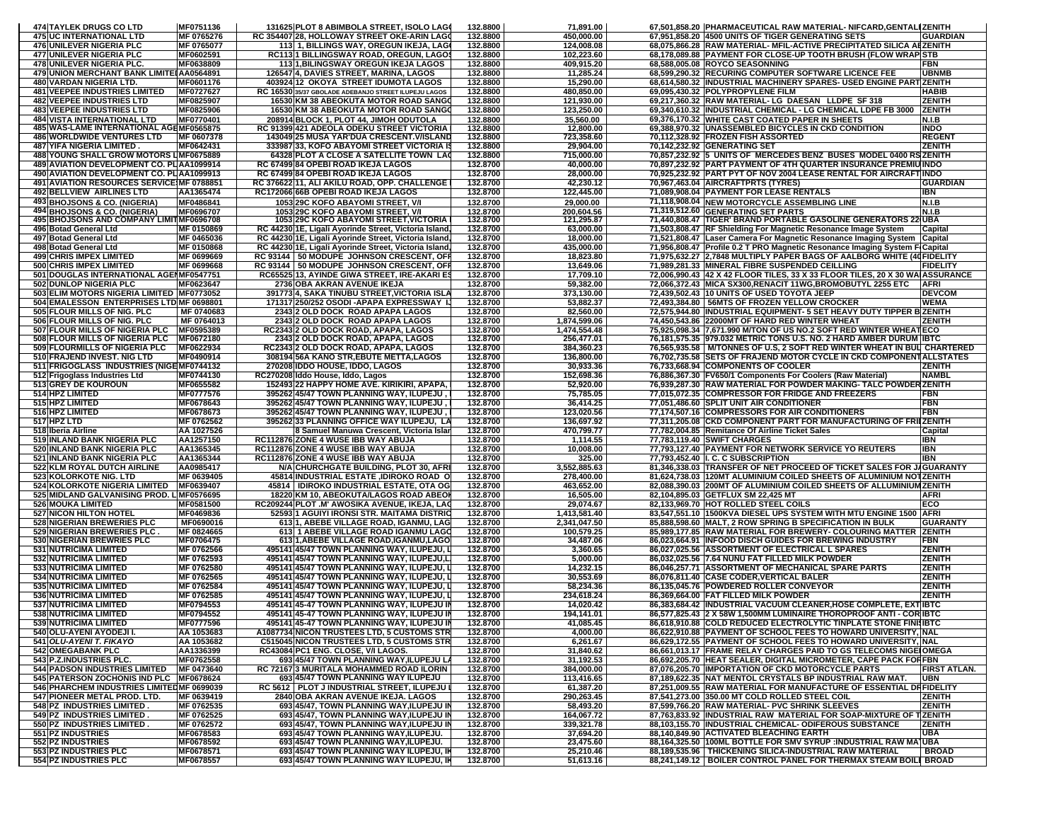| | | | | | | | | |
|---|---|---|---|---|---|---|---|---|
| 474 | TAYLEK DRUGS CO LTD | MF0751136 | 131625 PLOT 8 ABIMBOLA STREET, ISOLO LAGO | 132.8800 | 71,891.00 | 67,501,858.20 | PHARMACEUTICAL RAW MATERIAL- NIFCARD,GENTALI | ZENITH |
| 475 | UC INTERNATIONAL LTD | MF 0765276 | RC 354407 28, HOLLOWAY STREET OKE-ARIN LAGO | 132.8800 | 450,000.00 | 67,951,858.20 | 4500 UNITS OF TIGER GENERATING SETS | GUARDIAN |
| 476 | UNILEVER NIGERIA PLC | MF 0765077 | 113 1, BILLINGS WAY, OREGUN IKEJA, LAGO | 132.8800 | 124,008.08 | 68,075,866.28 | RAW MATERIAL- MFIL-ACTIVE PRECIPITATED SILICA AE | ZENITH |
| 477 | UNILEVER NIGERIA PLC | MF0602591 | RC113 1 BILLINGSWAY ROAD, OREGUN, LAGOS | 132.8800 | 102,223.60 | 68,178,089.88 | PAYMENT FOR CLOSE-UP TOOTH BRUSH (FLOW WRAP | STB |
| 478 | UNILEVER NIGERIA PLC. | MF0638809 | 113 1,BILINGSWAY OREGUN IKEJA LAGOS | 132.8800 | 409,915.20 | 68,588,005.08 | ROYCO SEASONNING | FBN |
| 479 | UNION MERCHANT BANK LIMITED | AA0564891 | 126547 4, DAVIES STREET, MARINA, LAGOS | 132.8800 | 11,285.24 | 68,599,290.32 | RECURING COMPUTER SOFTWARE LICENCE FEE | UBNMB |
| 480 | VARDAN NIGERIA LTD. | MF0601176 | 403924 12 OKOYA STREET IDUMOTA LAGOS | 132.8800 | 15,290.00 | 68,614,580.32 | INDUSTRIAL MACHINERY SPARES- USED ENGINE PART | ZENITH |
| 481 | VEEPEE INDUSTRIES LIMITED | MF0727627 | RC 16530 35/37 GBOLADE ADEBANJO STREET ILUPEJU LAGOS | 132.8800 | 480,850.00 | 69,095,430.32 | POLYPROPYLENE FILM | HABIB |
| 482 | VEEPEE INDUSTRIES LTD | MF0825907 | 16530 KM 38 ABEOKUTA MOTOR ROAD SANGO | 132.8800 | 121,930.00 | 69,217,360.32 | RAW MATERIAL- LG DAESAN LLDPE SF 318 | ZENITH |
| 483 | VEEPEE INDUSTRIES LTD | MF0825906 | 16530 KM 38 ABEOKUTA MOTOR ROAD SANGO | 132.8800 | 123,250.00 | 69,340,610.32 | INDUSTRIAL CHEMICAL - LG CHEMICAL LDPE FB 3000 | ZENITH |
| 484 | VISTA INTERNATIONAL LTD | MF0770401 | 208914 BLOCK 1, PLOT 44, JIMOH ODUTOLA | 132.8800 | 35,560.00 | 69,376,170.32 | WHITE CAST COATED PAPER IN SHEETS | N.I.B |
| 485 | WAS-LAME INTERNATIONAL AGE | MF0565875 | RC 91399 42 ADEOLA ODEKU STREET VICTORIA | 132.8800 | 12,800.00 | 69,388,970.32 | UNASSEMBLED BICYCLES IN CKD CONDITION | INDO |
| 486 | WORLDWIDE VENTURES LTD | MF 0607378 | 143049 25 MUSA YAR'DUA CRESCENT.V/ISLAND | 132.8800 | 723,358.60 | 70,112,328.92 | FROZEN FISH ASSORTED | REGENT |
| 487 | YIFA NIGERIA LIMITED . | MF0642431 | 333987 33, KOFO ABAYOMI STREET VICTORIA IS | 132.8800 | 29,904.00 | 70,142,232.92 | GENERATING SET | ZENITH |
| 488 | YOUNG SHALL GROW MOTORS L | MF0675889 | 64328 PLOT A CLOSE A SATELLITE TOWN LAG | 132.8800 | 715,000.00 | 70,857,232.92 | 5 UNITS OF MERCEDES BENZ BUSES MODEL 0400 RS | ZENITH |
| 489 | AVIATION DEVELOPMENT CO. PL | AA1099914 | RC 67499 84 OPEBI ROAD IKEJA LAGOS | 132.8700 | 40,000.00 | 70,897,232.92 | PART PAYMENT OF 4TH QUARTER INSURANCE PREMIU | INDO |
| 490 | AVIATION DEVELOPMENT CO. PL | AA1099913 | RC 67499 84 OPEBI ROAD IKEJA LAGOS | 132.8700 | 28,000.00 | 70,925,232.92 | PART PYT OF NOV 2004 LEASE RENTAL FOR AIRCRAFT | INDO |
| 491 | AVIATION RESOURCES SERVICE | MF 0788851 | RC 376622 11, ALI AKILU ROAD, OPP. CHALLENGE | 132.8700 | 42,230.12 | 70,967,463.04 | AIRCRAFTPRTS (TYRES) | GUARDIAN |
| 492 | BELLVIEW AIRLINES LTD | AA1365474 | RC172066 66B OPEBI ROAD IKEJA LAGOS | 132.8700 | 122,445.00 | 71,089,908.04 | PAYMENT FOR LEASE RENTALS | IBN |
| 493 | BHOJSONS & CO. (NIGERIA) | MF0486841 | 1053 29C KOFO ABAYOMI STREET, V/I | 132.8700 | 29,000.00 | 71,118,908.04 | NEW MOTORCYCLE ASSEMBLING LINE | N.I.B |
| 494 | BHOJSONS & CO. (NIGERIA) | MF0696707 | 1053 29C KOFO ABAYOMI STREET, V/I | 132.8700 | 200,604.56 | 71,319,512.60 | GENERATING SET PARTS | N.I.B |
| 495 | BHOJSONS AND COMPANY LIMIT | MF0696708 | 1053 29C KOFO ABAYOMI STREET,VICTORIA | 132.8700 | 121,295.87 | 71,440,808.47 | TIGER' BRAND PORTABLE GASOLINE GENERATORS 22 | UBA |
| 496 | Botad General Ltd | MF 0150869 | RC 44230 1E, Ligali Ayorinde Street, Victoria Island, | 132.8700 | 63,000.00 | 71,503,808.47 | RF Shielding For Magnetic Resonance Image System | Capital |
| 497 | Botad General Ltd | MF 0465036 | RC 44230 1E, Ligali Ayorinde Street, Victoria Island, | 132.8700 | 18,000.00 | 71,521,808.47 | Laser Camera For Magnetic Resonance Imaging System | Capital |
| 498 | Botad General Ltd | MF 0150868 | RC 44230 1E, Ligali Ayorinde Street, Victoria Island, | 132.8700 | 435,000.00 | 71,956,808.47 | Profile 0.2 T PRO Magnetic Resonance Imaging System F | Capital |
| 499 | CHRIS IMPEX LIMITED | MF 0699669 | RC 93144 50 MODUPE JOHNSON CRESCENT, OFF | 132.8700 | 18,823.80 | 71,975,632.27 | 2.7848 MULTIPLY PAPER BAGS OF AALBORG WHITE (40 | FIDELITY |
| 500 | CHRIS IMPEX LIMITED | MF 0699668 | RC 93144 50 MODUPE JOHNSON CRESCENT, OFF | 132.8700 | 13,649.06 | 71,989,281.33 | MINERAL FIBRE SUSPENDED CEILLING | FIDELITY |
| 501 | DOUGLAS INTERNATIONAL AGEN | MF0547751 | RC65525 13, AYINDE GIWA STREET, IRE-AKARI ES | 132.8700 | 17,709.10 | 72,006,990.43 | 42 X 42 FLOOR TILES, 33 X 33 FLOOR TILES, 20 X 30 WA | ASSURANCE |
| 502 | DUNLOP NIGERIA PLC | MF0623647 | 2736 OBA AKRAN AVENUE IKEJA | 132.8700 | 59,382.00 | 72,066,372.43 | MICA SX300,RENACIT 11WG,BROMOBUTYL 2255 ETC | AFRI |
| 503 | ELIM MOTORS NIGERIA LIMITED | MF0773052 | 391773 4, SAKA TINUBU STREET,VICTORIA ISLA | 132.8700 | 373,130.00 | 72,439,502.43 | 10 UNITS OF USED TOYOTA JEEP | DEVCOM |
| 504 | EMALESSON ENTERPRISES LTD | MF 0698801 | 171317 250/252 OSODI -APAPA EXPRESSWAY I | 132.8700 | 53,882.37 | 72,493,384.80 | 56MTS OF FROZEN YELLOW CROCKER | WEMA |
| 505 | FLOUR MILLS OF NIG. PLC | MF 0740683 | 2343 2 OLD DOCK ROAD APAPA LAGOS | 132.8700 | 82,560.00 | 72,575,944.80 | INDUSTRIAL EQUIPMENT- 5 SET HEAVY DUTY TIPPER B | ZENITH |
| 506 | FLOUR MILLS OF NIG. PLC | MF 0764013 | 2343 2 OLD DOCK ROAD APAPA LAGOS | 132.8700 | 1,874,599.06 | 74,450,543.86 | 22000MT OF HARD RED WINTER WHEAT | ZENITH |
| 507 | FLOUR MILLS OF NIGERIA PLC | MF0595389 | RC2343 2 OLD DOCK ROAD, APAPA, LAGOS | 132.8700 | 1,474,554.48 | 75,925,098.34 | 7,671.990 M/TON OF US NO.2 SOFT RED WINTER WHEAT | ECO |
| 508 | FLOUR MILLS OF NIGERIA PLC | MF0672180 | 2343 2 OLD DOCK ROAD, APAPA, LAGOS | 132.8700 | 256,477.01 | 76,181,575.35 | 979.032 METRIC TONS U.S. NO. 2 HARD AMBER DURUM | IBTC |
| 509 | FLOURMILLS OF NIGERIA PLC | MF0622934 | RC2343 2 OLD DOCK ROAD, APAPA, LAGOS | 132.8700 | 384,360.23 | 76,565,935.58 | M/TONNES OF U.S, 2 SOFT RED WINTER WHEAT IN BUL | CHARTERED |
| 510 | FRAJEND INVEST. NIG LTD | MF0490914 | 308194 56A KANO STR,EBUTE METTA,LAGOS | 132.8700 | 136,800.00 | 76,702,735.58 | SETS OF FRAJEND MOTOR CYCLE IN CKD COMPONENT | ALLSTATES |
| 511 | FRIGOGLASS INDUSTRIES (NIGE | MF0744132 | 270208 IDDO HOUSE, IDDO, LAGOS | 132.8700 | 30,933.36 | 76,733,668.94 | COMPONENTS OF COOLER | ZENITH |
| 512 | Frigoglass Industries Ltd | MF0744130 | RC270208 Iddo House, Iddo, Lagos | 132.8700 | 152,698.36 | 76,886,367.30 | FV650/1 Components For Coolers (Raw Material) | NAMBL |
| 513 | GREY DE KOUROUN | MF0655582 | 152493 22 HAPPY HOME AVE. KIRIKIRI, APAPA, | 132.8700 | 52,920.00 | 76,939,287.30 | RAW MATERIAL FOR POWDER MAKING- TALC POWDER | ZENITH |
| 514 | HPZ LIMITED | MF0777576 | 395262 45/47 TOWN PLANNING WAY, ILUPEJU , | 132.8700 | 75,785.05 | 77,015,072.35 | COMPRESSOR FOR FRIDGE AND FREEZERS | FBN |
| 515 | HPZ LIMITED | MF0678643 | 395262 45/47 TOWN PLANNING WAY, ILUPEJU , | 132.8700 | 36,414.25 | 77,051,486.60 | SPLIT UNIT AIR CONDITIONER | FBN |
| 516 | HPZ LIMITED | MF0678673 | 395262 45/47 TOWN PLANNING WAY, ILUPEJU , | 132.8700 | 123,020.56 | 77,174,507.16 | COMPRESSORS FOR AIR CONDITIONERS | FBN |
| 517 | HPZ LTD | MF 0762562 | 395262 33 PLANNING OFFICE WAY ILUPEJU, LA | 132.8700 | 136,697.92 | 77,311,205.08 | CKD COMPONENT PART FOR MANUFACTURING OF FRI | ZENITH |
| 518 | Iberia Airline | AA 1027526 | 8 Samuel Manuwa Crescent, Victoria Islan | 132.8700 | 470,799.77 | 77,782,004.85 | Remitance Of Airline Ticket Sales | Capital |
| 519 | INLAND BANK NIGERIA PLC | AA1257150 | RC112876 ZONE 4 WUSE IBB WAY ABUJA | 132.8700 | 1,114.55 | 77,783,119.40 | SWIFT CHARGES | IBN |
| 520 | INLAND BANK NIGERIA PLC | AA1365345 | RC112876 ZONE 4 WUSE IBB WAY ABUJA | 132.8700 | 10,008.00 | 77,793,127.40 | PAYMENT FOR NETWORK SERVICE YO REUTERS | IBN |
| 521 | INLAND BANK NIGERIA PLC | AA1365344 | RC112876 ZONE 4 WUSE IBB WAY ABUJA | 132.8700 | 325.00 | 77,793,452.40 | I. C. C SUBSCRIPTION | IBN |
| 522 | KLM ROYAL DUTCH AIRLINE | AA0985417 | N/A CHURCHGATE BUILDING, PLOT 30, AFRI | 132.8700 | 3,552,885.63 | 81,346,338.03 | TRANSFER OF NET PROCEED OF TICKET SALES FOR J | GUARANTY |
| 523 | KOLORKOTE NIG. LTD | MF 0639405 | 45814 INDUSTRIAL ESTATE ,IDIROKO ROAD O | 132.8700 | 278,400.00 | 81,624,738.03 | 120MT ALUMINIUM COILED SHEETS OF ALUMINIUM NOT | ZENITH |
| 524 | KOLORKOTE NIGERIA LIMITED | MF0639407 | 45814 IDIROKO INDUSTRIAL ESTATE, OTA OG | 132.8700 | 463,652.00 | 82,088,390.03 | 200MT OF ALUMINIUM COILED SHEETS OF ALLUMINIUM | ZENITH |
| 525 | MIDLAND GALVANISING PROD. L | MF0576695 | 18220 KM 10, ABEOKUTA/LAGOS ROAD ABEOK | 132.8700 | 16,505.00 | 82,104,895.03 | GETFLUX SM 22,425 MT | AFRI |
| 526 | MOUKA LIMITED | MF0581500 | RC209244 PLOT .M' AWOSIKA AVENUE, IKEJA, LAG | 132.8700 | 29,074.67 | 82,133,969.70 | HOT ROLLED STEEL COILS | ECO |
| 527 | NICON HILTON HOTEL | MF0469836 | 52593 1 AGUIYI IRONSI STR. MAITAMA DISTRIC | 132.8700 | 1,413,581.40 | 83,547,551.10 | 1500KVA DIESEL UPS SYSTEM WITH MTU ENGINE 1500 | AFRI |
| 528 | NIGERIAN BREWERIES PLC | MF0690016 | 613 1, ABEBE VILLAGE ROAD, IGANMU, LAG | 132.8700 | 2,341,047.50 | 85,888,598.60 | MALT, 2 ROW SPRING B SPECIFICATION IN BULK | GUARANTY |
| 529 | NIGERIAN BREWERIES PLC . | MF 0824665 | 613 1 ABEBE VILLAGE ROAD IGANMU LAGO | 132.8700 | 100,579.25 | 85,989,177.85 | RAW MATERIAL FOR BREWERY- COLOURING MATTER | ZENITH |
| 530 | NIGERIAN BREWRIES PLC | MF0706475 | 613 1,ABEBE VILLAGE ROAD,IGANMU,LAGO | 132.8700 | 34,487.06 | 86,023,664.91 | INFOOD DISCH GUIDES FOR BREWING INDUSTRY | FBN |
| 531 | NUTRICIMA LIMITED | MF 0762566 | 495141 45/47 TOWN PLANNING WAY, ILUPEJU, L | 132.8700 | 3,360.65 | 86,027,025.56 | ASSORTMENT OF ELECTRICAL L SPARES | ZENITH |
| 532 | NUTRICIMA LIMITED | MF 0762593 | 495141 45/47 TOWN PLANNING WAY, ILUPEJU,L | 132.8700 | 5,000.00 | 86,032,025.56 | 7.64 NUNU FAT FILLED MILK POWDER | ZENITH |
| 533 | NUTRICIMA LIMITED | MF 0762580 | 495141 45/47 TOWN PLANNING WAY, ILUPEJU, L | 132.8700 | 14,232.15 | 86,046,257.71 | ASSORTMENT OF MECHANICAL SPARE PARTS | ZENITH |
| 534 | NUTRICIMA LIMITED | MF 0762565 | 495141 45/47 TOWN PLANNING WAY, ILUPEJU, L | 132.8700 | 30,553.69 | 86,076,811.40 | CASE CODER,VERTICAL BALER | ZENITH |
| 535 | NUTRICIMA LIMITED | MF 0762584 | 495141 45/47 TOWN PLANNING WAY, ILUPEJU, L | 132.8700 | 58,234.36 | 86,135,045.76 | POWDERED ROLLER CONVEYOR | ZENITH |
| 536 | NUTRICIMA LIMITED | MF 0762585 | 495141 45/47 TOWN PLANNING WAY, ILUPEJU, L | 132.8700 | 234,618.24 | 86,369,664.00 | FAT FILLED MILK POWDER | ZENITH |
| 537 | NUTRICIMA LIMITED | MF0794553 | 495141 45-47 TOWN PLANNING WAY, ILUPEJU IN | 132.8700 | 14,020.42 | 86,383,684.42 | INDUSTRIAL VACUUM CLEANER,HOSE COMPLETE, EXT | IBTC |
| 538 | NUTRICIMA LIMITED | MF0794552 | 495141 45-47 TOWN PLANNING WAY, ILUPEJU IN | 132.8700 | 194,141.01 | 86,577,825.43 | 2 X 58W 1,500MM LUMINAIRE THOROPROOF ANTI - COR | IBTC |
| 539 | NUTRICIMA LIMITED | MF0777596 | 495141 45-47 TOWN PLANNING WAY, ILUPEJU IN | 132.8700 | 41,085.45 | 86,618,910.88 | COLD REDUCED ELECTROLYTIC TINPLATE STONE FINIS | IBTC |
| 540 | OLU-AYENI AYODEJI I. | AA 1053683 | A1087734 NICON TRUSTEES LTD, 5 CUSTOMS STR | 132.8700 | 4,000.00 | 86,622,910.88 | PAYMENT OF SCHOOL FEES TO HOWARD UNIVERSITY, | NAL |
| 541 | *OLU-AYENI T. FIKAYO* | AA 1053682 | C515045 NICON TRUSTEES LTD, 5 CUSTOMS STR | 132.8700 | 6,261.67 | 86,629,172.55 | PAYMENT OF SCHOOL FEES TO HOWARD UNIVERSITY, | NAL |
| 542 | OMEGABANK PLC | AA1336399 | RC43084 PC1 ENG. CLOSE, V/I LAGOS. | 132.8700 | 31,840.62 | 86,661,013.17 | FRAME RELAY CHARGES PAID TO GS TELECOMS NIGE | OMEGA |
| 543 | P.Z.INDUSTRIES PLC. | MF0762558 | 693 45/47 TOWN PLANNING WAY,ILUPEJU LA | 132.8700 | 31,192.53 | 86,692,205.70 | HEAT SEALER, DIGITAL MICROMETER, CAPE PACK FOR | FBN |
| 544 | PADSON INDUSTRIES LIMITED | MF 0473640 | RC 72167 3 MURITALA MOHAMMED ROAD ILORIN | 132.8700 | 384,000.00 | 87,076,205.70 | IMPORTATION OF CKD MOTORCYCLE PARTS | FIRST ATLAN. |
| 545 | PATERSON ZOCHONIS IND PLC | MF0678624 | 693 45/47 TOWN PLANNING WAY ILUPEJU | 132.8700 | 113,416.65 | 87,189,622.35 | NAT MENTOL CRYSTALS BP INDUSTRIAL RAW MAT. | UBN |
| 546 | PHARCHEM INDUSTRIES LIMITED | MF 0699039 | RC 5612 PLOT J INDUSTRIAL STREET, ILUPEJU | 132.8700 | 61,387.20 | 87,251,009.55 | RAW MATERIAL FOR MANUFACTURE OF ESSENTIAL DR | FIDELITY |
| 547 | PIONEER METAL PROD. LTD. | MF 0639419 | 2840 OBA AKRAN AVENUE IKEJA. LAGOS | 132.8700 | 290,263.45 | 87,541,273.00 | 350.00 MT COLD ROLLED STEEL COIL | ZENITH |
| 548 | PZ INDUSTRIES LIMITED . | MF 0762535 | 693 45/47, TOWN PLANNING WAY,ILUPEJU IN | 132.8700 | 58,493.20 | 87,599,766.20 | RAW MATERIAL- PVC SHRINK SLEEVES | ZENITH |
| 549 | PZ INDUSTRIES LIMITED . | MF 0762525 | 693 45/47, TOWN PLANNING WAY,ILUPEJU IN | 132.8700 | 164,067.72 | 87,763,833.92 | INDUSTRIAL RAW MATERIAL FOR SOAP-MIXTURE OF T | ZENITH |
| 550 | PZ INDUSTRIES LIMITED . | MF 0762572 | 693 45/47, TOWN PLANNING WAY,ILUPEJU IN | 132.8700 | 339,321.78 | 88,103,155.70 | INDUSTRIAL CHEMICAL- ODIFEROUS SUBSTANCE | ZENITH |
| 551 | PZ INDUSTRIES | MF0678583 | 693 45/47 TOWN PLANNING WAY,ILUPEJU. | 132.8700 | 37,694.20 | 88,140,849.90 | ACTIVATED BLEACHING EARTH | UBA |
| 552 | PZ INDUSTRIES | MF0678592 | 693 45/47 TOWN PLANNING WAY,ILUPEJU. | 132.8700 | 23,475.60 | 88,164,325.50 | 100ML BOTTLE FOR SMV SYRUP :INDUSTRIAL RAW MA | UBA |
| 553 | PZ INDUSTRIES PLC | MF0678571 | 693 45/47 TOWN PLANNING WAY, ILUPEJU, IK | 132.8700 | 25,210.46 | 88,189,535.96 | THICKENING SILICA-INDUSTRIAL RAW MATERIAL | BROAD |
| 554 | PZ INDUSTRIES PLC | MF0678557 | 693 45/47 TOWN PLANNING WAY, ILUPEJU, IK | 132.8700 | 51,613.16 | 88,241,149.12 | BOILER CONTROL PANEL FOR THERMAX STEAM BOIL | BROAD |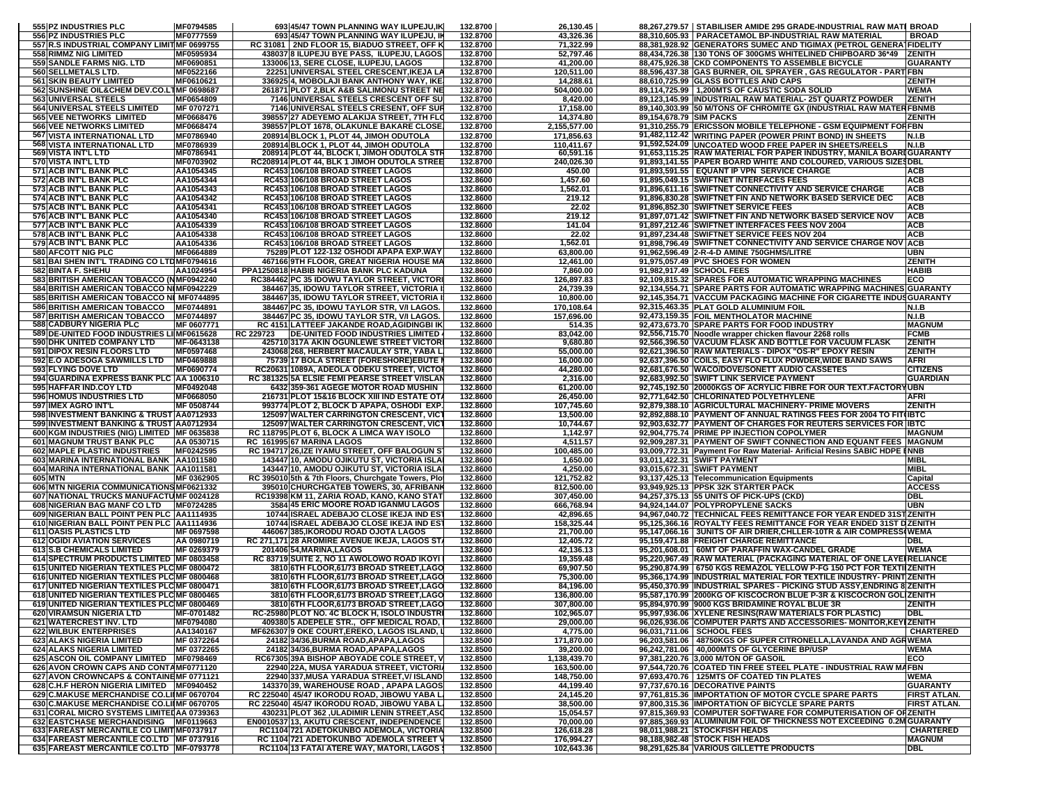| | | | | | | | | |
|---|---|---|---|---|---|---|---|---|
| 555 | PZ INDUSTRIES PLC | MF0794585 | 693 | 45/47 TOWN PLANNING WAY ILUPEJU,IK | 132.8700 | 26,130.45 | 88,267,279.57 | STABILISER AMIDE 295 GRADE-INDUSTRIAL RAW MATI BROAD |
| 556 | PZ INDUSTRIES PLC | MF0777559 | 693 | 45/47 TOWN PLANNING WAY ILUPEJU, IK | 132.8700 | 43,326.36 | 88,310,605.93 | PARACETAMOL BP-INDUSTRIAL RAW MATERIAL BROAD |
| 557 | R.S INDUSTRIAL COMPANY LIMIT | MF 0699755 | RC 31081 | 2ND FLOOR 15, BIADUO STREET, OFF K | 132.8700 | 71,322.99 | 88,381,928.92 | GENERATORS SUMEC AND TIGIMAX (PETROL GENERAT FIDELITY |
| 558 | RIMMZ NIG LIMITED | MF0595934 | 438037 | 8 ILUPEJU BYE PASS, ILUPEJU, LAGOS | 132.8700 | 52,797.46 | 88,434,726.38 | 130 TONS OF 300GMS WHITELINED CHIPBOARD 36*49 ZENITH |
| 559 | SANDLE FARMS NIG. LTD | MF0690851 | 133006 | 13, SERE CLOSE, ILUPEJU, LAGOS | 132.8700 | 41,200.00 | 88,475,926.38 | CKD COMPONENTS TO ASSEMBLE BICYCLE GUARANTY |
| 560 | SELLMETALS LTD. | MF0522166 | 22251 | UNIVERSAL STEEL CRESCENT,IKEJA LA | 132.8700 | 120,511.00 | 88,596,437.38 | GAS BURNER, OIL SPRAYER , GAS REGULATOR - PART FBN |
| 561 | SKIN BEAUTY LIMITED | MF0610621 | 336925 | 4, MOBOLAJI BANK ANTHONY WAY, IKE | 132.8700 | 14,288.61 | 88,610,725.99 | GLASS BOTTLES AND CAPS ZENITH |
| 562 | SUNSHINE OIL&CHEM DEV.CO.LT | MF 0698687 | 261871 | PLOT 2,BLK A&B SALIMONU STREET NE | 132.8700 | 504,000.00 | 89,114,725.99 | 1,200MTS OF CAUSTIC SODA SOLID WEMA |
| 563 | UNIVERSAL STEELS | MF0654809 | 7146 | UNIVERSAL STEELS CRESCENT OFF SU | 132.8700 | 8,420.00 | 89,123,145.99 | INDUSTRIAL RAW MATERIAL- 25T QUARTZ POWDER ZENITH |
| 564 | UNIVERSAL STEELS LIMITED | MF 0707271 | 7146 | UNIVERSAL STEELS CRESENT, OFF SUR | 132.8700 | 17,158.00 | 89,140,303.99 | 50 M/TONS OF CHROMITE GX (INDUSTRIAL RAW MATER FBNMB |
| 565 | VEE NETWORKS LIMITED | MF0668476 | 398557 | 27 ADEYEMO ALAKIJA STREET, 7TH FLO | 132.8700 | 14,374.80 | 89,154,678.79 | SIM PACKS FBN |
| 566 | VEE NETWORKS LIMITED | MF0668474 | 398557 | PLOT 1678, OLAKUNLE BAKARE CLOSE | 132.8700 | 2,155,577.00 | 91,310,255.79 | ERICSSON MOBILE TELEPHONE - GSM EQUIPMENT FOR FBN |
| 567 | VISTA INTERNATIONAL LTD | MF0786940 | 208914 | BLOCK 1, PLOT 44, JIMOH ODUTOLA | 132.8700 | 171,856.63 | 91,482,112.42 | WRITING PAPER (POWER PRINT BOND) IN SHEETS N.I.B |
| 568 | VISTA INTERNATIONAL LTD | MF0786939 | 208914 | BLOCK 1, PLOT 44, JIMOH ODUTOLA | 132.8700 | 110,411.67 | 91,592,524.09 | UNCOATED WOOD FREE PAPER IN SHEETS/REELS N.I.B |
| 569 | VISTA INT'L LTD | MF0786941 | 208914 | PLOT 44, BLOCK I, JIMOH ODUTOLA STR | 132.8700 | 60,591.16 | 91,653,115.25 | RAW MATERIAL FOR PAPER INDUSTRY, MANILA BOARI GUARANTY |
| 570 | VISTA INT'L LTD | MF0703902 | RC208914 | PLOT 44, BLK 1 JIMOH ODUTOLA STREE | 132.8700 | 240,026.30 | 91,893,141.55 | PAPER BOARD WHITE AND COLOURED, VARIOUS SIZES DBL |
| 571 | ACB INT'L BANK PLC | AA1054345 | RC453 | 106/108 BROAD STREET LAGOS | 132.8600 | 450.00 | 91,893,591.55 | EQUANT IP VPN SERVICE CHARGE ACB |
| 572 | ACB INT'L BANK PLC | AA1054344 | RC453 | 106/108 BROAD STREET LAGOS | 132.8600 | 1,457.60 | 91,895,049.15 | SWIFTNET INTERFACES FEES ACB |
| 573 | ACB INT'L BANK PLC | AA1054343 | RC453 | 106/108 BROAD STREET LAGOS | 132.8600 | 1,562.01 | 91,896,611.16 | SWIFTNET CONNECTIVITY AND SERVICE CHARGE ACB |
| 574 | ACB INT'L BANK PLC | AA1054342 | RC453 | 106/108 BROAD STREET LAGOS | 132.8600 | 219.12 | 91,896,830.28 | SWIFTNET FIN AND NETWORK BASED SERVICE DEC ACB |
| 575 | ACB INT'L BANK PLC | AA1054341 | RC453 | 106/108 BROAD STREET LAGOS | 132.8600 | 22.02 | 91,896,852.30 | SWIFTNET SERVICE FEES ACB |
| 576 | ACB INT'L BANK PLC | AA1054340 | RC453 | 106/108 BROAD STREET LAGOS | 132.8600 | 219.12 | 91,897,071.42 | SWIFTNET FIN AND NETWORK BASED SERVICE NOV ACB |
| 577 | ACB INT'L BANK PLC | AA1054339 | RC453 | 106/108 BROAD STREET LAGOS | 132.8600 | 141.04 | 91,897,212.46 | SWIFTNET INTERFACES FEES NOV 2004 ACB |
| 578 | ACB INT'L BANK PLC | AA1054338 | RC453 | 106/108 BROAD STREET LAGOS | 132.8600 | 22.02 | 91,897,234.48 | SWIFTNET SERVICE FEES NOV 204 ACB |
| 579 | ACB INT'L BANK PLC | AA1054336 | RC453 | 106/108 BROAD STREET LAGOS | 132.8600 | 1,562.01 | 91,898,796.49 | SWIFTNET CONNECTIVITY AND SERVICE CHARGE NOV ACB |
| 580 | AFCOTT NIG PLC | MF0664889 | 75289 | PLOT 122-132 OSHODI APAPA EXP.WAY | 132.8600 | 63,800.00 | 91,962,596.49 | 2-R-4-D AMINE 750GHMS/LITRE UBN |
| 581 | BAI SHEN INT'L TRADING CO LTD | MF0794616 | 467166 | 9TH FLOOR, GREAT NIGERIA HOUSE MA | 132.8600 | 12,461.00 | 91,975,057.49 | PVC SHOES FOR WOMEN ZENITH |
| 582 | BINTA F. SHEHU | AA1024954 | PPA1250818 | HABIB NIGERIA BANK PLC KADUNA | 132.8600 | 7,860.00 | 91,982,917.49 | SCHOOL FEES HABIB |
| 583 | BRITISH AMERICAN TOBACCO (N | MF0942240 | RC384462 | PC 35 IDOWU TAYLOR STREET, VICTORI | 132.8600 | 126,897.83 | 92,109,815.32 | SPARES FOR AUTOMATIC WRAPPING MACHINES ECO |
| 584 | BRITISH AMERICAN TOBACCO NI | MF0942229 | 384467 | 35, IDOWU TAYLOR STREET, VICTORIA I | 132.8600 | 24,739.39 | 92,134,554.71 | SPARE PARTS FOR AUTOMATIC WRAPPING MACHINES GUARANTY |
| 585 | BRITISH AMERICAN TOBACCO NI | MF0744895 | 384467 | 35, IDOWU TAYLOR STREET, VICTORIA I | 132.8600 | 10,800.00 | 92,145,354.71 | VACCUM PACKAGING MACHINE FOR CIGARETTE INDUS GUARANTY |
| 586 | BRITISH AMERICAN TOBACCO | MF0744891 | 384467 | PC 35, IDOWU TAYLOR STR, V/I LAGOS. | 132.8600 | 170,108.64 | 92,315,463.35 | PLAT GOLD ALUMINIUM FOIL N.I.B |
| 587 | BRITISH AMERICAN TOBACCO | MF0744897 | 384467 | PC 35, IDOWU TAYLOR STR, V/I LAGOS. | 132.8600 | 157,696.00 | 92,473,159.35 | FOIL MENTHOLATOR MACHINE N.I.B |
| 588 | CADBURY NIGERIA PLC | MF 0607771 | RC 4151 | LATTEEF JAKANDE ROAD,AGIDINGBI IK | 132.8600 | 514.35 | 92,473,673.70 | SPARE PARTS FOR FOOD INDUSTRY MAGNUM |
| 589 | DE-UNITED FOOD INDUSTRIES LI | MF0615628 | RC 229723 | DE-UNITED FOOD INDUSTRIES LIMITED | 132.8600 | 83,042.00 | 92,556,715.70 | Noodle wrapper chicken flavour 2268 rolls FCMB |
| 590 | DHK UNITED COMPANY LTD | MF-0643138 | 425710 | 317A AKIN OGUNLEWE STREET VICTORI | 132.8600 | 9,680.80 | 92,566,396.50 | VACUUM FLASK AND BOTTLE FOR VACUUM FLASK ZENITH |
| 591 | DIPOX RESIN FLOORS LTD | MF0597468 | 243068 | 268, HERBERT MACAULAY STR, YABA L | 132.8600 | 55,000.00 | 92,621,396.50 | RAW MATERIALS - DIPOX "OS-R" EPOXY RESIN ZENITH |
| 592 | E.O ADESOGA SAWMILLS LTD | MF0469888 | 7573 | 17 BOLA STREET (FORESHORE)EBUTE M | 132.8600 | 16,000.00 | 92,637,396.50 | COILS, EASY FLO FLUX POWDER,WIDE BAND SAWS AFRI |
| 593 | FLYING DOVE LTD | MF0690774 | RC206311 | 1089A, ADEOLA ODEKU STREET, VICTOI | 132.8600 | 44,280.00 | 92,681,676.50 | WACO/DOVE/SONETT AUDIO CASSETES CITIZENS |
| 594 | GUARDINA EXPRESS BANK PLC | AA 1006310 | RC 381325 | 5A ELSIE FEMI PEARSE STREET V/ISLAN | 132.8600 | 2,316.00 | 92,683,992.50 | SWIFT LINK SERVICE PAYMENT GUARDIAN |
| 595 | HAFFAR IND.COY LTD | MF0492048 | 6432 | 359-361 AGEGE MOTOR ROAD MUSHIN | 132.8600 | 61,200.00 | 92,745,192.50 | 20000KGS OF ACRYLIC FIBRE FOR OUR TEXT.FACTORY UBN |
| 596 | HOMUS INDUSTRIES LTD | MF0668050 | 216731 | PLOT 15&16 BLOCK XIII IND ESTATE OTA | 132.8600 | 26,450.00 | 92,771,642.50 | CHLORINATED POLYETHYLENE AFRI |
| 597 | IMEX AGRO INT'L | MF 0508744 | 993774 | PLOT 2, BLOCK D APAPA, OSHODI EXP. | 132.8600 | 107,745.60 | 92,879,388.10 | AGRICULTURAL MACHINERY- PRIME MOVERS ZENITH |
| 598 | INVESTMENT BANKING & TRUST | AA0712933 | 125097 | WALTER CARRINGTON CRESCENT, VICT | 132.8600 | 13,500.00 | 92,892,888.10 | PAYMENT OF ANNUAL RATINGS FEES FOR 2004 TO FIT IBTC |
| 599 | INVESTMENT BANKING & TRUST | AA0712934 | 125097 | WALTER CARRINGTON CRESCENT, VICT | 132.8600 | 10,744.67 | 92,903,632.77 | PAYMENT OF CHARGES FOR REUTERS SERVICES FOR IBTC |
| 600 | KGM INDUSTRIES (NIG) LIMITED | MF 0635838 | RC 118795 | PLOT 6, BLOCK A LIMCA WAY ISOLO | 132.8600 | 1,142.97 | 92,904,775.74 | PRIME PP INJECTION COPOLYMER MAGNUM |
| 601 | MAGNUM TRUST BANK PLC | AA 0530715 | RC 161995 | 67 MARINA LAGOS | 132.8600 | 4,511.57 | 92,909,287.31 | PAYMENT OF SWIFT CONNECTION AND EQUANT FEES MAGNUM |
| 602 | MAPLE PLASTIC INDUSTRIES | MF0242595 | RC 194717 | 26,IZE IYAMU STREET, OFF BALOGUN S | 132.8600 | 100,485.00 | 93,009,772.31 | Payment For Raw Material- Arificial Resins SABIC HDPE I NNB |
| 603 | MARINA INTERNATIONAL BANK | AA1011580 | 143447 | 10, AMODU OJIKUTU ST, VICTORIA ISLA | 132.8600 | 1,650.00 | 93,011,422.31 | SWIFT PAYMENT MIBL |
| 604 | MARINA INTERNATIONAL BANK | AA1011581 | 143447 | 10, AMODU OJIKUTU ST, VICTORIA ISLA | 132.8600 | 4,250.00 | 93,015,672.31 | SWIFT PAYMENT MIBL |
| 605 | MTN | MF 0362905 | RC 395010 | 5th & 7th Floors, Churchgate Towers, Plo | 132.8600 | 121,752.82 | 93,137,425.13 | Telecommunication Equipments Capital |
| 606 | MTN NIGERIA COMMUNICATIONS | MF0621332 | 395010 | CHURCHGATEB TOWERS, 30, AFRIBANK | 132.8600 | 812,500.00 | 93,949,925.13 | PPSK 32K STARTER PACK ACCESS |
| 607 | NATIONAL TRUCKS MANUFACTU | MF 0024128 | RC19398 | KM 11, ZARIA ROAD, KANO, KANO STAT | 132.8600 | 307,450.00 | 94,257,375.13 | 55 UNITS OF PICK-UPS (CKD) DBL |
| 608 | NIGERIAN BAG MANF CO LTD | MF0724285 | 3584 | 45 ERIC MOORE ROAD IGANMU LAGOS | 132.8600 | 666,768.94 | 94,924,144.07 | POLYPROPYLENE SACKS UBN |
| 609 | NIGERIAN BALL POINT PEN PLC | AA1114935 | 10744 | ISRAEL ADEBAJO CLOSE IKEJA IND EST | 132.8600 | 42,896.65 | 94,967,040.72 | TECHNICAL FEES REMITTANCE FOR YEAR ENDED 31ST ZENITH |
| 610 | NIGERIAN BALL POINT PEN PLC | AA1114936 | 10744 | ISRAEL ADEBAJO CLOSE IKEJA IND EST | 132.8600 | 158,325.44 | 95,125,366.16 | ROYALTY FEES REMITTANCE FOR YEAR ENDED 31ST D ZENITH |
| 611 | OASIS PLASTICS LTD | MF 0697598 | 446067 | 385,IKORODU ROAD OJOTA LAGOS | 132.8600 | 21,700.00 | 95,147,066.16 | 3UNITS OF AIR DRIER,CHLLER-10TR & AIR COMPRESS( WEMA |
| 612 | OGIDI AVIATION SERVICES | AA 0980719 | RC 271,171 | 28 AROMIRE AVENUE IKEJA, LAGOS ST/ | 132.8600 | 12,405.72 | 95,159,471.88 | FREIGHT CHARGE REMITTANCE DBL |
| 613 | S.B CHEMICALS LIMITED | MF 0269379 | 201406 | 54,MARINA,LAGOS | 132.8600 | 42,136.13 | 95,201,608.01 | 60MT OF PARAFFIN WAX-CANDEL GRADE WEMA |
| 614 | SPECTRUM PRODUCTS LIMITED | MF 0803458 | RC 83719 | SUITE 2, NO 11 AWOLOWO ROAD IKOYI | 132.8600 | 19,359.48 | 95,220,967.49 | RAW MATERIAL (PACKAGING MATERIAL OF ONE LAYE RELIANCE |
| 615 | UNITED NIGERIAN TEXTILES PLC | MF 0800472 | 3810 | 6TH FLOOR,61/73 BROAD STREET,LAGO | 132.8600 | 69,907.50 | 95,290,874.99 | 6750 KGS REMAZOL YELLOW P-FG 150 PCT FOR TEXTI ZENITH |
| 616 | UNITED NIGERIAN TEXTILES PLC | MF 0800468 | 3810 | 6TH FLOOR,61/73 BROAD STREET,LAGO | 132.8600 | 75,300.00 | 95,366,174.99 | INDUSTRIAL MATERIAL FOR TEXTILE INDUSTRY- PRINT ZENITH |
| 617 | UNITED NIGERIAN TEXTILES PLC | MF 0800471 | 3810 | 6TH FLOOR,61/73 BROAD STREET,LAGO | 132.8600 | 84,196.00 | 95,450,370.99 | INDUSTRIAL SPARES - PICKING STUD ASSY,ENDRING 8 ZENITH |
| 618 | UNITED NIGERIAN TEXTILES PLC | MF 0800465 | 3810 | 6TH FLOOR,61/73 BROAD STREET,LAGO | 132.8600 | 136,800.00 | 95,587,170.99 | 2000KG OF KISCOCRON BLUE P-3R & KISCOCRON GOL ZENITH |
| 619 | UNITED NIGERIAN TEXTILES PLC | MF 0800469 | 3810 | 6TH FLOOR,61/73 BROAD STREET,LAGO | 132.8600 | 307,800.00 | 95,894,970.99 | 9000 KGS BRIDAMINE ROYAL BLUE 3R ZENITH |
| 620 | VIRAMSUN NIGERIA LTD | MF-0701482 | RC-25980 | PLOT NO. 4C BLOCK H, ISOLO INDUSTRI | 132.8600 | 102,965.07 | 95,997,936.06 | XYLENE RESINS(RAW MATERIALS FOR PLASTIC) DBL |
| 621 | WATERCREST INV. LTD | MF0794080 | 409380 | 5 ADEPELE STR., OFF MEDICAL ROAD, | 132.8600 | 29,000.00 | 96,026,936.06 | COMPUTER PARTS AND ACCESSORIES- MONITOR,KEY ZENITH |
| 622 | WILBUK ENTERPRISES | AA1340167 | MF626307 | 9 OKE COURT,EREKO, LAGOS ISLAND, L | 132.8600 | 4,775.00 | 96,031,711.06 | SCHOOL FEES CHARTERED |
| 623 | ALAKS NIGERIA LIMITED | MF 0372264 | 24182 | 34/36,BURMA ROAD,APAPA,LAGOS | 132.8500 | 171,870.00 | 96,203,581.06 | 48750KGS OF SUPER CITRONELLA,LAVANDA AND AGR WEMA |
| 624 | ALAKS NIGERIA LIMITED | MF 0372265 | 24182 | 34/36,BURMA ROAD,APAPA,LAGOS | 132.8500 | 39,200.00 | 96,242,781.06 | 40,000MTS OF GLYCERINE BP/USP WEMA |
| 625 | ASCON OIL COMPANY LIMITED | MF0798469 | RC67305 | 39A BISHOP ABOYADE COLE STREET, V | 132.8500 | 1,138,439.70 | 97,381,220.76 | 3,000 M/TON OF GASOIL ECO |
| 626 | AVON CROWN CAPS AND CONTA | MF0771120 | 22940 | 22A, MUSA YARADUA STREET, VICTORI/ | 132.8500 | 163,500.00 | 97,544,720.76 | COATED TIN FREE STEEL PLATE - INDUSTRIAL RAW MA FBN |
| 627 | AVON CROWNCAPS & CONTAINE | MF 0771121 | 22940 | 337,MUSA YARADUA STREET,V/ ISLAND | 132.8500 | 148,750.00 | 97,693,470.76 | 125MTS OF COATED TIN PLATES WEMA |
| 628 | C.H.F HERON NIGERIA LIMITED | MF0940452 | 143370 | 39, WAREHOUSE ROAD , APAPA LAGOS | 132.8500 | 44,199.40 | 97,737,670.16 | DECORATIVE PAINTS GUARANTY |
| 629 | C.MAKUSE MERCHANDISE CO.LI | MF 0670704 | RC 225040 | 45/47 IKORODU ROAD, JIBOWU YABA L | 132.8500 | 24,145.20 | 97,761,815.36 | IMPORTATION OF MOTOR CYCLE SPARE PARTS FIRST ATLAN. |
| 630 | C.MAKUSE MERCHANDISE CO.LI | MF 0670705 | RC 225040 | 45/47 IKORODU ROAD, JIBOWU YABA L | 132.8500 | 38,500.00 | 97,800,315.36 | IMPORTATION OF BICYCLE SPARE PARTS FIRST ATLAN. |
| 631 | CORAL MICRO SYSTEMS LIMITED | AA 0739363 | 430231 | PLOT 362 ,ULADIMIR LENIN STREET,ASO | 132.8500 | 15,054.57 | 97,815,369.93 | COMPUTER SOFTWARE FOR COMPUTERISATION OF OF ZENITH |
| 632 | EASTCHASE MERCHANDISING | MF0119663 | EN0010537 | 13, AKUTU CRESCENT, INDEPENDENCE | 132.8500 | 70,000.00 | 97,885,369.93 | ALUMINIUM FOIL OF THICKNESS NOT EXCEEDING 0.2M GUARANTY |
| 633 | FAREAST MERCANTILE CO LIMIT | MF0737917 | RC1104 | 721 ADETOKUNBO ADEMOLA, VICTORIA | 132.8500 | 126,618.28 | 98,011,988.21 | STOCKFISH HEADS CHARTERED |
| 634 | FAREAST MERCANTILE CO.LTD | MF 0737916 | RC 1104 | 721 ADETOKUNBO ADEMOLA STREET V | 132.8500 | 176,994.27 | 98,188,982.48 | STOCK FISH HEADS MAGNUM |
| 635 | FAREAST MERCANTILE CO.LTD | MF-0793778 | RC1104 | 13 FATAI ATERE WAY, MATORI, LAGOS | 132.8500 | 102,643.36 | 98,291,625.84 | VARIOUS GILLETTE PRODUCTS DBL |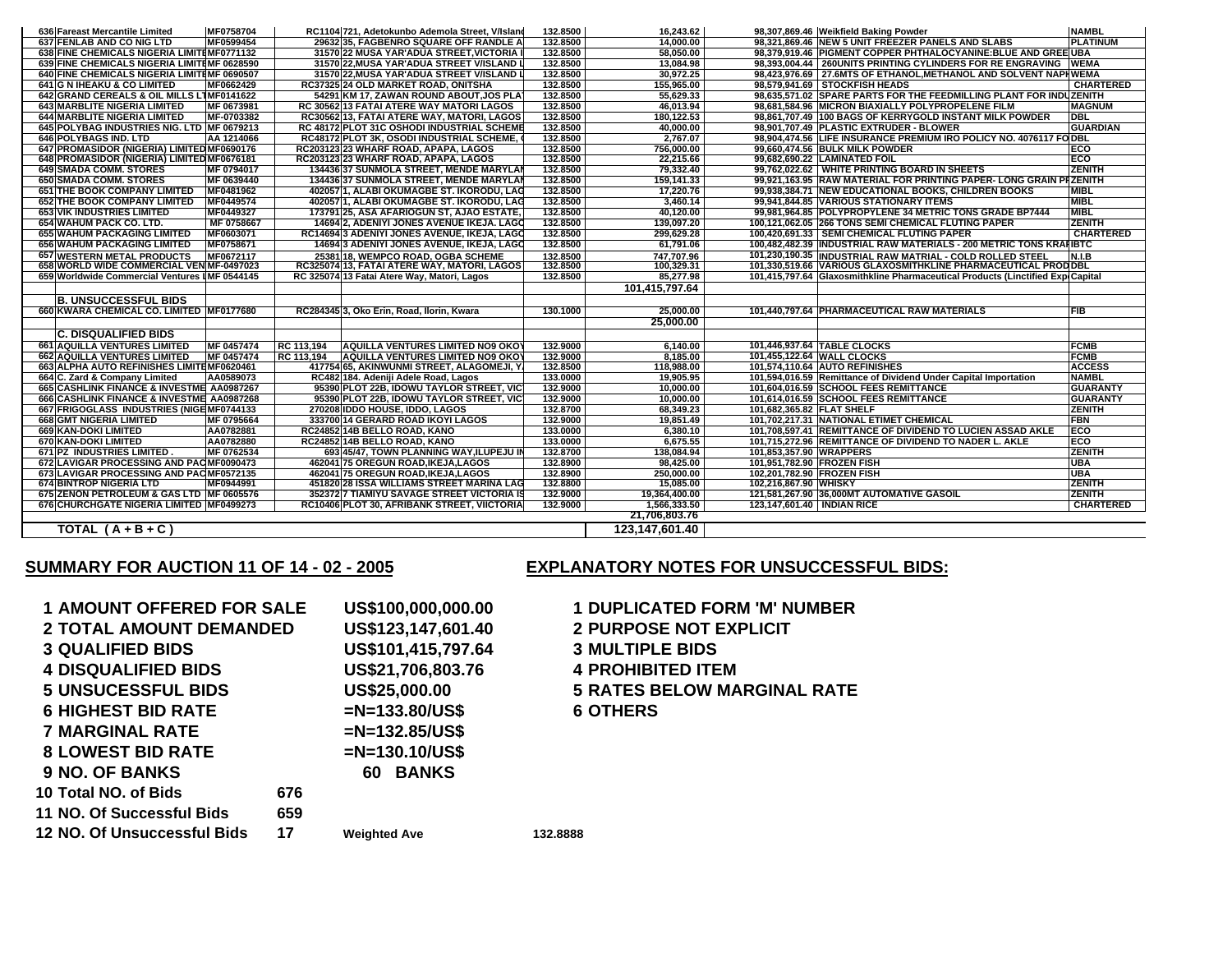| | | | | | | | | | |
|---|---|---|---|---|---|---|---|---|---|
| 636 | Fareast Mercantile Limited | MF0758704 | RC1104 | 721, Adetokunbo Ademola Street, V/Island | 132.8500 | 16,243.62 | 98,307,869.46 | Weikfield Baking Powder | NAMBL |
| 637 | FENLAB AND CO NIG LTD | MF0599454 | 29632 | 35, FAGBENRO SQUARE OFF RANDLE A | 132.8500 | 14,000.00 | 98,321,869.46 | NEW 5 UNIT FREEZER PANELS AND SLABS | PLATINUM |
| 638 | FINE CHEMICALS NIGERIA LIMITE | MF0771132 | 31570 | 22 MUSA YAR'ADUA STREET,VICTORIA I | 132.8500 | 58,050.00 | 98,379,919.46 | PIGMENT COPPER PHTHALOCYANINE:BLUE AND GREE | UBA |
| 639 | FINE CHEMICALS NIGERIA LIMITE | MF 0628590 | 31570 | 22,MUSA YAR'ADUA STREET V/ISLAND L | 132.8500 | 13,084.98 | 98,393,004.44 | 260UNITS PRINTING CYLINDERS FOR RE ENGRAVING | WEMA |
| 640 | FINE CHEMICALS NIGERIA LIMITE | MF 0690507 | 31570 | 22,MUSA YAR'ADUA STREET V/ISLAND L | 132.8500 | 30,972.25 | 98,423,976.69 | 27.6MTS OF ETHANOL,METHANOL AND SOLVENT NAPH | WEMA |
| 641 | G N IHEAKU & CO LIMITED | MF0662429 | RC37325 | 24 OLD MARKET ROAD, ONITSHA | 132.8500 | 155,965.00 | 98,579,941.69 | STOCKFISH HEADS | CHARTERED |
| 642 | GRAND CEREALS & OIL MILLS LT | MF0141622 | 54291 | KM 17, ZAWAN ROUND ABOUT,JOS PLA | 132.8500 | 55,629.33 | 98,635,571.02 | SPARE PARTS FOR THE FEEDMILLING PLANT FOR INDU | ZENITH |
| 643 | MARBLITE NIGERIA LIMITED | MF 0673981 | RC 30562 | 13 FATAI ATERE WAY MATORI LAGOS | 132.8500 | 46,013.94 | 98,681,584.96 | MICRON BIAXIALLY POLYPROPELENE FILM | MAGNUM |
| 644 | MARBLITE NIGERIA LIMITED | MF-0703382 | RC30562 | 13, FATAI ATERE WAY, MATORI, LAGOS | 132.8500 | 180,122.53 | 98,861,707.49 | 100 BAGS OF KERRYGOLD INSTANT MILK POWDER | DBL |
| 645 | POLYBAG INDUSTRIES NIG. LTD | MF 0679213 | RC 48172 | PLOT 31C OSHODI INDUSTRIAL SCHEME | 132.8500 | 40,000.00 | 98,901,707.49 | PLASTIC EXTRUDER - BLOWER | GUARDIAN |
| 646 | POLYBAGS IND. LTD | AA 1214066 | RC48172 | PLOT 3K, OSODI INDUSTRIAL SCHEME, | 132.8500 | 2,767.07 | 98,904,474.56 | LIFE INSURANCE PREMIUM IRO POLICY NO. 4076117 FO | DBL |
| 647 | PROMASIDOR (NIGERIA) LIMITED | MF0690176 | RC203123 | 23 WHARF ROAD, APAPA, LAGOS | 132.8500 | 756,000.00 | 99,660,474.56 | BULK MILK POWDER | ECO |
| 648 | PROMASIDOR (NIGERIA) LIMITED | MF0676181 | RC203123 | 23 WHARF ROAD, APAPA, LAGOS | 132.8500 | 22,215.66 | 99,682,690.22 | LAMINATED FOIL | ECO |
| 649 | SMADA COMM. STORES | MF 0794017 | 134436 | 37 SUNMOLA STREET, MENDE MARYLAN | 132.8500 | 79,332.40 | 99,762,022.62 | WHITE PRINTING BOARD IN SHEETS | ZENITH |
| 650 | SMADA COMM. STORES | MF 0639440 | 134436 | 37 SUNMOLA STREET, MENDE MARYLAN | 132.8500 | 159,141.33 | 99,921,163.95 | RAW MATERIAL FOR PRINTING PAPER- LONG GRAIN PI | ZENITH |
| 651 | THE BOOK COMPANY LIMITED | MF0481962 | 402057 | 1, ALABI OKUMAGBE ST. IKORODU, LAG | 132.8500 | 17,220.76 | 99,938,384.71 | NEW EDUCATIONAL BOOKS, CHILDREN BOOKS | MIBL |
| 652 | THE BOOK COMPANY LIMITED | MF0449574 | 402057 | 1, ALABI OKUMAGBE ST. IKORODU, LAG | 132.8500 | 3,460.14 | 99,941,844.85 | VARIOUS STATIONARY ITEMS | MIBL |
| 653 | VIK INDUSTRIES LIMITED | MF0449327 | 173791 | 25, ASA AFARIOGUN ST, AJAO ESTATE, | 132.8500 | 40,120.00 | 99,981,964.85 | POLYPROPYLENE 34 METRIC TONS GRADE BP7444 | MIBL |
| 654 | WAHUM PACK CO. LTD. | MF 0758667 | 14694 | 2, ADENIYI JONES AVENUE IKEJA. LAGO | 132.8500 | 139,097.20 | 100,121,062.05 | 266 TONS SEMI CHEMICAL FLUTING PAPER | ZENITH |
| 655 | WAHUM PACKAGING LIMITED | MF0603071 | RC14694 | 3 ADENIYI JONES AVENUE, IKEJA, LAGO | 132.8500 | 299,629.28 | 100,420,691.33 | SEMI CHEMICAL FLUTING PAPER | CHARTERED |
| 656 | WAHUM PACKAGING LIMITED | MF0758671 | 14694 | 3 ADENIYI JONES AVENUE, IKEJA, LAGO | 132.8500 | 61,791.06 | 100,482,482.39 | INDUSTRIAL RAW MATERIALS - 200 METRIC TONS KRAF | IBTC |
| 657 | WESTERN METAL PRODUCTS | MF0672117 | 25381 | 18, WEMPCO ROAD, OGBA SCHEME | 132.8500 | 747,707.96 | 101,230,190.35 | INDUSTRIAL RAW MATRIAL - COLD ROLLED STEEL | N.I.B |
| 658 | WORLD WIDE COMMERCIAL VEN | MF-0497023 | RC325074 | 13, FATAI ATERE WAY, MATORI, LAGOS | 132.8500 | 100,329.31 | 101,330,519.66 | VARIOUS GLAXOSMITHKLINE PHARMACEUTICAL PROD | DBL |
| 659 | Worldwide Commercial Ventures L | MF 0544145 | RC 325074 | 13 Fatai Atere Way, Matori, Lagos | 132.8500 | 85,277.98 | 101,415,797.64 | Glaxosmithkline Pharmaceutical Products (Linctified Exp | Capital |
| | | | | | | 101,415,797.64 | | | |
| | **B. UNSUCCESSFUL BIDS** | | | | | | | | |
| 660 | KWARA CHEMICAL CO. LIMITED | MF0177680 | RC284345 | 3, Oko Erin, Road, Ilorin, Kwara | 130.1000 | 25,000.00 | 101,440,797.64 | PHARMACEUTICAL RAW MATERIALS | FIB |
| | | | | | | 25,000.00 | | | |
| | **C. DISQUALIFIED BIDS** | | | | | | | | |
| 661 | AQUILLA VENTURES LIMITED | MF 0457474 | RC 113,194 | AQUILLA VENTURES LIMITED NO9 OKOY | 132.9000 | 6,140.00 | 101,446,937.64 | TABLE CLOCKS | FCMB |
| 662 | AQUILLA VENTURES LIMITED | MF 0457474 | RC 113,194 | AQUILLA VENTURES LIMITED NO9 OKOY | 132.9000 | 8,185.00 | 101,455,122.64 | WALL CLOCKS | FCMB |
| 663 | ALPHA AUTO REFINISHES LIMITE | MF0620461 | 417754 | 65, AKINWUNMI STREET, ALAGOMEJI, Y | 132.8500 | 118,988.00 | 101,574,110.64 | AUTO REFINISHES | ACCESS |
| 664 | C. Zard & Company Limited | AA0589073 | RC482 | 184. Adeniji Adele Road, Lagos | 133.0000 | 19,905.95 | 101,594,016.59 | Remittance of Dividend Under Capital Importation | NAMBL |
| 665 | CASHLINK FINANCE & INVESTME | AA0987267 | 95390 | PLOT 22B, IDOWU TAYLOR STREET, VIC | 132.9000 | 10,000.00 | 101,604,016.59 | SCHOOL FEES REMITTANCE | GUARANTY |
| 666 | CASHLINK FINANCE & INVESTME | AA0987268 | 95390 | PLOT 22B, IDOWU TAYLOR STREET, VIC | 132.9000 | 10,000.00 | 101,614,016.59 | SCHOOL FEES REMITTANCE | GUARANTY |
| 667 | FRIGOGLASS INDUSTRIES (NIGE | MF0744133 | 270208 | IDDO HOUSE, IDDO, LAGOS | 132.8700 | 68,349.23 | 101,682,365.82 | FLAT SHELF | ZENITH |
| 668 | GMT NIGERIA LIMITED | MF 0795664 | 333700 | 14 GERARD ROAD IKOYI LAGOS | 132.9000 | 19,851.49 | 101,702,217.31 | NATIONAL ETIMET CHEMICAL | FBN |
| 669 | KAN-DOKI LIMITED | AA0782881 | RC24852 | 14B BELLO ROAD, KANO | 133.0000 | 6,380.10 | 101,708,597.41 | REMITTANCE OF DIVIDEND TO LUCIEN ASSAD AKLE | ECO |
| 670 | KAN-DOKI LIMITED | AA0782880 | RC24852 | 14B BELLO ROAD, KANO | 133.0000 | 6,675.55 | 101,715,272.96 | REMITTANCE OF DIVIDEND TO NADER L. AKLE | ECO |
| 671 | PZ INDUSTRIES LIMITED . | MF 0762534 | 693 | 45/47, TOWN PLANNING WAY,ILUPEJU IN | 132.8700 | 138,084.94 | 101,853,357.90 | WRAPPERS | ZENITH |
| 672 | LAVIGAR PROCESSING AND PAC | MF0090473 | 462041 | 75 OREGUN ROAD,IKEJA,LAGOS | 132.8900 | 98,425.00 | 101,951,782.90 | FROZEN FISH | UBA |
| 673 | LAVIGAR PROCESSING AND PAC | MF0572135 | 462041 | 75 OREGUN ROAD,IKEJA,LAGOS | 132.8900 | 250,000.00 | 102,201,782.90 | FROZEN FISH | UBA |
| 674 | BINTROP NIGERIA LTD | MF0944991 | 451820 | 28 ISSA WILLIAMS STREET MARINA LAG | 132.8800 | 15,085.00 | 102,216,867.90 | WHISKY | ZENITH |
| 675 | ZENON PETROLEUM & GAS LTD | MF 0605576 | 352372 | 7 TIAMIYU SAVAGE STREET VICTORIA IS | 132.9000 | 19,364,400.00 | 121,581,267.90 | 36,000MT AUTOMATIVE GASOIL | ZENITH |
| 676 | CHURCHGATE NIGERIA LIMITED | MF0499273 | RC10406 | PLOT 30, AFRIBANK STREET, VIICTORIA | 132.9000 | 1,566,333.50 | 123,147,601.40 | INDIAN RICE | CHARTERED |
| | | | | | | 21,706,803.76 | | | |
| | **TOTAL ( A + B + C )** | | | | | 123,147,601.40 | | | |

## SUMMARY FOR AUCTION 11 OF 14 - 02 - 2005

| | | | |
|---|---|---|---|
| 1 | AMOUNT OFFERED FOR SALE | | US$100,000,000.00 |
| 2 | TOTAL AMOUNT DEMANDED | | US$123,147,601.40 |
| 3 | QUALIFIED BIDS | | US$101,415,797.64 |
| 4 | DISQUALIFIED BIDS | | US$21,706,803.76 |
| 5 | UNSUCESSFUL BIDS | | US$25,000.00 |
| 6 | HIGHEST BID RATE | | =N=133.80/US$ |
| 7 | MARGINAL RATE | | =N=132.85/US$ |
| 8 | LOWEST BID RATE | | =N=130.10/US$ |
| 9 | NO. OF BANKS | | 60 BANKS |
| 10 | Total NO. of Bids | 676 | |
| 11 | NO. Of Successful Bids | 659 | |
| 12 | NO. Of Unsuccessful Bids | 17 | Weighted Ave 132.8888 |

## EXPLANATORY NOTES FOR UNSUCCESSFUL BIDS:

1. DUPLICATED FORM 'M' NUMBER
2. PURPOSE NOT EXPLICIT
3. MULTIPLE BIDS
4. PROHIBITED ITEM
5. RATES BELOW MARGINAL RATE
6. OTHERS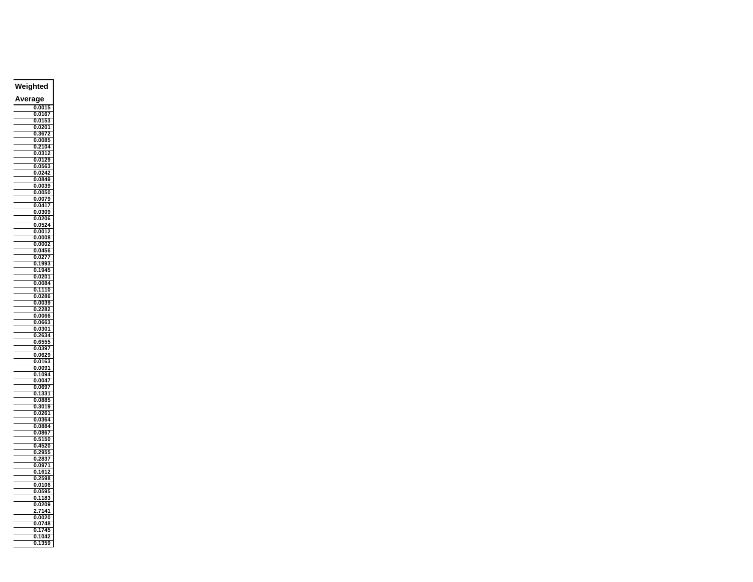| Weighted Average |
|---|
| 0.0015 |
| 0.0167 |
| 0.0153 |
| 0.0201 |
| 0.3672 |
| 0.0085 |
| 0.2104 |
| 0.0312 |
| 0.0129 |
| 0.0563 |
| 0.0242 |
| 0.0849 |
| 0.0039 |
| 0.0050 |
| 0.0079 |
| 0.0417 |
| 0.0309 |
| 0.0206 |
| 0.0524 |
| 0.0012 |
| 0.0008 |
| 0.0002 |
| 0.0456 |
| 0.0277 |
| 0.1993 |
| 0.1945 |
| 0.0201 |
| 0.0084 |
| 0.1110 |
| 0.0286 |
| 0.0039 |
| 0.2282 |
| 0.0066 |
| 0.0663 |
| 0.0301 |
| 0.2634 |
| 0.6555 |
| 0.0397 |
| 0.0629 |
| 0.0163 |
| 0.0091 |
| 0.1094 |
| 0.0047 |
| 0.0697 |
| 0.1331 |
| 0.0885 |
| 0.3019 |
| 0.0261 |
| 0.0364 |
| 0.0884 |
| 0.0867 |
| 0.5150 |
| 0.4520 |
| 0.2955 |
| 0.2837 |
| 0.0971 |
| 0.1612 |
| 0.2598 |
| 0.0106 |
| 0.0595 |
| 0.1183 |
| 0.0209 |
| 2.7141 |
| 0.0020 |
| 0.0748 |
| 0.1745 |
| 0.1042 |
| 0.1359 |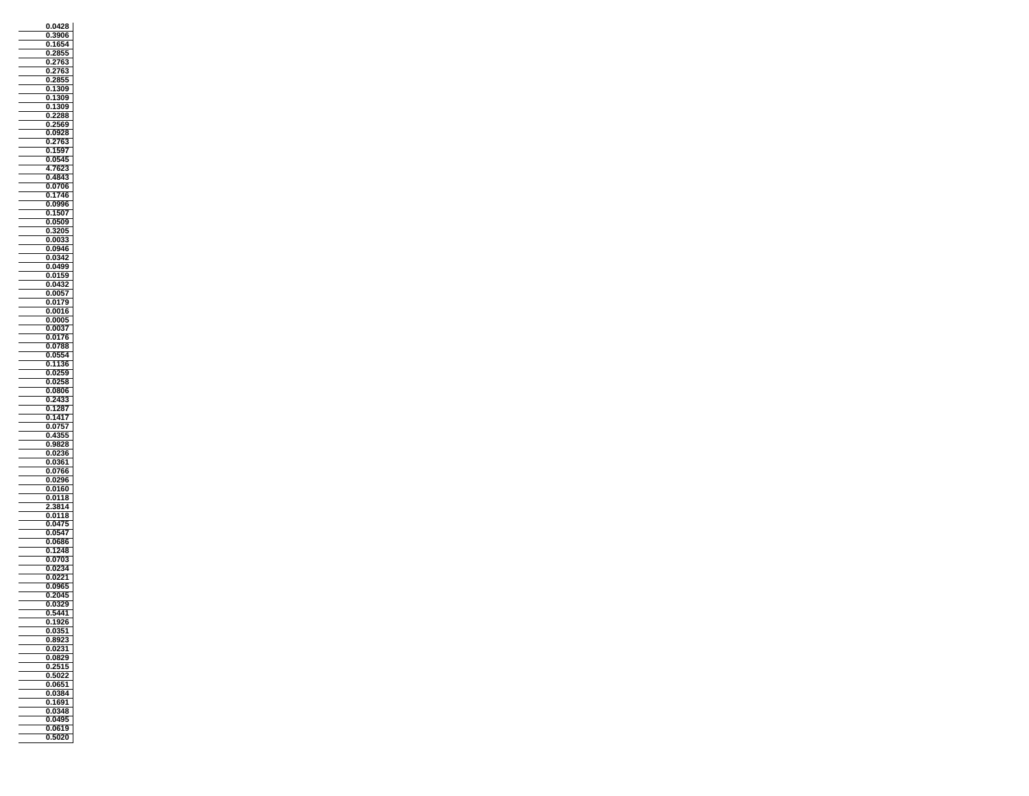| |
|---|
| 0.0428 |
| 0.3906 |
| 0.1654 |
| 0.2855 |
| 0.2763 |
| 0.2763 |
| 0.2855 |
| 0.1309 |
| 0.1309 |
| 0.1309 |
| 0.2288 |
| 0.2569 |
| 0.0928 |
| 0.2763 |
| 0.1597 |
| 0.0545 |
| 4.7623 |
| 0.4843 |
| 0.0706 |
| 0.1746 |
| 0.0996 |
| 0.1507 |
| 0.0509 |
| 0.3205 |
| 0.0033 |
| 0.0946 |
| 0.0342 |
| 0.0499 |
| 0.0159 |
| 0.0432 |
| 0.0057 |
| 0.0179 |
| 0.0016 |
| 0.0005 |
| 0.0037 |
| 0.0176 |
| 0.0788 |
| 0.0554 |
| 0.1136 |
| 0.0259 |
| 0.0258 |
| 0.0806 |
| 0.2433 |
| 0.1287 |
| 0.1417 |
| 0.0757 |
| 0.4355 |
| 0.9828 |
| 0.0236 |
| 0.0361 |
| 0.0766 |
| 0.0296 |
| 0.0160 |
| 0.0118 |
| 2.3814 |
| 0.0118 |
| 0.0475 |
| 0.0547 |
| 0.0686 |
| 0.1248 |
| 0.0703 |
| 0.0234 |
| 0.0221 |
| 0.0965 |
| 0.2045 |
| 0.0329 |
| 0.5441 |
| 0.1926 |
| 0.0351 |
| 0.8923 |
| 0.0231 |
| 0.0829 |
| 0.2515 |
| 0.5022 |
| 0.0651 |
| 0.0384 |
| 0.1691 |
| 0.0348 |
| 0.0495 |
| 0.0619 |
| 0.5020 |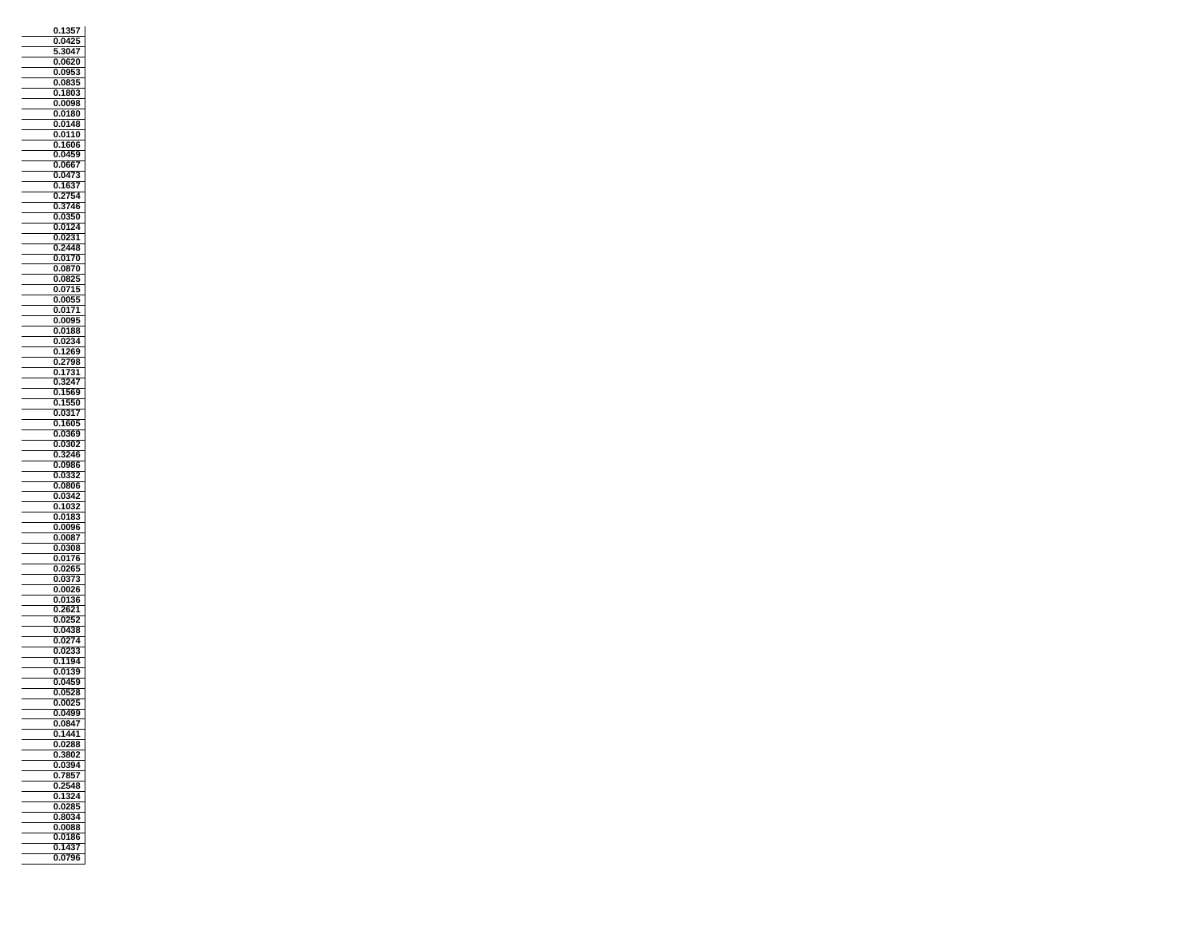| |
|---|
| 0.1357 |
| 0.0425 |
| 5.3047 |
| 0.0620 |
| 0.0953 |
| 0.0835 |
| 0.1803 |
| 0.0098 |
| 0.0180 |
| 0.0148 |
| 0.0110 |
| 0.1606 |
| 0.0459 |
| 0.0667 |
| 0.0473 |
| 0.1637 |
| 0.2754 |
| 0.3746 |
| 0.0350 |
| 0.0124 |
| 0.0231 |
| 0.2448 |
| 0.0170 |
| 0.0870 |
| 0.0825 |
| 0.0715 |
| 0.0055 |
| 0.0171 |
| 0.0095 |
| 0.0188 |
| 0.0234 |
| 0.1269 |
| 0.2798 |
| 0.1731 |
| 0.3247 |
| 0.1569 |
| 0.1550 |
| 0.0317 |
| 0.1605 |
| 0.0369 |
| 0.0302 |
| 0.3246 |
| 0.0986 |
| 0.0332 |
| 0.0806 |
| 0.0342 |
| 0.1032 |
| 0.0183 |
| 0.0096 |
| 0.0087 |
| 0.0308 |
| 0.0176 |
| 0.0265 |
| 0.0373 |
| 0.0026 |
| 0.0136 |
| 0.2621 |
| 0.0252 |
| 0.0438 |
| 0.0274 |
| 0.0233 |
| 0.1194 |
| 0.0139 |
| 0.0459 |
| 0.0528 |
| 0.0025 |
| 0.0499 |
| 0.0847 |
| 0.1441 |
| 0.0288 |
| 0.3802 |
| 0.0394 |
| 0.7857 |
| 0.2548 |
| 0.1324 |
| 0.0285 |
| 0.8034 |
| 0.0088 |
| 0.0186 |
| 0.1437 |
| 0.0796 |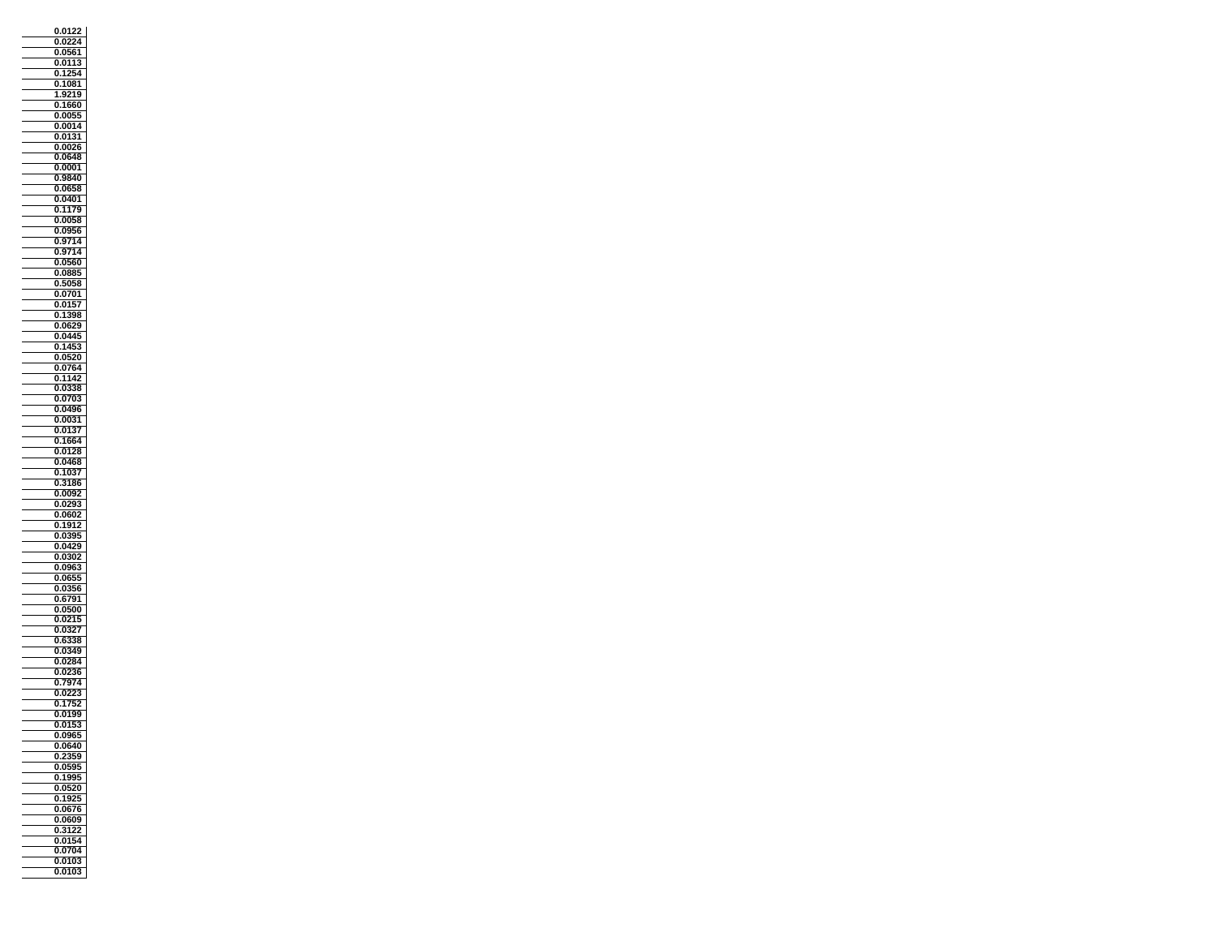| |
|---|
| 0.0122 |
| 0.0224 |
| 0.0561 |
| 0.0113 |
| 0.1254 |
| 0.1081 |
| 1.9219 |
| 0.1660 |
| 0.0055 |
| 0.0014 |
| 0.0131 |
| 0.0026 |
| 0.0648 |
| 0.0001 |
| 0.9840 |
| 0.0658 |
| 0.0401 |
| 0.1179 |
| 0.0058 |
| 0.0956 |
| 0.9714 |
| 0.9714 |
| 0.0560 |
| 0.0885 |
| 0.5058 |
| 0.0701 |
| 0.0157 |
| 0.1398 |
| 0.0629 |
| 0.0445 |
| 0.1453 |
| 0.0520 |
| 0.0764 |
| 0.1142 |
| 0.0338 |
| 0.0703 |
| 0.0496 |
| 0.0031 |
| 0.0137 |
| 0.1664 |
| 0.0128 |
| 0.0468 |
| 0.1037 |
| 0.3186 |
| 0.0092 |
| 0.0293 |
| 0.0602 |
| 0.1912 |
| 0.0395 |
| 0.0429 |
| 0.0302 |
| 0.0963 |
| 0.0655 |
| 0.0356 |
| 0.6791 |
| 0.0500 |
| 0.0215 |
| 0.0327 |
| 0.6338 |
| 0.0349 |
| 0.0284 |
| 0.0236 |
| 0.7974 |
| 0.0223 |
| 0.1752 |
| 0.0199 |
| 0.0153 |
| 0.0965 |
| 0.0640 |
| 0.2359 |
| 0.0595 |
| 0.1995 |
| 0.0520 |
| 0.1925 |
| 0.0676 |
| 0.0609 |
| 0.3122 |
| 0.0154 |
| 0.0704 |
| 0.0103 |
| 0.0103 |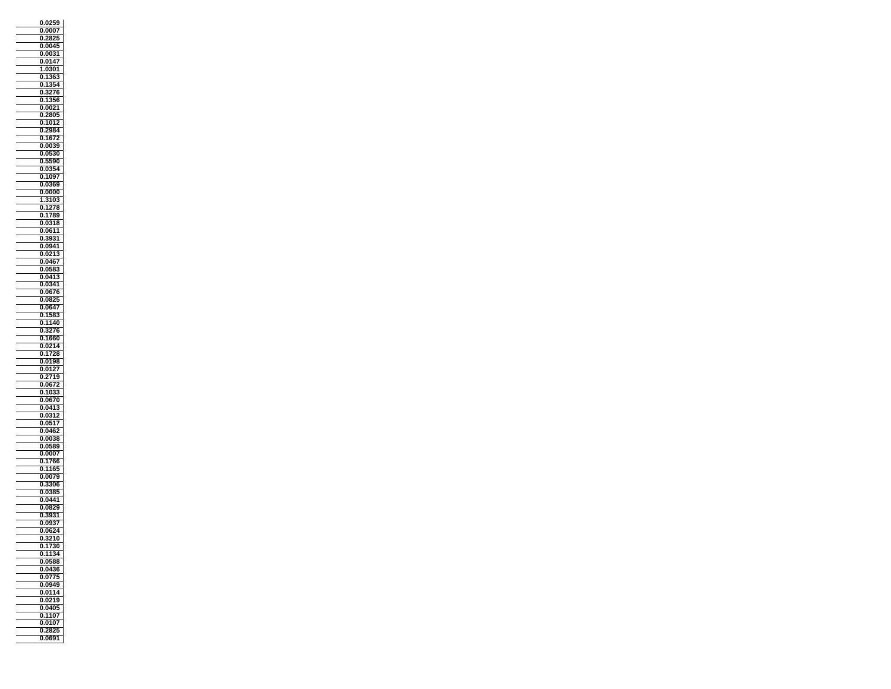| |
|---|
| 0.0259 |
| 0.0007 |
| 0.2825 |
| 0.0045 |
| 0.0031 |
| 0.0147 |
| 1.0301 |
| 0.1363 |
| 0.1354 |
| 0.3276 |
| 0.1356 |
| 0.0021 |
| 0.2805 |
| 0.1012 |
| 0.2984 |
| 0.1672 |
| 0.0039 |
| 0.0530 |
| 0.5590 |
| 0.0354 |
| 0.1097 |
| 0.0369 |
| 0.0000 |
| 1.3103 |
| 0.1278 |
| 0.1789 |
| 0.0318 |
| 0.0611 |
| 0.3931 |
| 0.0941 |
| 0.0213 |
| 0.0467 |
| 0.0583 |
| 0.0413 |
| 0.0341 |
| 0.0676 |
| 0.0825 |
| 0.0647 |
| 0.1583 |
| 0.1140 |
| 0.3276 |
| 0.1660 |
| 0.0214 |
| 0.1728 |
| 0.0198 |
| 0.0127 |
| 0.2719 |
| 0.0672 |
| 0.1033 |
| 0.0670 |
| 0.0413 |
| 0.0312 |
| 0.0517 |
| 0.0462 |
| 0.0038 |
| 0.0589 |
| 0.0007 |
| 0.1766 |
| 0.1165 |
| 0.0079 |
| 0.3306 |
| 0.0385 |
| 0.0441 |
| 0.0829 |
| 0.3931 |
| 0.0937 |
| 0.0624 |
| 0.3210 |
| 0.1730 |
| 0.1134 |
| 0.0588 |
| 0.0436 |
| 0.0775 |
| 0.0949 |
| 0.0114 |
| 0.0219 |
| 0.0405 |
| 0.1107 |
| 0.0107 |
| 0.2825 |
| 0.0691 |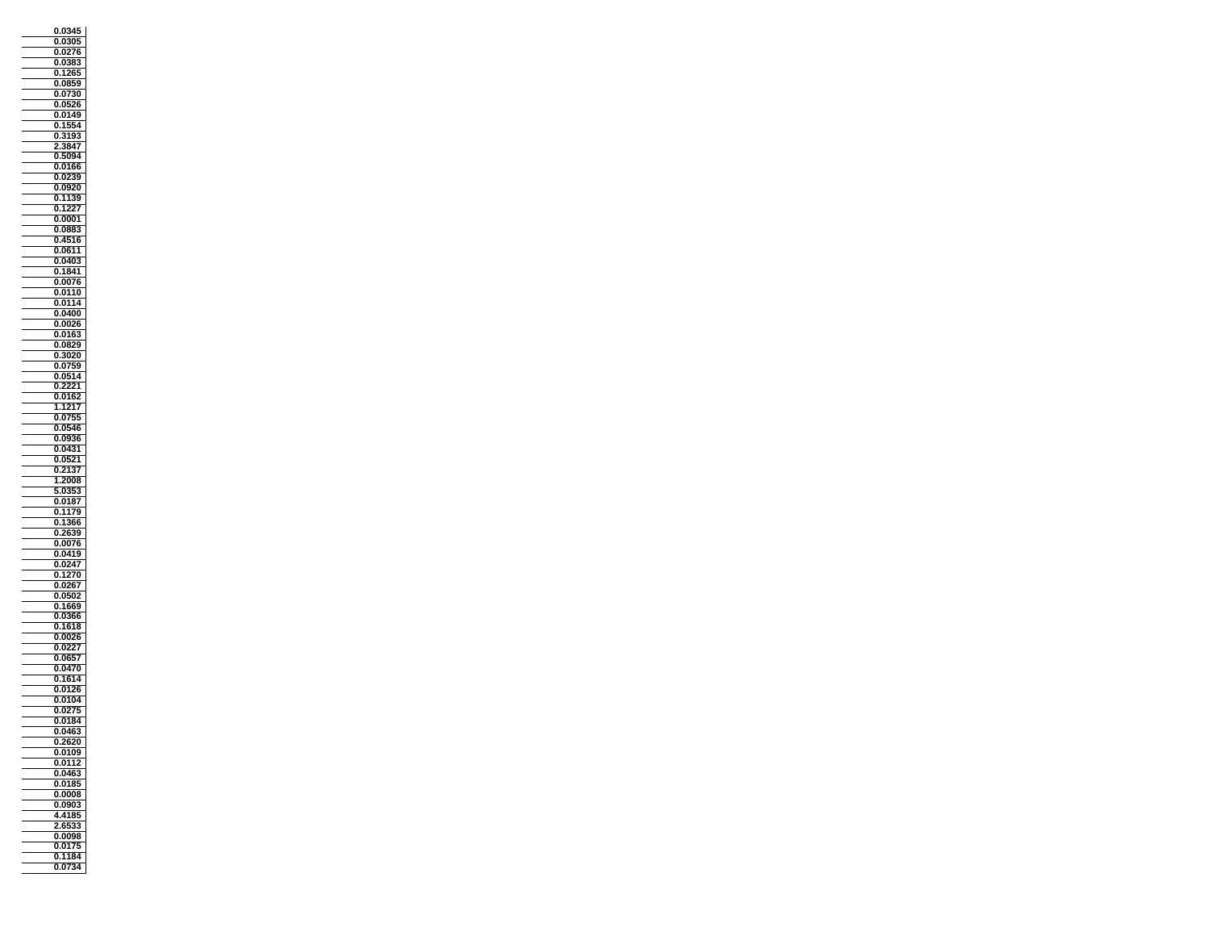| |
|---|
| 0.0345 |
| 0.0305 |
| 0.0276 |
| 0.0383 |
| 0.1265 |
| 0.0859 |
| 0.0730 |
| 0.0526 |
| 0.0149 |
| 0.1554 |
| 0.3193 |
| 2.3847 |
| 0.5094 |
| 0.0166 |
| 0.0239 |
| 0.0920 |
| 0.1139 |
| 0.1227 |
| 0.0001 |
| 0.0883 |
| 0.4516 |
| 0.0611 |
| 0.0403 |
| 0.1841 |
| 0.0076 |
| 0.0110 |
| 0.0114 |
| 0.0400 |
| 0.0026 |
| 0.0163 |
| 0.0829 |
| 0.3020 |
| 0.0759 |
| 0.0514 |
| 0.2221 |
| 0.0162 |
| 1.1217 |
| 0.0755 |
| 0.0546 |
| 0.0936 |
| 0.0431 |
| 0.0521 |
| 0.2137 |
| 1.2008 |
| 5.0353 |
| 0.0187 |
| 0.1179 |
| 0.1366 |
| 0.2639 |
| 0.0076 |
| 0.0419 |
| 0.0247 |
| 0.1270 |
| 0.0267 |
| 0.0502 |
| 0.1669 |
| 0.0366 |
| 0.1618 |
| 0.0026 |
| 0.0227 |
| 0.0657 |
| 0.0470 |
| 0.1614 |
| 0.0126 |
| 0.0104 |
| 0.0275 |
| 0.0184 |
| 0.0463 |
| 0.2620 |
| 0.0109 |
| 0.0112 |
| 0.0463 |
| 0.0185 |
| 0.0008 |
| 0.0903 |
| 4.4185 |
| 2.6533 |
| 0.0098 |
| 0.0175 |
| 0.1184 |
| 0.0734 |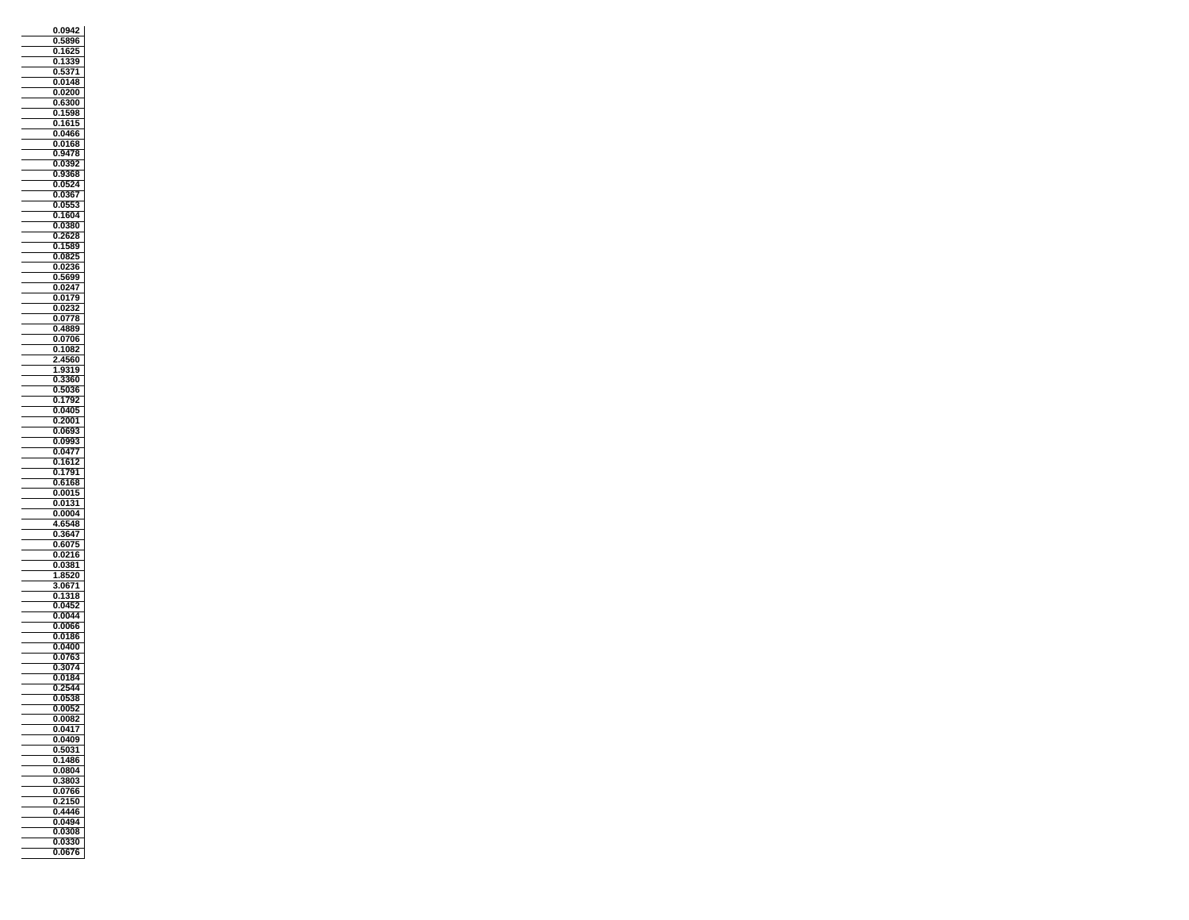| |
|---|
| **0.0942** |
| **0.5896** |
| **0.1625** |
| **0.1339** |
| **0.5371** |
| **0.0148** |
| **0.0200** |
| **0.6300** |
| **0.1598** |
| **0.1615** |
| **0.0466** |
| **0.0168** |
| **0.9478** |
| **0.0392** |
| **0.9368** |
| **0.0524** |
| **0.0367** |
| **0.0553** |
| **0.1604** |
| **0.0380** |
| **0.2628** |
| **0.1589** |
| **0.0825** |
| **0.0236** |
| **0.5699** |
| **0.0247** |
| **0.0179** |
| **0.0232** |
| **0.0778** |
| **0.4889** |
| **0.0706** |
| **0.1082** |
| **2.4560** |
| **1.9319** |
| **0.3360** |
| **0.5036** |
| **0.1792** |
| **0.0405** |
| **0.2001** |
| **0.0693** |
| **0.0993** |
| **0.0477** |
| **0.1612** |
| **0.1791** |
| **0.6168** |
| **0.0015** |
| **0.0131** |
| **0.0004** |
| **4.6548** |
| **0.3647** |
| **0.6075** |
| **0.0216** |
| **0.0381** |
| **1.8520** |
| **3.0671** |
| **0.1318** |
| **0.0452** |
| **0.0044** |
| **0.0066** |
| **0.0186** |
| **0.0400** |
| **0.0763** |
| **0.3074** |
| **0.0184** |
| **0.2544** |
| **0.0538** |
| **0.0052** |
| **0.0082** |
| **0.0417** |
| **0.0409** |
| **0.5031** |
| **0.1486** |
| **0.0804** |
| **0.3803** |
| **0.0766** |
| **0.2150** |
| **0.4446** |
| **0.0494** |
| **0.0308** |
| **0.0330** |
| **0.0676** |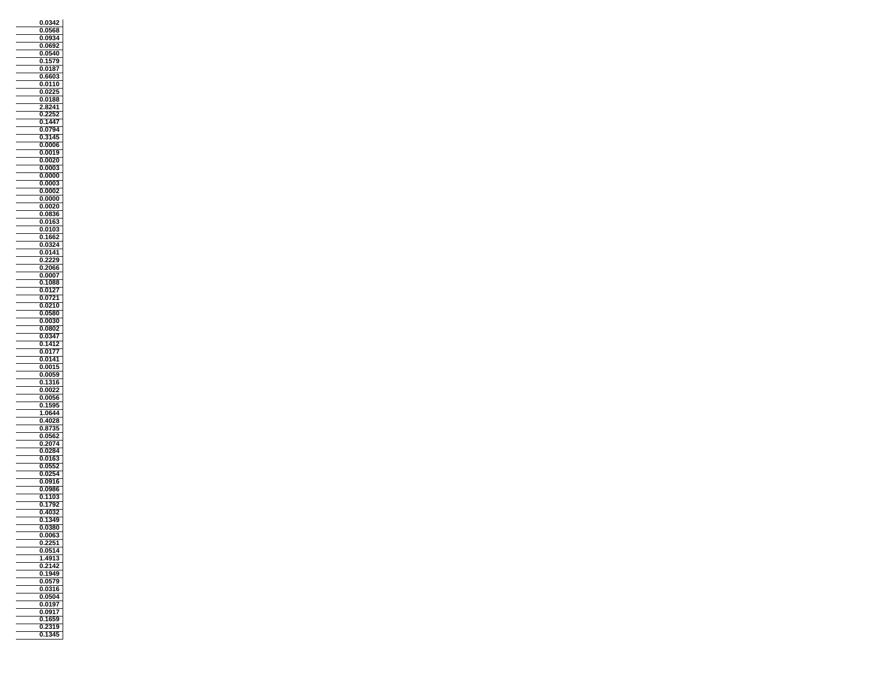| |
|---|
| 0.0342 |
| 0.0568 |
| 0.0934 |
| 0.0692 |
| 0.0540 |
| 0.1579 |
| 0.0187 |
| 0.6603 |
| 0.0110 |
| 0.0225 |
| 0.0188 |
| 2.8241 |
| 0.2252 |
| 0.1447 |
| 0.0794 |
| 0.3145 |
| 0.0006 |
| 0.0019 |
| 0.0020 |
| 0.0003 |
| 0.0000 |
| 0.0003 |
| 0.0002 |
| 0.0000 |
| 0.0020 |
| 0.0836 |
| 0.0163 |
| 0.0103 |
| 0.1662 |
| 0.0324 |
| 0.0141 |
| 0.2229 |
| 0.2066 |
| 0.0007 |
| 0.1088 |
| 0.0127 |
| 0.0721 |
| 0.0210 |
| 0.0580 |
| 0.0030 |
| 0.0802 |
| 0.0347 |
| 0.1412 |
| 0.0177 |
| 0.0141 |
| 0.0015 |
| 0.0059 |
| 0.1316 |
| 0.0022 |
| 0.0056 |
| 0.1595 |
| 1.0644 |
| 0.4028 |
| 0.8735 |
| 0.0562 |
| 0.2074 |
| 0.0284 |
| 0.0163 |
| 0.0552 |
| 0.0254 |
| 0.0916 |
| 0.0986 |
| 0.1103 |
| 0.1792 |
| 0.4032 |
| 0.1349 |
| 0.0380 |
| 0.0063 |
| 0.2251 |
| 0.0514 |
| 1.4913 |
| 0.2142 |
| 0.1949 |
| 0.0579 |
| 0.0316 |
| 0.0504 |
| 0.0197 |
| 0.0917 |
| 0.1659 |
| 0.2319 |
| 0.1345 |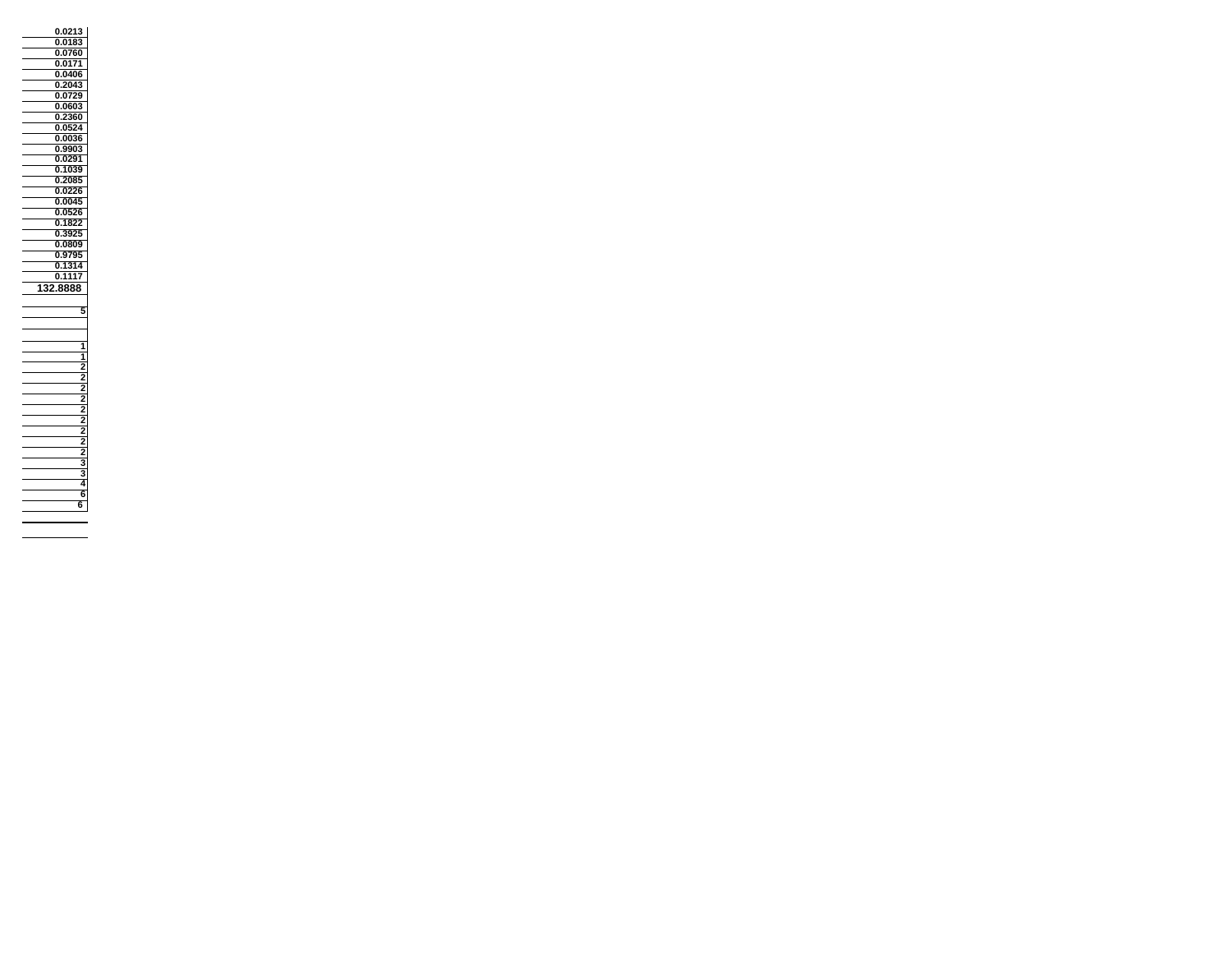| |
|---|
| 0.0213 |
| 0.0183 |
| 0.0760 |
| 0.0171 |
| 0.0406 |
| 0.2043 |
| 0.0729 |
| 0.0603 |
| 0.2360 |
| 0.0524 |
| 0.0036 |
| 0.9903 |
| 0.0291 |
| 0.1039 |
| 0.2085 |
| 0.0226 |
| 0.0045 |
| 0.0526 |
| 0.1822 |
| 0.3925 |
| 0.0809 |
| 0.9795 |
| 0.1314 |
| 0.1117 |
| 132.8888 |
| |
| 5 |
| |
| |
| 1 |
| 1 |
| 2 |
| 2 |
| 2 |
| 2 |
| 2 |
| 2 |
| 2 |
| 2 |
| 2 |
| 3 |
| 3 |
| 4 |
| 6 |
| 6 |
| |
| |